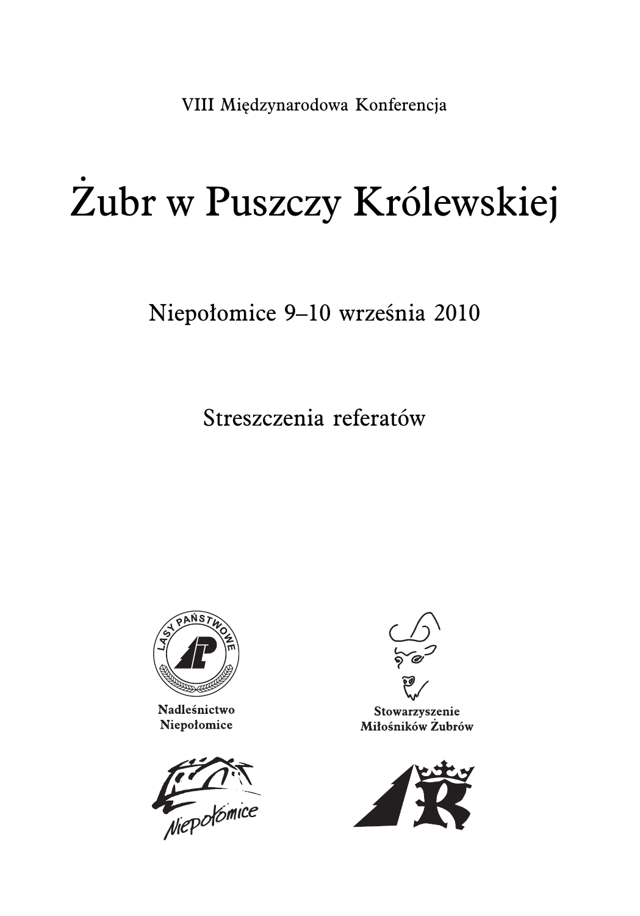VIII Międzynarodowa Konferencja

# Żubr w Puszczy Królewskiej

## Niepołomice 9–10 września 2010

### Streszczenia referatów

LASY PAŃSTWOWE

**Nadleśnictwo Niepołomice**

**Stowarzyszenie Miłośników Żubrów**

Niepołomice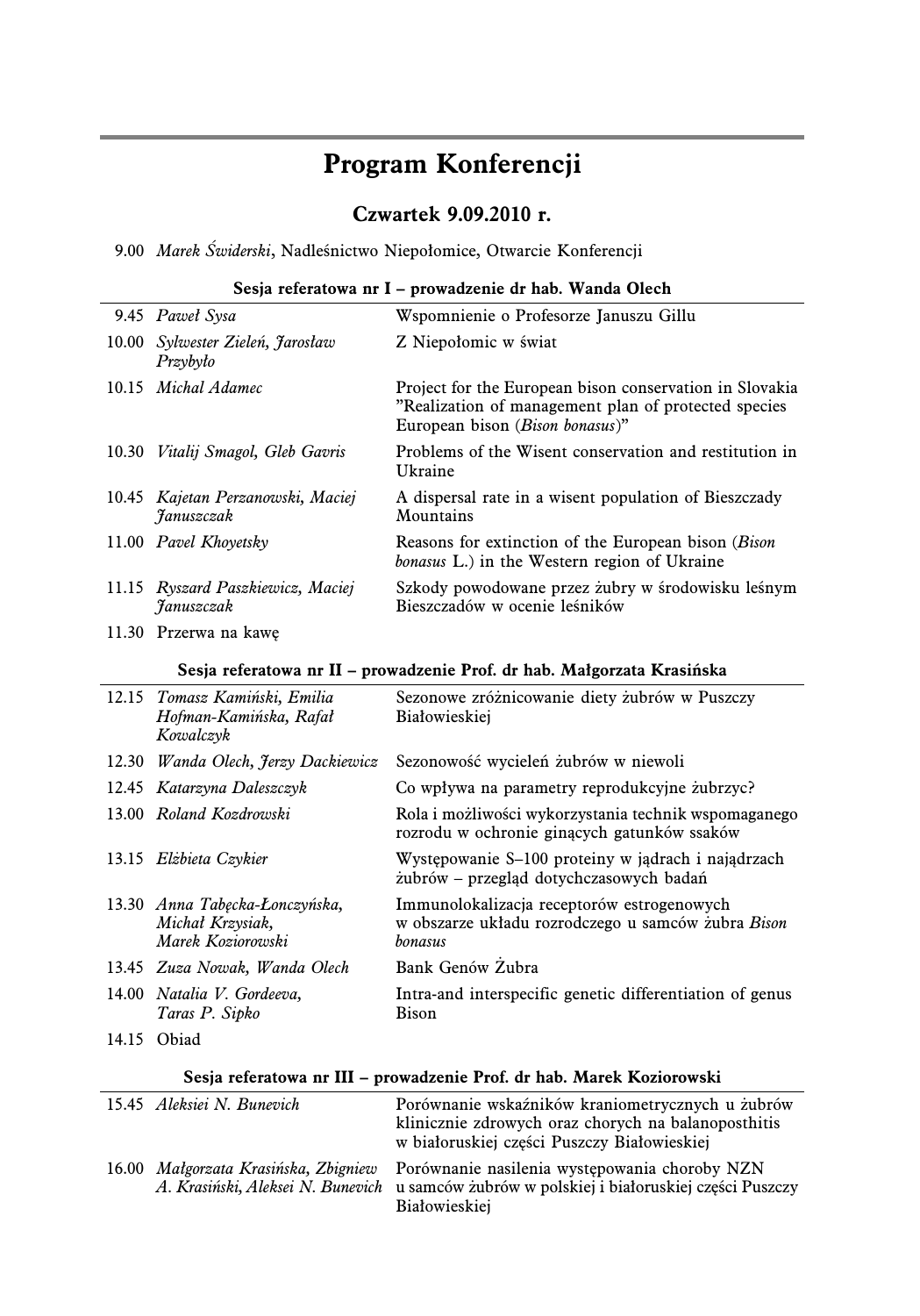# Program Konferencji

## Czwartek 9.09.2010 r.

9.00 *Marek Świderski*, Nadleśnictwo Niepołomice, Otwarcie Konferencji

### Sesja referatowa nr I – prowadzenie dr hab. Wanda Olech

| | | |
|---|---|---|
| 9.45 | *Paweł Sysa* | Wspomnienie o Profesorze Januszu Gillu |
| 10.00 | *Sylwester Zieleń, Jarosław Przybyło* | Z Niepołomic w świat |
| 10.15 | *Michal Adamec* | Project for the European bison conservation in Slovakia "Realization of management plan of protected species European bison (*Bison bonasus*)" |
| 10.30 | *Vitalij Smagol, Gleb Gavris* | Problems of the Wisent conservation and restitution in Ukraine |
| 10.45 | *Kajetan Perzanowski, Maciej Januszczak* | A dispersal rate in a wisent population of Bieszczady Mountains |
| 11.00 | *Pavel Khoyetsky* | Reasons for extinction of the European bison (*Bison bonasus* L.) in the Western region of Ukraine |
| 11.15 | *Ryszard Paszkiewicz, Maciej Januszczak* | Szkody powodowane przez żubry w środowisku leśnym Bieszczadów w ocenie leśników |
| 11.30 | Przerwa na kawę | |

### Sesja referatowa nr II – prowadzenie Prof. dr hab. Małgorzata Krasińska

| | | |
|---|---|---|
| 12.15 | *Tomasz Kamiński, Emilia Hofman-Kamińska, Rafał Kowalczyk* | Sezonowe zróżnicowanie diety żubrów w Puszczy Białowieskiej |
| 12.30 | *Wanda Olech, Jerzy Dackiewicz* | Sezonowość wycieleń żubrów w niewoli |
| 12.45 | *Katarzyna Daleszczyk* | Co wpływa na parametry reprodukcyjne żubrzyc? |
| 13.00 | *Roland Kozdrowski* | Rola i możliwości wykorzystania technik wspomaganego rozrodu w ochronie ginących gatunków ssaków |
| 13.15 | *Elżbieta Czykier* | Występowanie S–100 proteiny w jądrach i najądrzach żubrów – przegląd dotychczasowych badań |
| 13.30 | *Anna Tabęcka-Łonczyńska, Michał Krzysiak, Marek Koziorowski* | Immunolokalizacja receptorów estrogenowych w obszarze układu rozrodczego u samców żubra *Bison bonasus* |
| 13.45 | *Zuza Nowak, Wanda Olech* | Bank Genów Żubra |
| 14.00 | *Natalia V. Gordeeva, Taras P. Sipko* | Intra-and interspecific genetic differentiation of genus Bison |
| 14.15 | Obiad | |

### Sesja referatowa nr III – prowadzenie Prof. dr hab. Marek Koziorowski

| | | |
|---|---|---|
| 15.45 | *Aleksiei N. Bunevich* | Porównanie wskaźników kraniometrycznych u żubrów klinicznie zdrowych oraz chorych na balanoposthitis w białoruskiej części Puszczy Białowieskiej |
| 16.00 | *Małgorzata Krasińska, Zbigniew A. Krasiński, Aleksei N. Bunevich* | Porównanie nasilenia występowania choroby NZN u samców żubrów w polskiej i białoruskiej części Puszczy Białowieskiej |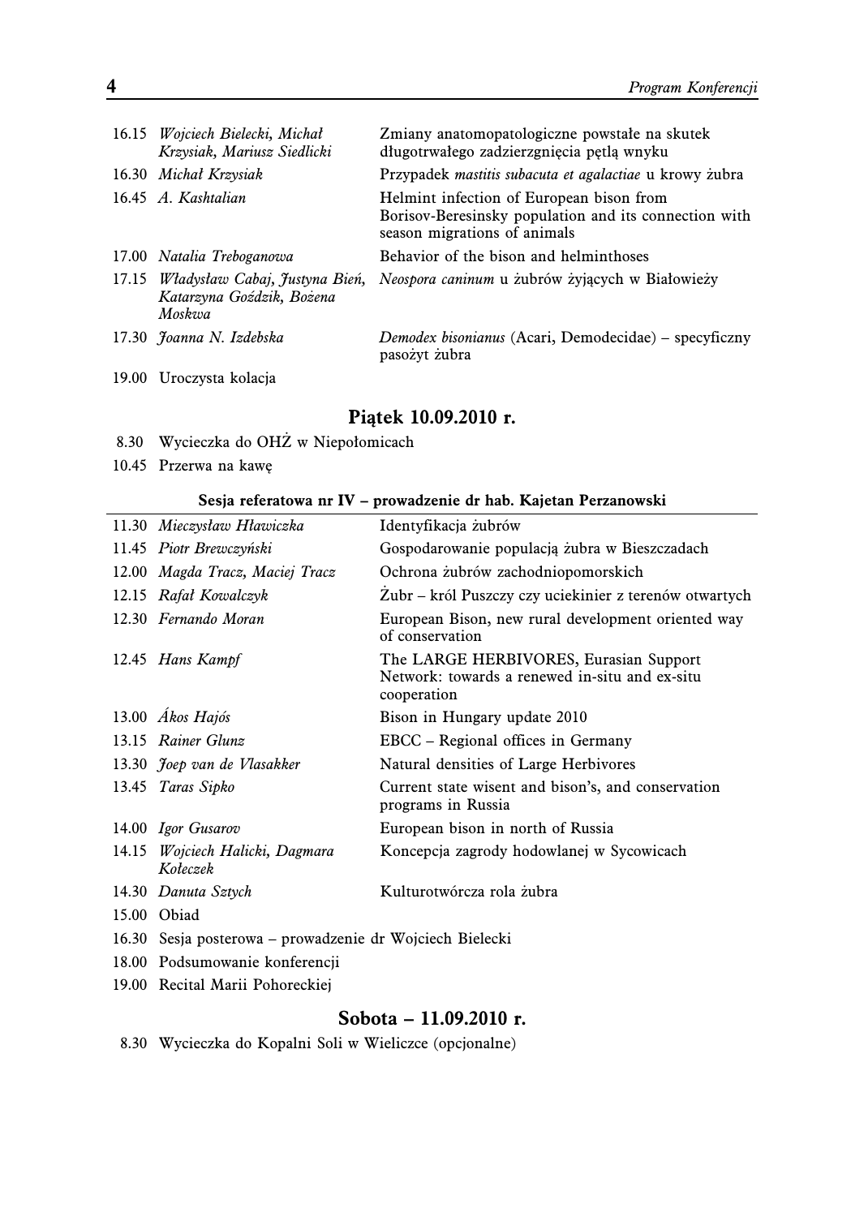| | | |
|---|---|---|
| 16.15 | *Wojciech Bielecki, Michał Krzysiak, Mariusz Siedlicki* | Zmiany anatomopatologiczne powstałe na skutek długotrwałego zadzierzgnięcia pętlą wnyku |
| 16.30 | *Michał Krzysiak* | Przypadek *mastitis subacuta et agalactiae* u krowy żubra |
| 16.45 | *A. Kashtalian* | Helmint infection of European bison from Borisov-Beresinsky population and its connection with season migrations of animals |
| 17.00 | *Natalia Treboganowa* | Behavior of the bison and helminthoses |
| 17.15 | *Władysław Cabaj, Justyna Bień, Katarzyna Goździk, Bożena Moskwa* | *Neospora caninum* u żubrów żyjących w Białowieży |
| 17.30 | *Joanna N. Izdebska* | *Demodex bisonianus* (Acari, Demodecidae) – specyficzny pasożyt żubra |

19.00 Uroczysta kolacja

## Piątek 10.09.2010 r.

8.30 Wycieczka do OHŻ w Niepołomicach

10.45 Przerwa na kawę

### Sesja referatowa nr IV – prowadzenie dr hab. Kajetan Perzanowski

| | | |
|---|---|---|
| 11.30 | *Mieczysław Hławiczka* | Identyfikacja żubrów |
| 11.45 | *Piotr Brewczyński* | Gospodarowanie populacją żubra w Bieszczadach |
| 12.00 | *Magda Tracz, Maciej Tracz* | Ochrona żubrów zachodniopomorskich |
| 12.15 | *Rafał Kowalczyk* | Żubr – król Puszczy czy uciekinier z terenów otwartych |
| 12.30 | *Fernando Moran* | European Bison, new rural development oriented way of conservation |
| 12.45 | *Hans Kampf* | The LARGE HERBIVORES, Eurasian Support Network: towards a renewed in-situ and ex-situ cooperation |
| 13.00 | *Ákos Hajós* | Bison in Hungary update 2010 |
| 13.15 | *Rainer Glunz* | EBCC – Regional offices in Germany |
| 13.30 | *Joep van de Vlasakker* | Natural densities of Large Herbivores |
| 13.45 | *Taras Sipko* | Current state wisent and bison's, and conservation programs in Russia |
| 14.00 | *Igor Gusarov* | European bison in north of Russia |
| 14.15 | *Wojciech Halicki, Dagmara Kołeczek* | Koncepcja zagrody hodowlanej w Sycowicach |
| 14.30 | *Danuta Sztych* | Kulturotwórcza rola żubra |

15.00 Obiad

16.30 Sesja posterowa – prowadzenie dr Wojciech Bielecki

18.00 Podsumowanie konferencji

19.00 Recital Marii Pohoreckiej

## Sobota – 11.09.2010 r.

8.30 Wycieczka do Kopalni Soli w Wieliczce (opcjonalne)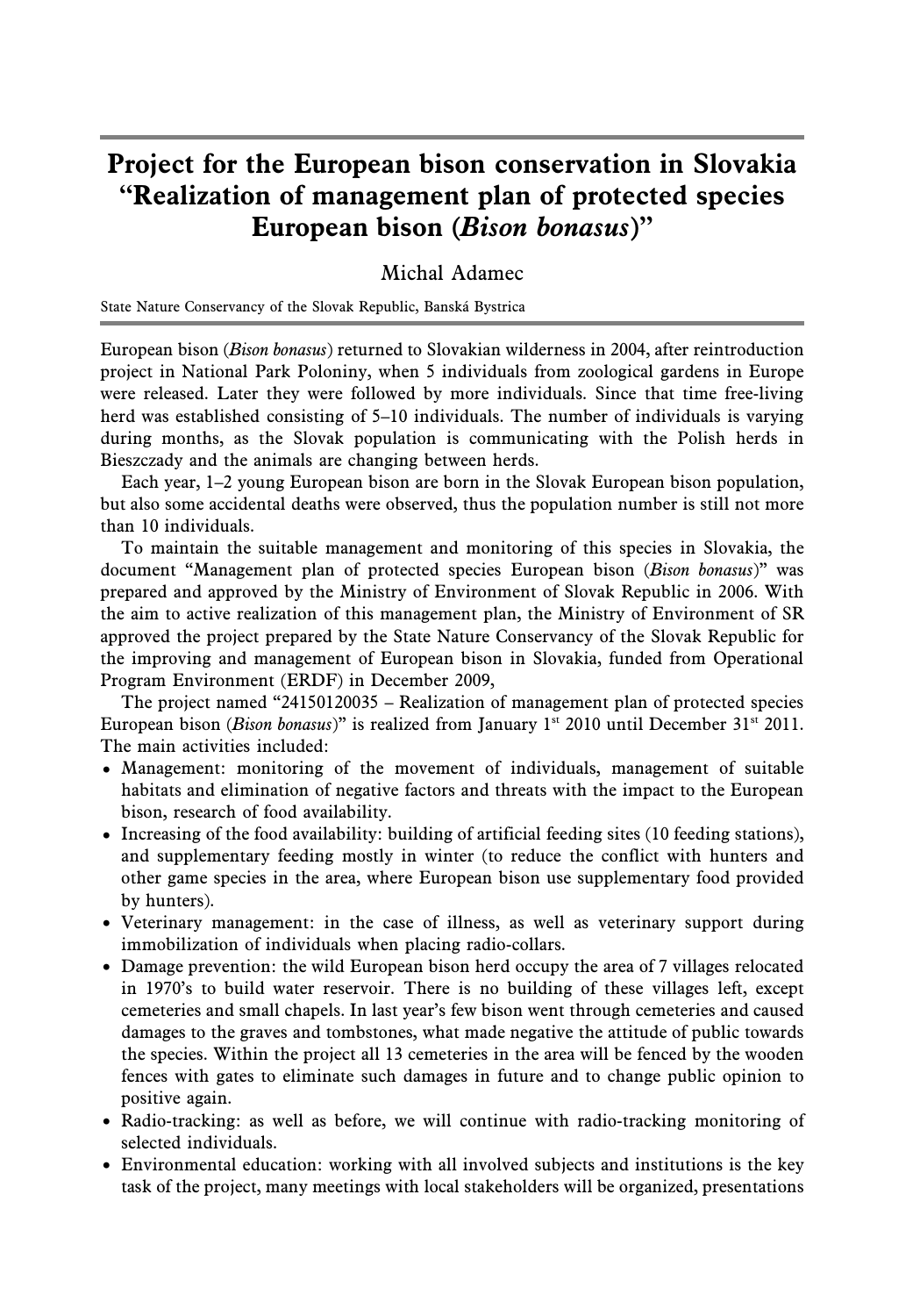# Project for the European bison conservation in Slovakia "Realization of management plan of protected species European bison (*Bison bonasus*)"

Michal Adamec

State Nature Conservancy of the Slovak Republic, Banská Bystrica

European bison (*Bison bonasus*) returned to Slovakian wilderness in 2004, after reintroduction project in National Park Poloniny, when 5 individuals from zoological gardens in Europe were released. Later they were followed by more individuals. Since that time free-living herd was established consisting of 5–10 individuals. The number of individuals is varying during months, as the Slovak population is communicating with the Polish herds in Bieszczady and the animals are changing between herds.

Each year, 1–2 young European bison are born in the Slovak European bison population, but also some accidental deaths were observed, thus the population number is still not more than 10 individuals.

To maintain the suitable management and monitoring of this species in Slovakia, the document "Management plan of protected species European bison (*Bison bonasus*)" was prepared and approved by the Ministry of Environment of Slovak Republic in 2006. With the aim to active realization of this management plan, the Ministry of Environment of SR approved the project prepared by the State Nature Conservancy of the Slovak Republic for the improving and management of European bison in Slovakia, funded from Operational Program Environment (ERDF) in December 2009,

The project named "24150120035 – Realization of management plan of protected species European bison (*Bison bonasus*)" is realized from January 1st 2010 until December 31st 2011. The main activities included:

- Management: monitoring of the movement of individuals, management of suitable habitats and elimination of negative factors and threats with the impact to the European bison, research of food availability.
- Increasing of the food availability: building of artificial feeding sites (10 feeding stations), and supplementary feeding mostly in winter (to reduce the conflict with hunters and other game species in the area, where European bison use supplementary food provided by hunters).
- Veterinary management: in the case of illness, as well as veterinary support during immobilization of individuals when placing radio-collars.
- Damage prevention: the wild European bison herd occupy the area of 7 villages relocated in 1970's to build water reservoir. There is no building of these villages left, except cemeteries and small chapels. In last year's few bison went through cemeteries and caused damages to the graves and tombstones, what made negative the attitude of public towards the species. Within the project all 13 cemeteries in the area will be fenced by the wooden fences with gates to eliminate such damages in future and to change public opinion to positive again.
- Radio-tracking: as well as before, we will continue with radio-tracking monitoring of selected individuals.
- Environmental education: working with all involved subjects and institutions is the key task of the project, many meetings with local stakeholders will be organized, presentations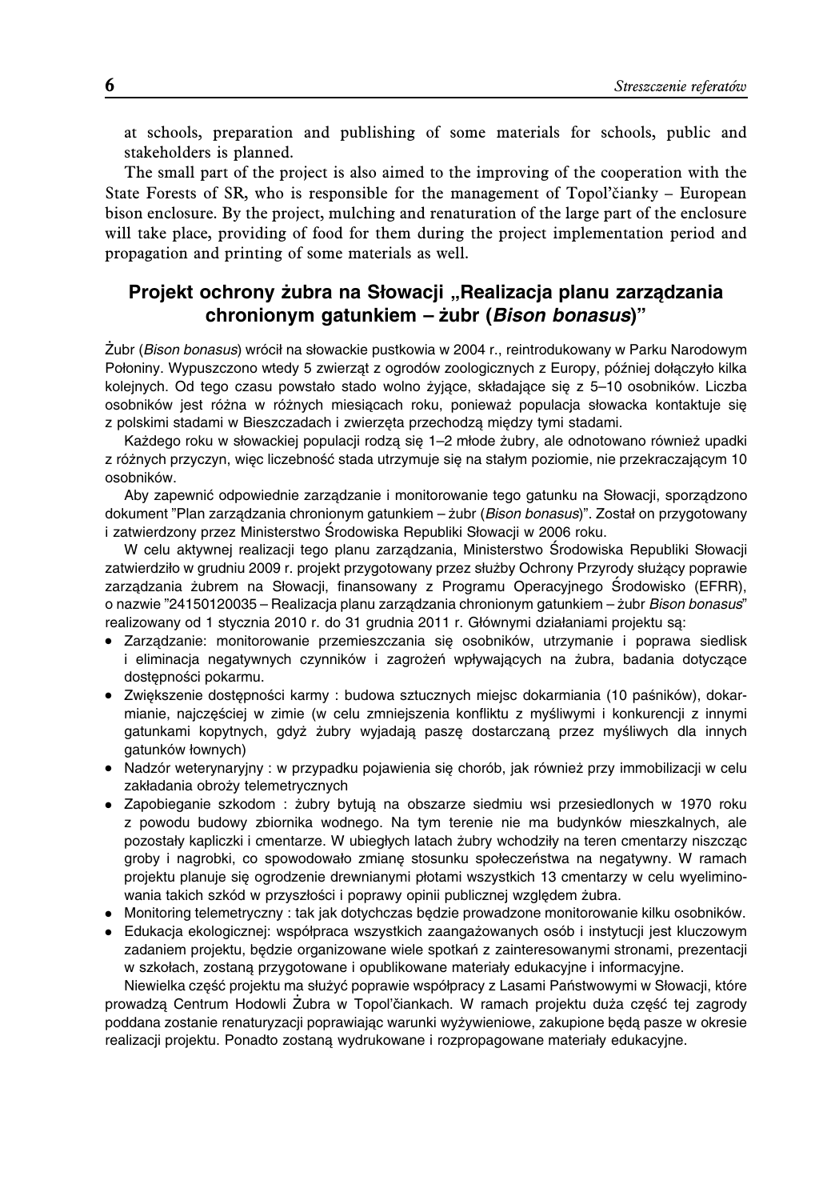at schools, preparation and publishing of some materials for schools, public and stakeholders is planned.

The small part of the project is also aimed to the improving of the cooperation with the State Forests of SR, who is responsible for the management of Topoľčianky – European bison enclosure. By the project, mulching and renaturation of the large part of the enclosure will take place, providing of food for them during the project implementation period and propagation and printing of some materials as well.

## Projekt ochrony żubra na Słowacji „Realizacja planu zarządzania chronionym gatunkiem – żubr (*Bison bonasus*)"

Żubr (*Bison bonasus*) wrócił na słowackie pustkowia w 2004 r., reintrodukowany w Parku Narodowym Połoniny. Wypuszczono wtedy 5 zwierząt z ogrodów zoologicznych z Europy, później dołączyło kilka kolejnych. Od tego czasu powstało stado wolno żyjące, składające się z 5–10 osobników. Liczba osobników jest różna w różnych miesiącach roku, ponieważ populacja słowacka kontaktuje się z polskimi stadami w Bieszczadach i zwierzęta przechodzą między tymi stadami.

Każdego roku w słowackiej populacji rodzą się 1–2 młode żubry, ale odnotowano również upadki z różnych przyczyn, więc liczebność stada utrzymuje się na stałym poziomie, nie przekraczającym 10 osobników.

Aby zapewnić odpowiednie zarządzanie i monitorowanie tego gatunku na Słowacji, sporządzono dokument "Plan zarządzania chronionym gatunkiem – żubr (*Bison bonasus*)". Został on przygotowany i zatwierdzony przez Ministerstwo Środowiska Republiki Słowacji w 2006 roku.

W celu aktywnej realizacji tego planu zarządzania, Ministerstwo Środowiska Republiki Słowacji zatwierdziło w grudniu 2009 r. projekt przygotowany przez służby Ochrony Przyrody służący poprawie zarządzania żubrem na Słowacji, finansowany z Programu Operacyjnego Środowisko (EFRR), o nazwie "24150120035 – Realizacja planu zarządzania chronionym gatunkiem – żubr *Bison bonasus*" realizowany od 1 stycznia 2010 r. do 31 grudnia 2011 r. Głównymi działaniami projektu są:

- Zarządzanie: monitorowanie przemieszczania się osobników, utrzymanie i poprawa siedlisk i eliminacja negatywnych czynników i zagrożeń wpływających na żubra, badania dotyczące dostępności pokarmu.
- Zwiększenie dostępności karmy : budowa sztucznych miejsc dokarmiania (10 paśników), dokarmianie, najczęściej w zimie (w celu zmniejszenia konfliktu z myśliwymi i konkurencji z innymi gatunkami kopytnych, gdyż żubry wyjadają paszę dostarczaną przez myśliwych dla innych gatunków łownych)
- Nadzór weterynaryjny : w przypadku pojawienia się chorób, jak również przy immobilizacji w celu zakładania obroży telemetrycznych
- Zapobieganie szkodom : żubry bytują na obszarze siedmiu wsi przesiedlonych w 1970 roku z powodu budowy zbiornika wodnego. Na tym terenie nie ma budynków mieszkalnych, ale pozostały kapliczki i cmentarze. W ubiegłych latach żubry wchodziły na teren cmentarzy niszcząc groby i nagrobki, co spowodowało zmianę stosunku społeczeństwa na negatywny. W ramach projektu planuje się ogrodzenie drewnianymi płotami wszystkich 13 cmentarzy w celu wyeliminowania takich szkód w przyszłości i poprawy opinii publicznej względem żubra.
- Monitoring telemetryczny : tak jak dotychczas będzie prowadzone monitorowanie kilku osobników.
- Edukacja ekologicznej: współpraca wszystkich zaangażowanych osób i instytucji jest kluczowym zadaniem projektu, będzie organizowane wiele spotkań z zainteresowanymi stronami, prezentacji w szkołach, zostaną przygotowane i opublikowane materiały edukacyjne i informacyjne.

Niewielka część projektu ma służyć poprawie współpracy z Lasami Państwowymi w Słowacji, które prowadzą Centrum Hodowli Żubra w Topoľčiankach. W ramach projektu duża część tej zagrody poddana zostanie renaturyzacji poprawiając warunki wyżywieniowe, zakupione będą pasze w okresie realizacji projektu. Ponadto zostaną wydrukowane i rozpropagowane materiały edukacyjne.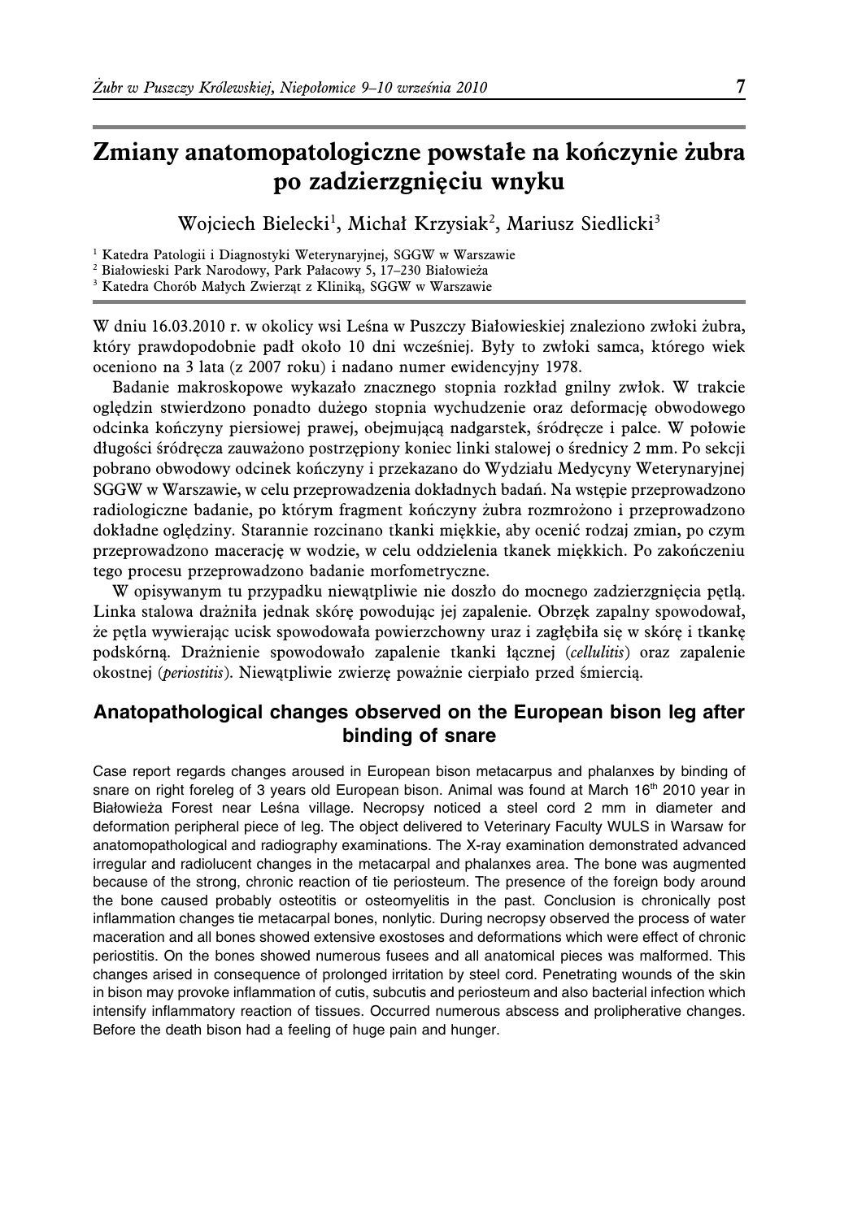# Zmiany anatomopatologiczne powstałe na kończynie żubra po zadzierzgnięciu wnyku

Wojciech Bielecki[1], Michał Krzysiak[2], Mariusz Siedlicki[3]

[1] Katedra Patologii i Diagnostyki Weterynaryjnej, SGGW w Warszawie
[2] Białowieski Park Narodowy, Park Pałacowy 5, 17–230 Białowieża
[3] Katedra Chorób Małych Zwierząt z Kliniką, SGGW w Warszawie

W dniu 16.03.2010 r. w okolicy wsi Leśna w Puszczy Białowieskiej znaleziono zwłoki żubra, który prawdopodobnie padł około 10 dni wcześniej. Były to zwłoki samca, którego wiek oceniono na 3 lata (z 2007 roku) i nadano numer ewidencyjny 1978.

Badanie makroskopowe wykazało znacznego stopnia rozkład gnilny zwłok. W trakcie oględzin stwierdzono ponadto dużego stopnia wychudzenie oraz deformację obwodowego odcinka kończyny piersiowej prawej, obejmującą nadgarstek, śródręcze i palce. W połowie długości śródręcza zauważono postrzępiony koniec linki stalowej o średnicy 2 mm. Po sekcji pobrano obwodowy odcinek kończyny i przekazano do Wydziału Medycyny Weterynaryjnej SGGW w Warszawie, w celu przeprowadzenia dokładnych badań. Na wstępie przeprowadzono radiologiczne badanie, po którym fragment kończyny żubra rozmrożono i przeprowadzono dokładne oględziny. Starannie rozcinano tkanki miękkie, aby ocenić rodzaj zmian, po czym przeprowadzono macerację w wodzie, w celu oddzielenia tkanek miękkich. Po zakończeniu tego procesu przeprowadzono badanie morfometryczne.

W opisywanym tu przypadku niewątpliwie nie doszło do mocnego zadzierzgnięcia pętlą. Linka stalowa drażniła jednak skórę powodując jej zapalenie. Obrzęk zapalny spowodował, że pętla wywierając ucisk spowodowała powierzchowny uraz i zagłębiła się w skórę i tkankę podskórną. Drażnienie spowodowało zapalenie tkanki łącznej (*cellulitis*) oraz zapalenie okostnej (*periostitis*). Niewątpliwie zwierzę poważnie cierpiało przed śmiercią.

## Anatopathological changes observed on the European bison leg after binding of snare

Case report regards changes aroused in European bison metacarpus and phalanxes by binding of snare on right foreleg of 3 years old European bison. Animal was found at March 16th 2010 year in Białowieża Forest near Leśna village. Necropsy noticed a steel cord 2 mm in diameter and deformation peripheral piece of leg. The object delivered to Veterinary Faculty WULS in Warsaw for anatomopathological and radiography examinations. The X-ray examination demonstrated advanced irregular and radiolucent changes in the metacarpal and phalanxes area. The bone was augmented because of the strong, chronic reaction of tie periosteum. The presence of the foreign body around the bone caused probably osteotitis or osteomyelitis in the past. Conclusion is chronically post inflammation changes tie metacarpal bones, nonlytic. During necropsy observed the process of water maceration and all bones showed extensive exostoses and deformations which were effect of chronic periostitis. On the bones showed numerous fusees and all anatomical pieces was malformed. This changes arised in consequence of prolonged irritation by steel cord. Penetrating wounds of the skin in bison may provoke inflammation of cutis, subcutis and periosteum and also bacterial infection which intensify inflammatory reaction of tissues. Occurred numerous abscess and prolipherative changes. Before the death bison had a feeling of huge pain and hunger.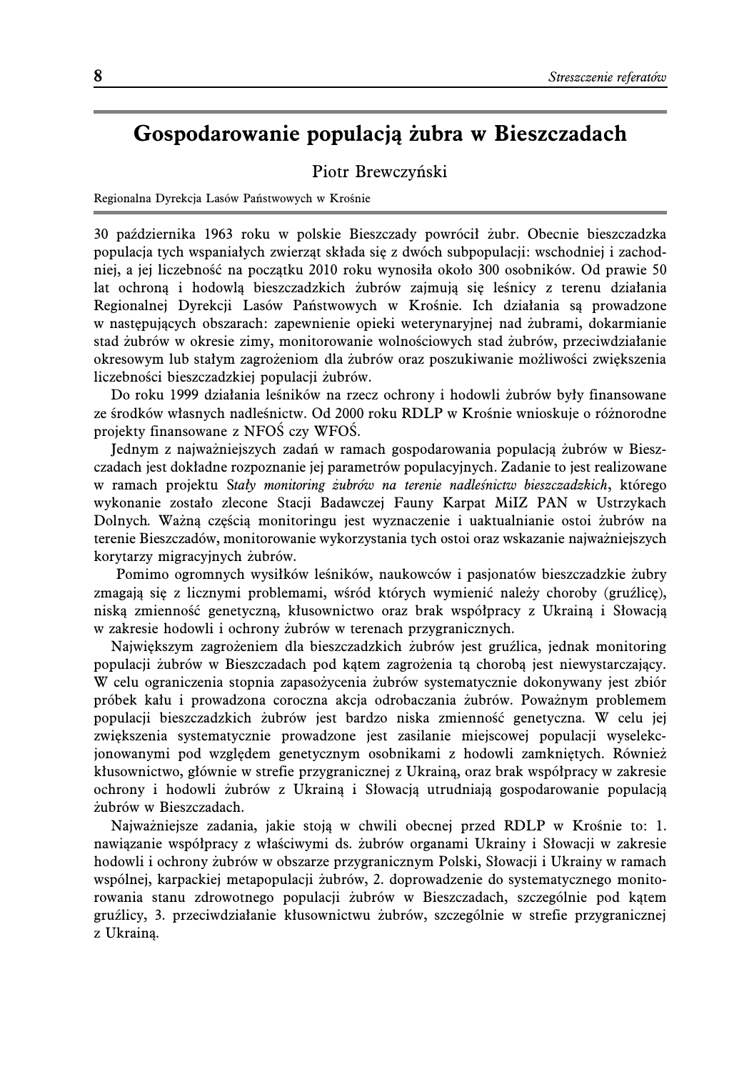# Gospodarowanie populacją żubra w Bieszczadach

Piotr Brewczyński

Regionalna Dyrekcja Lasów Państwowych w Krośnie

30 października 1963 roku w polskie Bieszczady powrócił żubr. Obecnie bieszczadzka populacja tych wspaniałych zwierząt składa się z dwóch subpopulacji: wschodniej i zachodniej, a jej liczebność na początku 2010 roku wynosiła około 300 osobników. Od prawie 50 lat ochroną i hodowlą bieszczadzkich żubrów zajmują się leśnicy z terenu działania Regionalnej Dyrekcji Lasów Państwowych w Krośnie. Ich działania są prowadzone w następujących obszarach: zapewnienie opieki weterynaryjnej nad żubrami, dokarmianie stad żubrów w okresie zimy, monitorowanie wolnościowych stad żubrów, przeciwdziałanie okresowym lub stałym zagrożeniom dla żubrów oraz poszukiwanie możliwości zwiększenia liczebności bieszczadzkiej populacji żubrów.

Do roku 1999 działania leśników na rzecz ochrony i hodowli żubrów były finansowane ze środków własnych nadleśnictw. Od 2000 roku RDLP w Krośnie wnioskuje o różnorodne projekty finansowane z NFOŚ czy WFOŚ.

Jednym z najważniejszych zadań w ramach gospodarowania populacją żubrów w Bieszczadach jest dokładne rozpoznanie jej parametrów populacyjnych. Zadanie to jest realizowane w ramach projektu *Stały monitoring żubrów na terenie nadleśnictw bieszczadzkich*, którego wykonanie zostało zlecone Stacji Badawczej Fauny Karpat MiIZ PAN w Ustrzykach Dolnych. Ważną częścią monitoringu jest wyznaczenie i uaktualnianie ostoi żubrów na terenie Bieszczadów, monitorowanie wykorzystania tych ostoi oraz wskazanie najważniejszych korytarzy migracyjnych żubrów.

Pomimo ogromnych wysiłków leśników, naukowców i pasjonatów bieszczadzkie żubry zmagają się z licznymi problemami, wśród których wymienić należy choroby (gruźlicę), niską zmienność genetyczną, kłusownictwo oraz brak współpracy z Ukrainą i Słowacją w zakresie hodowli i ochrony żubrów w terenach przygranicznych.

Największym zagrożeniem dla bieszczadzkich żubrów jest gruźlica, jednak monitoring populacji żubrów w Bieszczadach pod kątem zagrożenia tą chorobą jest niewystarczający. W celu ograniczenia stopnia zapasożycenia żubrów systematycznie dokonywany jest zbiór próbek kału i prowadzona coroczna akcja odrobaczania żubrów. Poważnym problemem populacji bieszczadzkich żubrów jest bardzo niska zmienność genetyczna. W celu jej zwiększenia systematycznie prowadzone jest zasilanie miejscowej populacji wyselekcjonowanymi pod względem genetycznym osobnikami z hodowli zamkniętych. Również kłusownictwo, głównie w strefie przygranicznej z Ukrainą, oraz brak współpracy w zakresie ochrony i hodowli żubrów z Ukrainą i Słowacją utrudniają gospodarowanie populacją żubrów w Bieszczadach.

Najważniejsze zadania, jakie stoją w chwili obecnej przed RDLP w Krośnie to: 1. nawiązanie współpracy z właściwymi ds. żubrów organami Ukrainy i Słowacji w zakresie hodowli i ochrony żubrów w obszarze przygranicznym Polski, Słowacji i Ukrainy w ramach wspólnej, karpackiej metapopulacji żubrów, 2. doprowadzenie do systematycznego monitorowania stanu zdrowotnego populacji żubrów w Bieszczadach, szczególnie pod kątem gruźlicy, 3. przeciwdziałanie kłusownictwu żubrów, szczególnie w strefie przygranicznej z Ukrainą.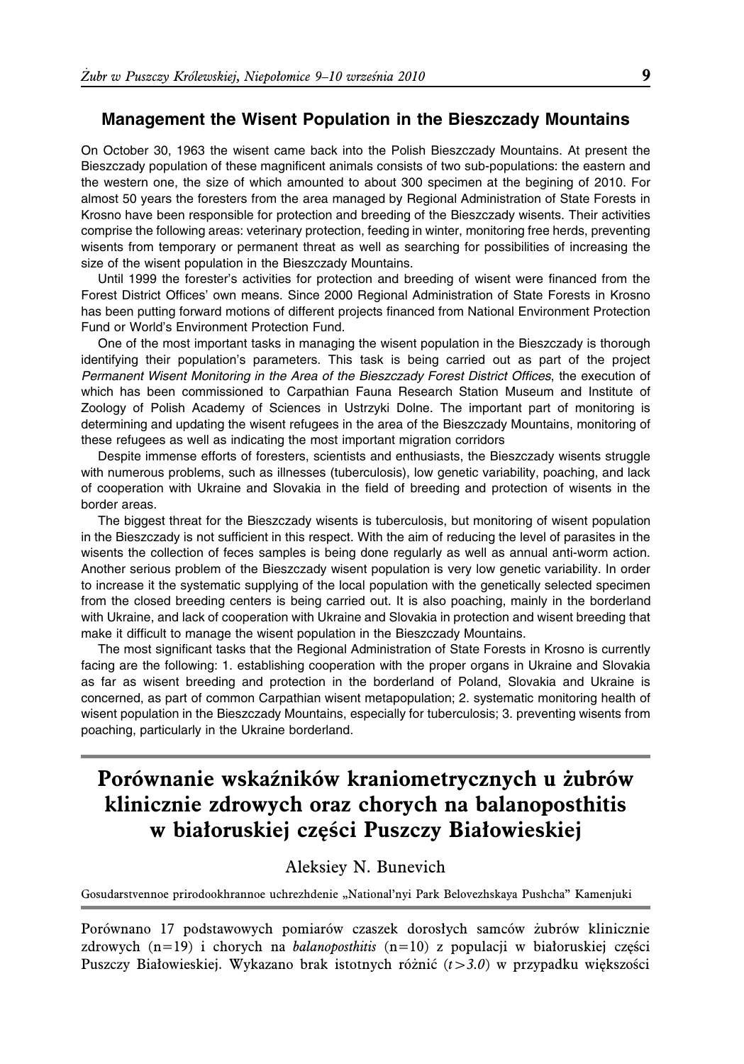### Management the Wisent Population in the Bieszczady Mountains

On October 30, 1963 the wisent came back into the Polish Bieszczady Mountains. At present the Bieszczady population of these magnificent animals consists of two sub-populations: the eastern and the western one, the size of which amounted to about 300 specimen at the begining of 2010. For almost 50 years the foresters from the area managed by Regional Administration of State Forests in Krosno have been responsible for protection and breeding of the Bieszczady wisents. Their activities comprise the following areas: veterinary protection, feeding in winter, monitoring free herds, preventing wisents from temporary or permanent threat as well as searching for possibilities of increasing the size of the wisent population in the Bieszczady Mountains.

Until 1999 the forester's activities for protection and breeding of wisent were financed from the Forest District Offices' own means. Since 2000 Regional Administration of State Forests in Krosno has been putting forward motions of different projects financed from National Environment Protection Fund or World's Environment Protection Fund.

One of the most important tasks in managing the wisent population in the Bieszczady is thorough identifying their population's parameters. This task is being carried out as part of the project *Permanent Wisent Monitoring in the Area of the Bieszczady Forest District Offices*, the execution of which has been commissioned to Carpathian Fauna Research Station Museum and Institute of Zoology of Polish Academy of Sciences in Ustrzyki Dolne. The important part of monitoring is determining and updating the wisent refugees in the area of the Bieszczady Mountains, monitoring of these refugees as well as indicating the most important migration corridors

Despite immense efforts of foresters, scientists and enthusiasts, the Bieszczady wisents struggle with numerous problems, such as illnesses (tuberculosis), low genetic variability, poaching, and lack of cooperation with Ukraine and Slovakia in the field of breeding and protection of wisents in the border areas.

The biggest threat for the Bieszczady wisents is tuberculosis, but monitoring of wisent population in the Bieszczady is not sufficient in this respect. With the aim of reducing the level of parasites in the wisents the collection of feces samples is being done regularly as well as annual anti-worm action. Another serious problem of the Bieszczady wisent population is very low genetic variability. In order to increase it the systematic supplying of the local population with the genetically selected specimen from the closed breeding centers is being carried out. It is also poaching, mainly in the borderland with Ukraine, and lack of cooperation with Ukraine and Slovakia in protection and wisent breeding that make it difficult to manage the wisent population in the Bieszczady Mountains.

The most significant tasks that the Regional Administration of State Forests in Krosno is currently facing are the following: 1. establishing cooperation with the proper organs in Ukraine and Slovakia as far as wisent breeding and protection in the borderland of Poland, Slovakia and Ukraine is concerned, as part of common Carpathian wisent metapopulation; 2. systematic monitoring health of wisent population in the Bieszczady Mountains, especially for tuberculosis; 3. preventing wisents from poaching, particularly in the Ukraine borderland.

## Porównanie wskaźników kraniometrycznych u żubrów klinicznie zdrowych oraz chorych na balanoposthitis w białoruskiej części Puszczy Białowieskiej

Aleksiey N. Bunevich

Gosudarstvennoe prirodookhrannoe uchrezhdenie „National'nyi Park Belovezhskaya Pushcha" Kamenjuki

Porównano 17 podstawowych pomiarów czaszek dorosłych samców żubrów klinicznie zdrowych (n=19) i chorych na *balanoposthitis* (n=10) z populacji w białoruskiej części Puszczy Białowieskiej. Wykazano brak istotnych różnić ($t>3.0$) w przypadku większości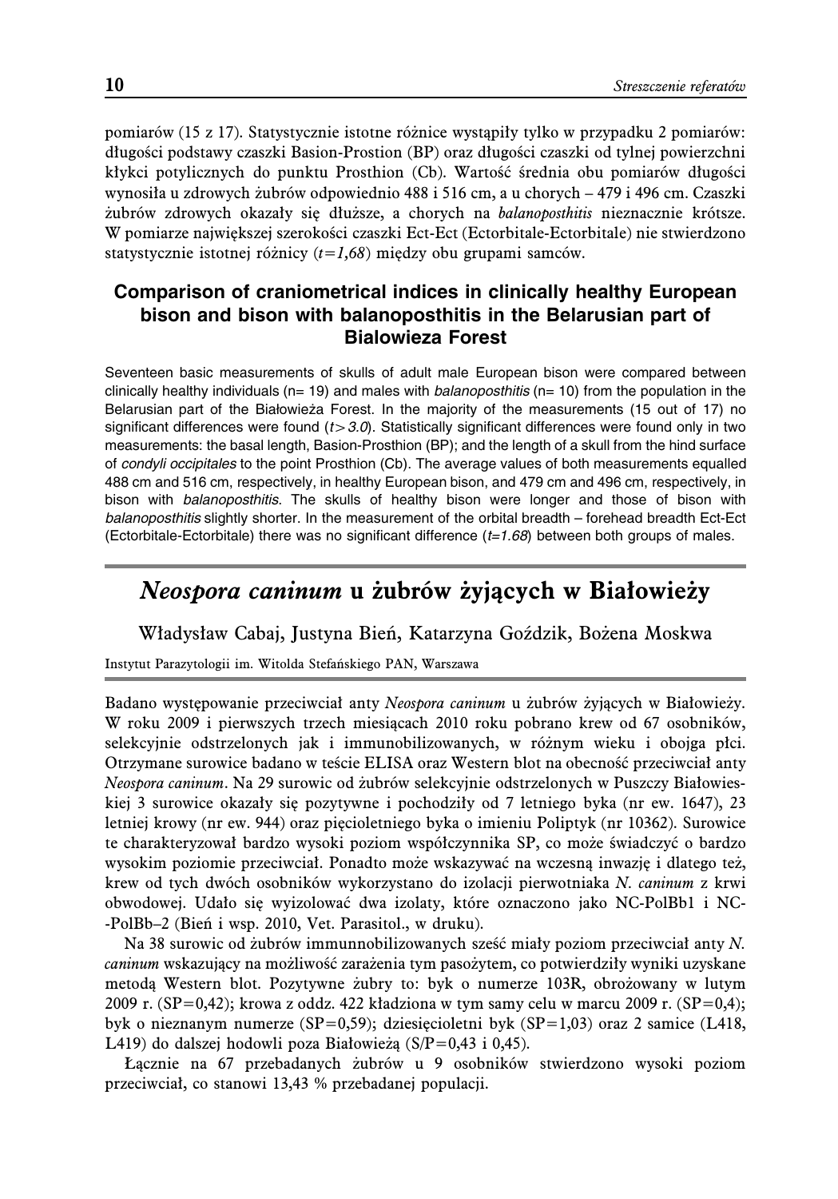pomiarów (15 z 17). Statystycznie istotne różnice wystąpiły tylko w przypadku 2 pomiarów: długości podstawy czaszki Basion-Prostion (BP) oraz długości czaszki od tylnej powierzchni kłykci potylicznych do punktu Prosthion (Cb). Wartość średnia obu pomiarów długości wynosiła u zdrowych żubrów odpowiednio 488 i 516 cm, a u chorych – 479 i 496 cm. Czaszki żubrów zdrowych okazały się dłuższe, a chorych na *balanoposthitis* nieznacznie krótsze. W pomiarze największej szerokości czaszki Ect-Ect (Ectorbitale-Ectorbitale) nie stwierdzono statystycznie istotnej różnicy (*t=1,68*) między obu grupami samców.

### Comparison of craniometrical indices in clinically healthy European bison and bison with balanoposthitis in the Belarusian part of Bialowieza Forest

Seventeen basic measurements of skulls of adult male European bison were compared between clinically healthy individuals (n= 19) and males with *balanoposthitis* (n= 10) from the population in the Belarusian part of the Białowieża Forest. In the majority of the measurements (15 out of 17) no significant differences were found ($t > 3.0$). Statistically significant differences were found only in two measurements: the basal length, Basion-Prosthion (BP); and the length of a skull from the hind surface of *condyli occipitales* to the point Prosthion (Cb). The average values of both measurements equalled 488 cm and 516 cm, respectively, in healthy European bison, and 479 cm and 496 cm, respectively, in bison with *balanoposthitis*. The skulls of healthy bison were longer and those of bison with *balanoposthitis* slightly shorter. In the measurement of the orbital breadth – forehead breadth Ect-Ect (Ectorbitale-Ectorbitale) there was no significant difference ($t=1.68$) between both groups of males.

## *Neospora caninum* u żubrów żyjących w Białowieży

Władysław Cabaj, Justyna Bień, Katarzyna Goździk, Bożena Moskwa

Instytut Parazytologii im. Witolda Stefańskiego PAN, Warszawa

Badano występowanie przeciwciał anty *Neospora caninum* u żubrów żyjących w Białowieży. W roku 2009 i pierwszych trzech miesiącach 2010 roku pobrano krew od 67 osobników, selekcyjnie odstrzelonych jak i immunobilizowanych, w różnym wieku i obojga płci. Otrzymane surowice badano w teście ELISA oraz Western blot na obecność przeciwciał anty *Neospora caninum*. Na 29 surowic od żubrów selekcyjnie odstrzelonych w Puszczy Białowieskiej 3 surowice okazały się pozytywne i pochodziły od 7 letniego byka (nr ew. 1647), 23 letniej krowy (nr ew. 944) oraz pięcioletniego byka o imieniu Poliptyk (nr 10362). Surowice te charakteryzował bardzo wysoki poziom współczynnika SP, co może świadczyć o bardzo wysokim poziomie przeciwciał. Ponadto może wskazywać na wczesną inwazję i dlatego też, krew od tych dwóch osobników wykorzystano do izolacji pierwotniaka *N. caninum* z krwi obwodowej. Udało się wyizolować dwa izolaty, które oznaczono jako NC-PolBb1 i NC--PolBb–2 (Bień i wsp. 2010, Vet. Parasitol., w druku).

Na 38 surowic od żubrów immunnobilizowanych sześć miały poziom przeciwciał anty *N. caninum* wskazujący na możliwość zarażenia tym pasożytem, co potwierdziły wyniki uzyskane metodą Western blot. Pozytywne żubry to: byk o numerze 103R, obrożowany w lutym 2009 r. (SP=0,42); krowa z oddz. 422 kładziona w tym samy celu w marcu 2009 r. (SP=0,4); byk o nieznanym numerze (SP=0,59); dziesięcioletni byk (SP=1,03) oraz 2 samice (L418, L419) do dalszej hodowli poza Białowieżą (S/P=0,43 i 0,45).

Łącznie na 67 przebadanych żubrów u 9 osobników stwierdzono wysoki poziom przeciwciał, co stanowi 13,43 % przebadanej populacji.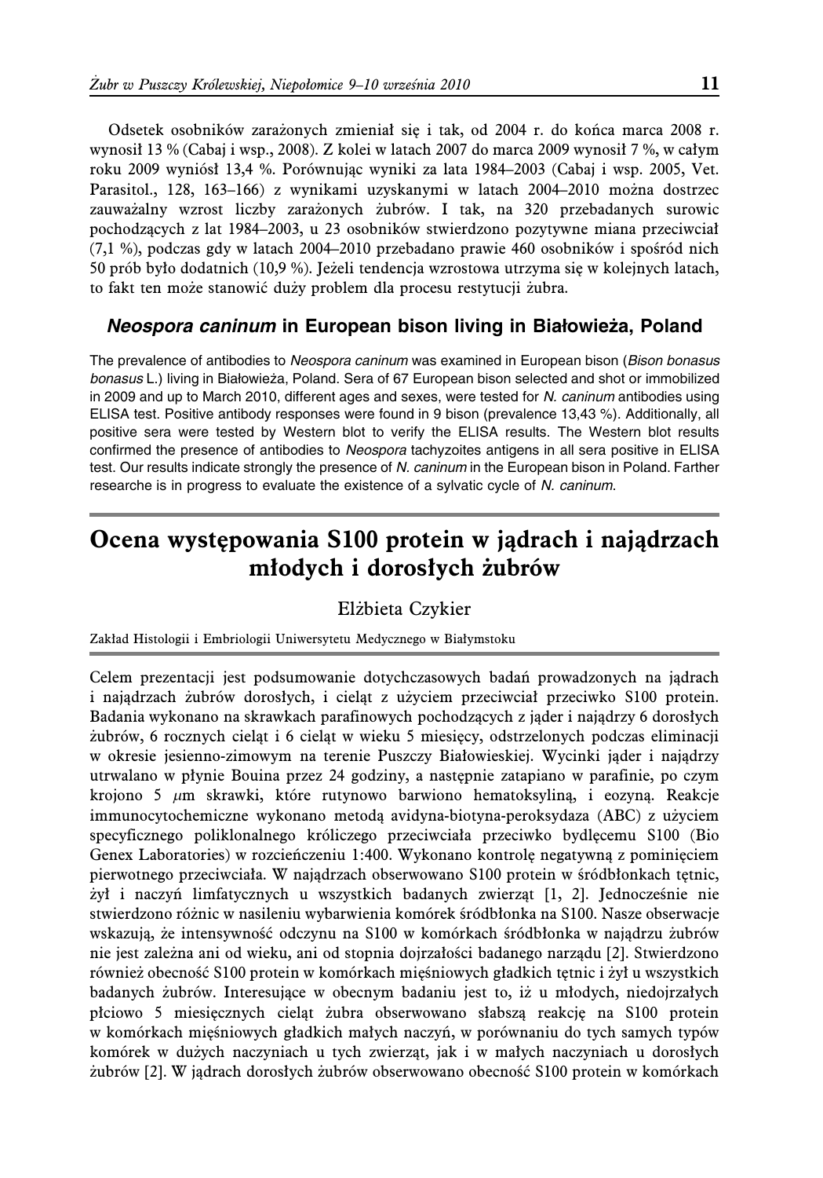Odsetek osobników zarażonych zmieniał się i tak, od 2004 r. do końca marca 2008 r. wynosił 13 % (Cabaj i wsp., 2008). Z kolei w latach 2007 do marca 2009 wynosił 7 %, w całym roku 2009 wyniósł 13,4 %. Porównując wyniki za lata 1984–2003 (Cabaj i wsp. 2005, Vet. Parasitol., 128, 163–166) z wynikami uzyskanymi w latach 2004–2010 można dostrzec zauważalny wzrost liczby zarażonych żubrów. I tak, na 320 przebadanych surowic pochodzących z lat 1984–2003, u 23 osobników stwierdzono pozytywne miana przeciwciał (7,1 %), podczas gdy w latach 2004–2010 przebadano prawie 460 osobników i spośród nich 50 prób było dodatnich (10,9 %). Jeżeli tendencja wzrostowa utrzyma się w kolejnych latach, to fakt ten może stanowić duży problem dla procesu restytucji żubra.

### *Neospora caninum* in European bison living in Białowieża, Poland

The prevalence of antibodies to *Neospora caninum* was examined in European bison (*Bison bonasus bonasus* L.) living in Białowieża, Poland. Sera of 67 European bison selected and shot or immobilized in 2009 and up to March 2010, different ages and sexes, were tested for *N. caninum* antibodies using ELISA test. Positive antibody responses were found in 9 bison (prevalence 13,43 %). Additionally, all positive sera were tested by Western blot to verify the ELISA results. The Western blot results confirmed the presence of antibodies to *Neospora* tachyzoites antigens in all sera positive in ELISA test. Our results indicate strongly the presence of *N. caninum* in the European bison in Poland. Farther researche is in progress to evaluate the existence of a sylvatic cycle of *N. caninum*.

## Ocena występowania S100 protein w jądrach i najądrzach młodych i dorosłych żubrów

Elżbieta Czykier

Zakład Histologii i Embriologii Uniwersytetu Medycznego w Białymstoku

Celem prezentacji jest podsumowanie dotychczasowych badań prowadzonych na jądrach i najądrzach żubrów dorosłych, i cieląt z użyciem przeciwciał przeciwko S100 protein. Badania wykonano na skrawkach parafinowych pochodzących z jąder i najądrzy 6 dorosłych żubrów, 6 rocznych cieląt i 6 cieląt w wieku 5 miesięcy, odstrzelonych podczas eliminacji w okresie jesienno-zimowym na terenie Puszczy Białowieskiej. Wycinki jąder i najądrzy utrwalano w płynie Bouina przez 24 godziny, a następnie zatapiano w parafinie, po czym krojono 5 $\mu$m skrawki, które rutynowo barwiono hematoksyliną, i eozyną. Reakcje immunocytochemiczne wykonano metodą avidyna-biotyna-peroksydaza (ABC) z użyciem specyficznego poliklonalnego króliczego przeciwciała przeciwko bydlęcemu S100 (Bio Genex Laboratories) w rozcieńczeniu 1:400. Wykonano kontrolę negatywną z pominięciem pierwotnego przeciwciała. W najądrzach obserwowano S100 protein w śródbłonkach tętnic, żył i naczyń limfatycznych u wszystkich badanych zwierząt [1, 2]. Jednocześnie nie stwierdzono różnic w nasileniu wybarwienia komórek śródbłonka na S100. Nasze obserwacje wskazują, że intensywność odczynu na S100 w komórkach śródbłonka w najądrzu żubrów nie jest zależna ani od wieku, ani od stopnia dojrzałości badanego narządu [2]. Stwierdzono również obecność S100 protein w komórkach mięśniowych gładkich tętnic i żył u wszystkich badanych żubrów. Interesujące w obecnym badaniu jest to, iż u młodych, niedojrzałych płciowo 5 miesięcznych cieląt żubra obserwowano słabszą reakcję na S100 protein w komórkach mięśniowych gładkich małych naczyń, w porównaniu do tych samych typów komórek w dużych naczyniach u tych zwierząt, jak i w małych naczyniach u dorosłych żubrów [2]. W jądrach dorosłych żubrów obserwowano obecność S100 protein w komórkach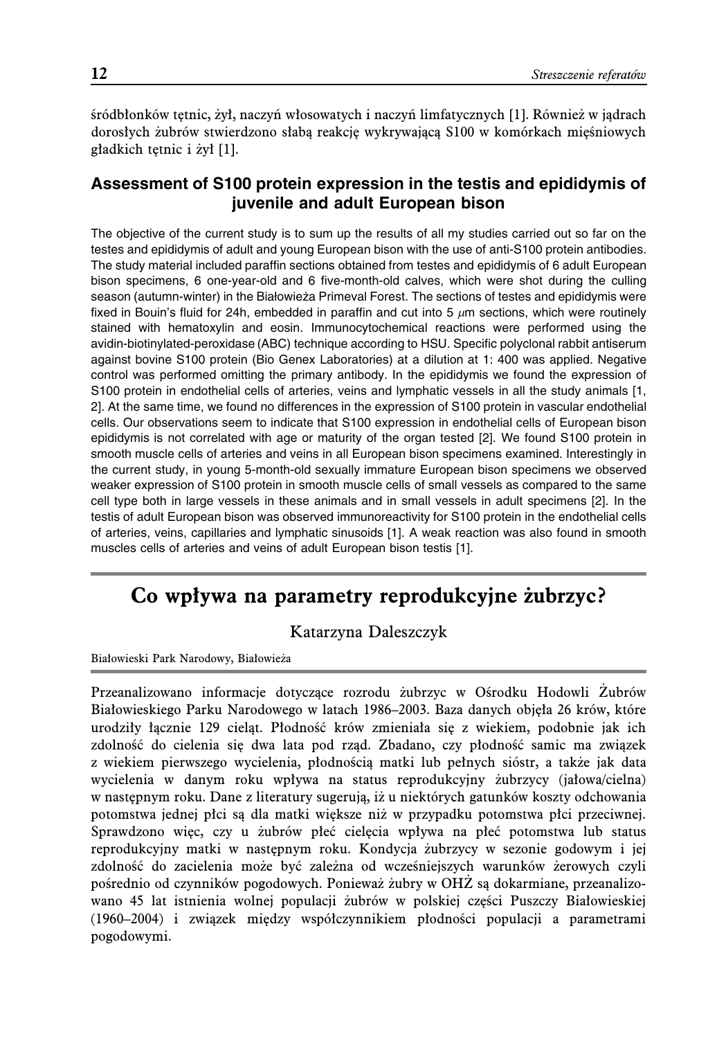śródbłonków tętnic, żył, naczyń włosowatych i naczyń limfatycznych [1]. Również w jądrach dorosłych żubrów stwierdzono słabą reakcję wykrywającą S100 w komórkach mięśniowych gładkich tętnic i żył [1].

### Assessment of S100 protein expression in the testis and epididymis of juvenile and adult European bison

The objective of the current study is to sum up the results of all my studies carried out so far on the testes and epididymis of adult and young European bison with the use of anti-S100 protein antibodies. The study material included paraffin sections obtained from testes and epididymis of 6 adult European bison specimens, 6 one-year-old and 6 five-month-old calves, which were shot during the culling season (autumn-winter) in the Białowieża Primeval Forest. The sections of testes and epididymis were fixed in Bouin's fluid for 24h, embedded in paraffin and cut into 5 $\mu$m sections, which were routinely stained with hematoxylin and eosin. Immunocytochemical reactions were performed using the avidin-biotinylated-peroxidase (ABC) technique according to HSU. Specific polyclonal rabbit antiserum against bovine S100 protein (Bio Genex Laboratories) at a dilution at 1: 400 was applied. Negative control was performed omitting the primary antibody. In the epididymis we found the expression of S100 protein in endothelial cells of arteries, veins and lymphatic vessels in all the study animals [1, 2]. At the same time, we found no differences in the expression of S100 protein in vascular endothelial cells. Our observations seem to indicate that S100 expression in endothelial cells of European bison epididymis is not correlated with age or maturity of the organ tested [2]. We found S100 protein in smooth muscle cells of arteries and veins in all European bison specimens examined. Interestingly in the current study, in young 5-month-old sexually immature European bison specimens we observed weaker expression of S100 protein in smooth muscle cells of small vessels as compared to the same cell type both in large vessels in these animals and in small vessels in adult specimens [2]. In the testis of adult European bison was observed immunoreactivity for S100 protein in the endothelial cells of arteries, veins, capillaries and lymphatic sinusoids [1]. A weak reaction was also found in smooth muscles cells of arteries and veins of adult European bison testis [1].

## Co wpływa na parametry reprodukcyjne żubrzyc?

Katarzyna Daleszczyk

Białowieski Park Narodowy, Białowieża

Przeanalizowano informacje dotyczące rozrodu żubrzyc w Ośrodku Hodowli Żubrów Białowieskiego Parku Narodowego w latach 1986–2003. Baza danych objęła 26 krów, które urodziły łącznie 129 cieląt. Płodność krów zmieniała się z wiekiem, podobnie jak ich zdolność do cielenia się dwa lata pod rząd. Zbadano, czy płodność samic ma związek z wiekiem pierwszego wycielenia, płodnością matki lub pełnych sióstr, a także jak data wycielenia w danym roku wpływa na status reprodukcyjny żubrzycy (jałowa/cielna) w następnym roku. Dane z literatury sugerują, iż u niektórych gatunków koszty odchowania potomstwa jednej płci są dla matki większe niż w przypadku potomstwa płci przeciwnej. Sprawdzono więc, czy u żubrów płeć cielęcia wpływa na płeć potomstwa lub status reprodukcyjny matki w następnym roku. Kondycja żubrzycy w sezonie godowym i jej zdolność do zacielenia może być zależna od wcześniejszych warunków żerowych czyli pośrednio od czynników pogodowych. Ponieważ żubry w OHŻ są dokarmiane, przeanalizowano 45 lat istnienia wolnej populacji żubrów w polskiej części Puszczy Białowieskiej (1960–2004) i związek między współczynnikiem płodności populacji a parametrami pogodowymi.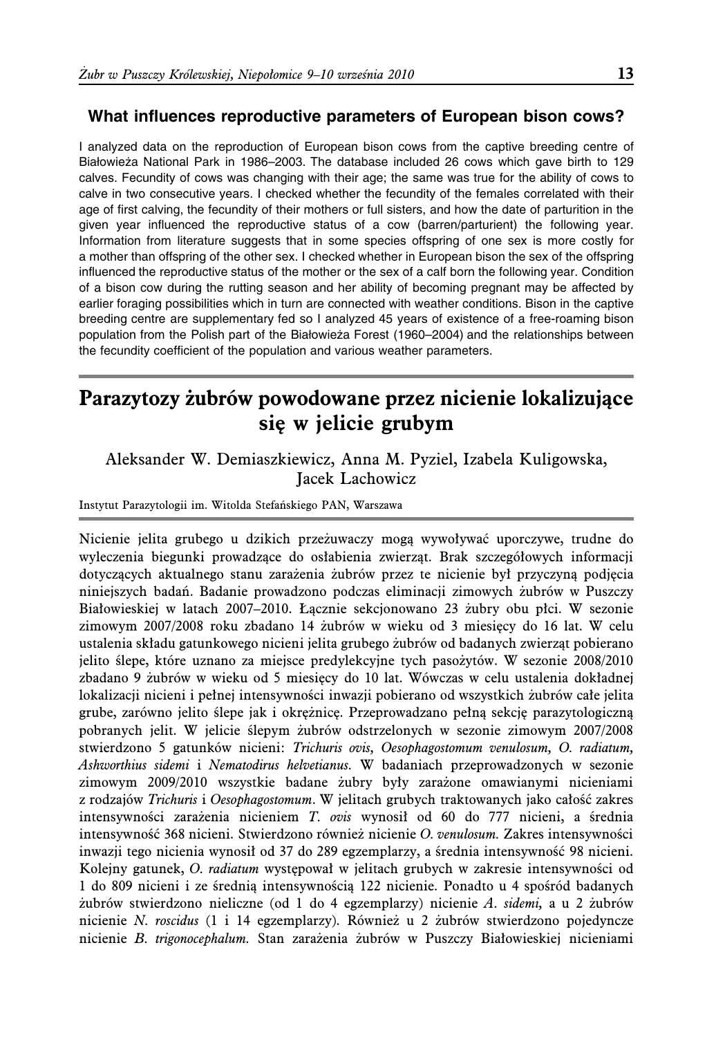### What influences reproductive parameters of European bison cows?

I analyzed data on the reproduction of European bison cows from the captive breeding centre of Białowieża National Park in 1986–2003. The database included 26 cows which gave birth to 129 calves. Fecundity of cows was changing with their age; the same was true for the ability of cows to calve in two consecutive years. I checked whether the fecundity of the females correlated with their age of first calving, the fecundity of their mothers or full sisters, and how the date of parturition in the given year influenced the reproductive status of a cow (barren/parturient) the following year. Information from literature suggests that in some species offspring of one sex is more costly for a mother than offspring of the other sex. I checked whether in European bison the sex of the offspring influenced the reproductive status of the mother or the sex of a calf born the following year. Condition of a bison cow during the rutting season and her ability of becoming pregnant may be affected by earlier foraging possibilities which in turn are connected with weather conditions. Bison in the captive breeding centre are supplementary fed so I analyzed 45 years of existence of a free-roaming bison population from the Polish part of the Białowieża Forest (1960–2004) and the relationships between the fecundity coefficient of the population and various weather parameters.

# Parazytozy żubrów powodowane przez nicienie lokalizujące się w jelicie grubym

Aleksander W. Demiaszkiewicz, Anna M. Pyziel, Izabela Kuligowska, Jacek Lachowicz

Instytut Parazytologii im. Witolda Stefańskiego PAN, Warszawa

Nicienie jelita grubego u dzikich przeżuwaczy mogą wywoływać uporczywe, trudne do wyleczenia biegunki prowadzące do osłabienia zwierząt. Brak szczegółowych informacji dotyczących aktualnego stanu zarażenia żubrów przez te nicienie był przyczyną podjęcia niniejszych badań. Badanie prowadzono podczas eliminacji zimowych żubrów w Puszczy Białowieskiej w latach 2007–2010. Łącznie sekcjonowano 23 żubry obu płci. W sezonie zimowym 2007/2008 roku zbadano 14 żubrów w wieku od 3 miesięcy do 16 lat. W celu ustalenia składu gatunkowego nicieni jelita grubego żubrów od badanych zwierząt pobierano jelito ślepe, które uznano za miejsce predylekcyjne tych pasożytów. W sezonie 2008/2010 zbadano 9 żubrów w wieku od 5 miesięcy do 10 lat. Wówczas w celu ustalenia dokładnej lokalizacji nicieni i pełnej intensywności inwazji pobierano od wszystkich żubrów całe jelita grube, zarówno jelito ślepe jak i okrężnicę. Przeprowadzano pełną sekcję parazytologiczną pobranych jelit. W jelicie ślepym żubrów odstrzelonych w sezonie zimowym 2007/2008 stwierdzono 5 gatunków nicieni: *Trichuris ovis*, *Oesophagostomum venulosum*, *O. radiatum*, *Ashworthius sidemi* i *Nematodirus helvetianus*. W badaniach przeprowadzonych w sezonie zimowym 2009/2010 wszystkie badane żubry były zarażone omawianymi nicieniami z rodzajów *Trichuris* i *Oesophagostomum*. W jelitach grubych traktowanych jako całość zakres intensywności zarażenia nicieniem *T. ovis* wynosił od 60 do 777 nicieni, a średnia intensywność 368 nicieni. Stwierdzono również nicienie *O. venulosum*. Zakres intensywności inwazji tego nicienia wynosił od 37 do 289 egzemplarzy, a średnia intensywność 98 nicieni. Kolejny gatunek, *O. radiatum* występował w jelitach grubych w zakresie intensywności od 1 do 809 nicieni i ze średnią intensywnością 122 nicienie. Ponadto u 4 spośród badanych żubrów stwierdzono nieliczne (od 1 do 4 egzemplarzy) nicienie *A. sidemi*, a u 2 żubrów nicienie *N. roscidus* (1 i 14 egzemplarzy). Również u 2 żubrów stwierdzono pojedyncze nicienie *B. trigonocephalum*. Stan zarażenia żubrów w Puszczy Białowieskiej nicieniami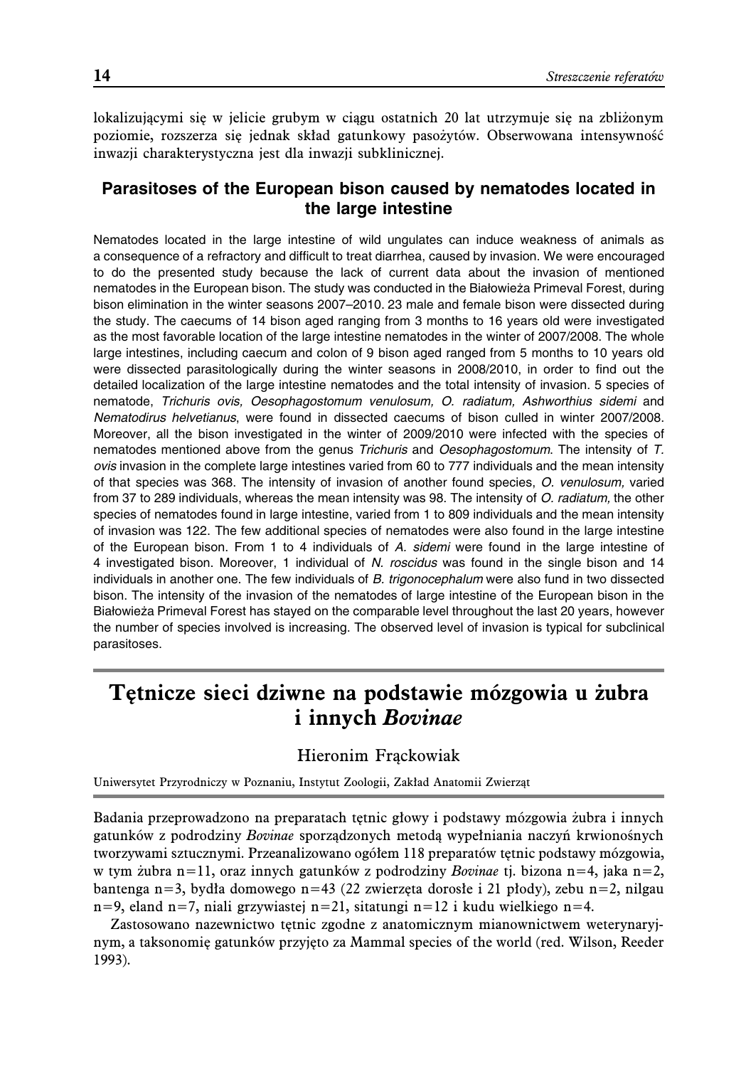lokalizującymi się w jelicie grubym w ciągu ostatnich 20 lat utrzymuje się na zbliżonym poziomie, rozszerza się jednak skład gatunkowy pasożytów. Obserwowana intensywność inwazji charakterystyczna jest dla inwazji subklinicznej.

### Parasitoses of the European bison caused by nematodes located in the large intestine

Nematodes located in the large intestine of wild ungulates can induce weakness of animals as a consequence of a refractory and difficult to treat diarrhea, caused by invasion. We were encouraged to do the presented study because the lack of current data about the invasion of mentioned nematodes in the European bison. The study was conducted in the Białowieża Primeval Forest, during bison elimination in the winter seasons 2007–2010. 23 male and female bison were dissected during the study. The caecums of 14 bison aged ranging from 3 months to 16 years old were investigated as the most favorable location of the large intestine nematodes in the winter of 2007/2008. The whole large intestines, including caecum and colon of 9 bison aged ranged from 5 months to 10 years old were dissected parasitologically during the winter seasons in 2008/2010, in order to find out the detailed localization of the large intestine nematodes and the total intensity of invasion. 5 species of nematode, *Trichuris ovis, Oesophagostomum venulosum, O. radiatum, Ashworthius sidemi* and *Nematodirus helvetianus*, were found in dissected caecums of bison culled in winter 2007/2008. Moreover, all the bison investigated in the winter of 2009/2010 were infected with the species of nematodes mentioned above from the genus *Trichuris* and *Oesophagostomum*. The intensity of *T. ovis* invasion in the complete large intestines varied from 60 to 777 individuals and the mean intensity of that species was 368. The intensity of invasion of another found species, *O. venulosum,* varied from 37 to 289 individuals, whereas the mean intensity was 98. The intensity of *O. radiatum,* the other species of nematodes found in large intestine, varied from 1 to 809 individuals and the mean intensity of invasion was 122. The few additional species of nematodes were also found in the large intestine of the European bison. From 1 to 4 individuals of *A. sidemi* were found in the large intestine of 4 investigated bison. Moreover, 1 individual of *N. roscidus* was found in the single bison and 14 individuals in another one. The few individuals of *B. trigonocephalum* were also fund in two dissected bison. The intensity of the invasion of the nematodes of large intestine of the European bison in the Białowieża Primeval Forest has stayed on the comparable level throughout the last 20 years, however the number of species involved is increasing. The observed level of invasion is typical for subclinical parasitoses.

## Tętnicze sieci dziwne na podstawie mózgowia u żubra i innych *Bovinae*

Hieronim Frąckowiak

Uniwersytet Przyrodniczy w Poznaniu, Instytut Zoologii, Zakład Anatomii Zwierząt

Badania przeprowadzono na preparatach tętnic głowy i podstawy mózgowia żubra i innych gatunków z podrodziny *Bovinae* sporządzonych metodą wypełniania naczyń krwionośnych tworzywami sztucznymi. Przeanalizowano ogółem 118 preparatów tętnic podstawy mózgowia, w tym żubra n=11, oraz innych gatunków z podrodziny *Bovinae* tj. bizona n=4, jaka n=2, bantenga n=3, bydła domowego n=43 (22 zwierzęta dorosłe i 21 płody), zebu n=2, nilgau n=9, eland n=7, niali grzywiastej n=21, sitatungi n=12 i kudu wielkiego n=4.

Zastosowano nazewnictwo tętnic zgodne z anatomicznym mianownictwem weterynaryjnym, a taksonomię gatunków przyjęto za Mammal species of the world (red. Wilson, Reeder 1993).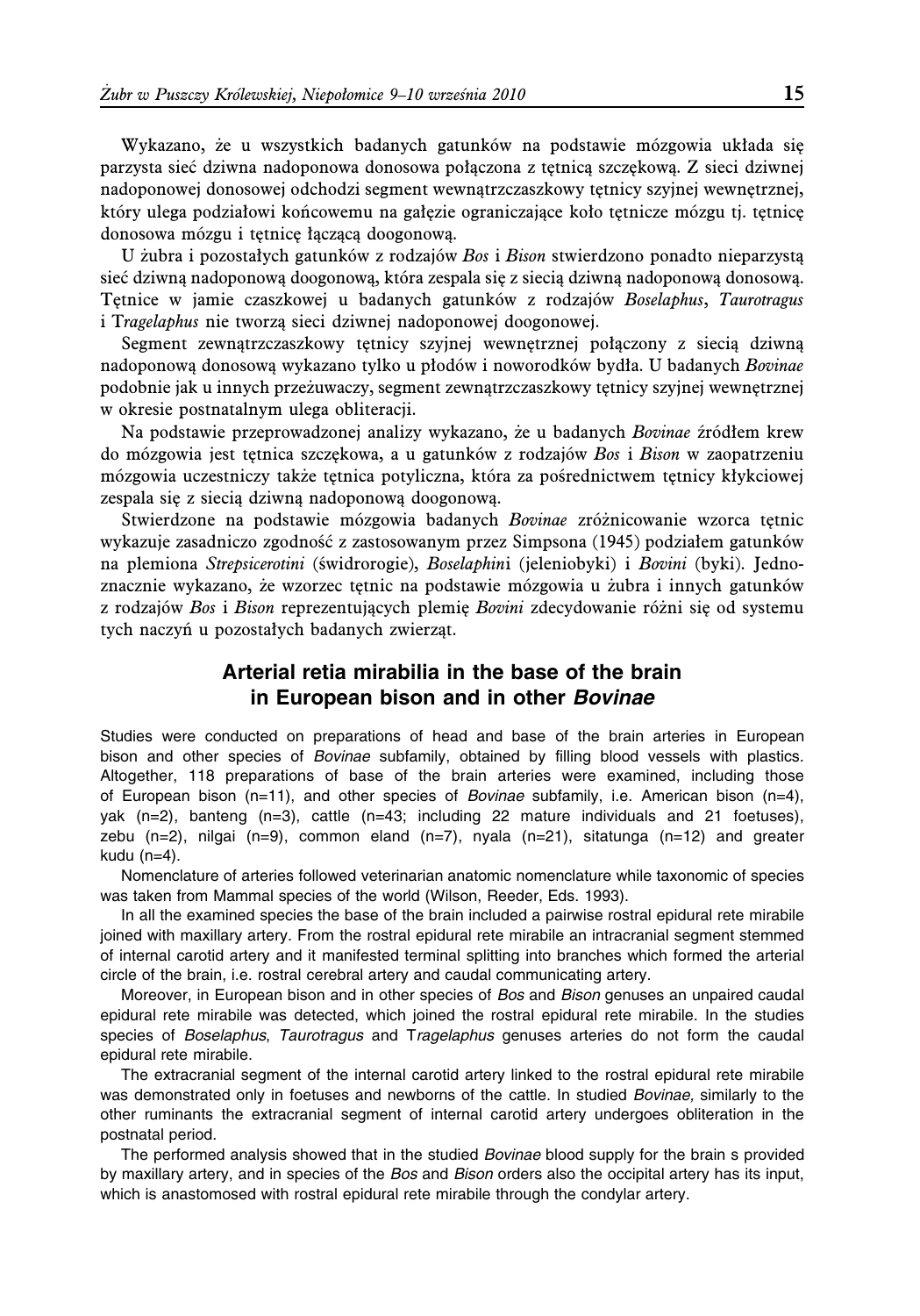Wykazano, że u wszystkich badanych gatunków na podstawie mózgowia układa się parzysta sieć dziwna nadoponowa donosowa połączona z tętnicą szczękową. Z sieci dziwnej nadoponowej donosowej odchodzi segment wewnątrzczaszkowy tętnicy szyjnej wewnętrznej, który ulega podziałowi końcowemu na gałęzie ograniczające koło tętnicze mózgu tj. tętnicę donosowa mózgu i tętnicę łączącą doogonową.

U żubra i pozostałych gatunków z rodzajów *Bos* i *Bison* stwierdzono ponadto nieparzystą sieć dziwną nadoponową doogonową, która zespala się z siecią dziwną nadoponową donosową. Tętnice w jamie czaszkowej u badanych gatunków z rodzajów *Boselaphus*, *Taurotragus* i T*ragelaphus* nie tworzą sieci dziwnej nadoponowej doogonowej.

Segment zewnątrzczaszkowy tętnicy szyjnej wewnętrznej połączony z siecią dziwną nadoponową donosową wykazano tylko u płodów i noworodków bydła. U badanych *Bovinae* podobnie jak u innych przeżuwaczy, segment zewnątrzczaszkowy tętnicy szyjnej wewnętrznej w okresie postnatalnym ulega obliteracji.

Na podstawie przeprowadzonej analizy wykazano, że u badanych *Bovinae* źródłem krew do mózgowia jest tętnica szczękowa, a u gatunków z rodzajów *Bos* i *Bison* w zaopatrzeniu mózgowia uczestniczy także tętnica potyliczna, która za pośrednictwem tętnicy kłykciowej zespala się z siecią dziwną nadoponową doogonową.

Stwierdzone na podstawie mózgowia badanych *Bovinae* zróżnicowanie wzorca tętnic wykazuje zasadniczo zgodność z zastosowanym przez Simpsona (1945) podziałem gatunków na plemiona *Strepsicerotini* (świdrorogie), *Boselaphin*i (jeleniobyki) i *Bovini* (byki). Jednoznacznie wykazano, że wzorzec tętnic na podstawie mózgowia u żubra i innych gatunków z rodzajów *Bos* i *Bison* reprezentujących plemię *Bovini* zdecydowanie różni się od systemu tych naczyń u pozostałych badanych zwierząt.

## Arterial retia mirabilia in the base of the brain in European bison and in other *Bovinae*

Studies were conducted on preparations of head and base of the brain arteries in European bison and other species of *Bovinae* subfamily, obtained by filling blood vessels with plastics. Altogether, 118 preparations of base of the brain arteries were examined, including those of European bison (n=11), and other species of *Bovinae* subfamily, i.e. American bison (n=4), yak (n=2), banteng (n=3), cattle (n=43; including 22 mature individuals and 21 foetuses), zebu (n=2), nilgai (n=9), common eland (n=7), nyala (n=21), sitatunga (n=12) and greater kudu (n=4).

Nomenclature of arteries followed veterinarian anatomic nomenclature while taxonomic of species was taken from Mammal species of the world (Wilson, Reeder, Eds. 1993).

In all the examined species the base of the brain included a pairwise rostral epidural rete mirabile joined with maxillary artery. From the rostral epidural rete mirabile an intracranial segment stemmed of internal carotid artery and it manifested terminal splitting into branches which formed the arterial circle of the brain, i.e. rostral cerebral artery and caudal communicating artery.

Moreover, in European bison and in other species of *Bos* and *Bison* genuses an unpaired caudal epidural rete mirabile was detected, which joined the rostral epidural rete mirabile. In the studies species of *Boselaphus*, *Taurotragus* and T*ragelaphus* genuses arteries do not form the caudal epidural rete mirabile.

The extracranial segment of the internal carotid artery linked to the rostral epidural rete mirabile was demonstrated only in foetuses and newborns of the cattle. In studied *Bovinae,* similarly to the other ruminants the extracranial segment of internal carotid artery undergoes obliteration in the postnatal period.

The performed analysis showed that in the studied *Bovinae* blood supply for the brain s provided by maxillary artery, and in species of the *Bos* and *Bison* orders also the occipital artery has its input, which is anastomosed with rostral epidural rete mirabile through the condylar artery.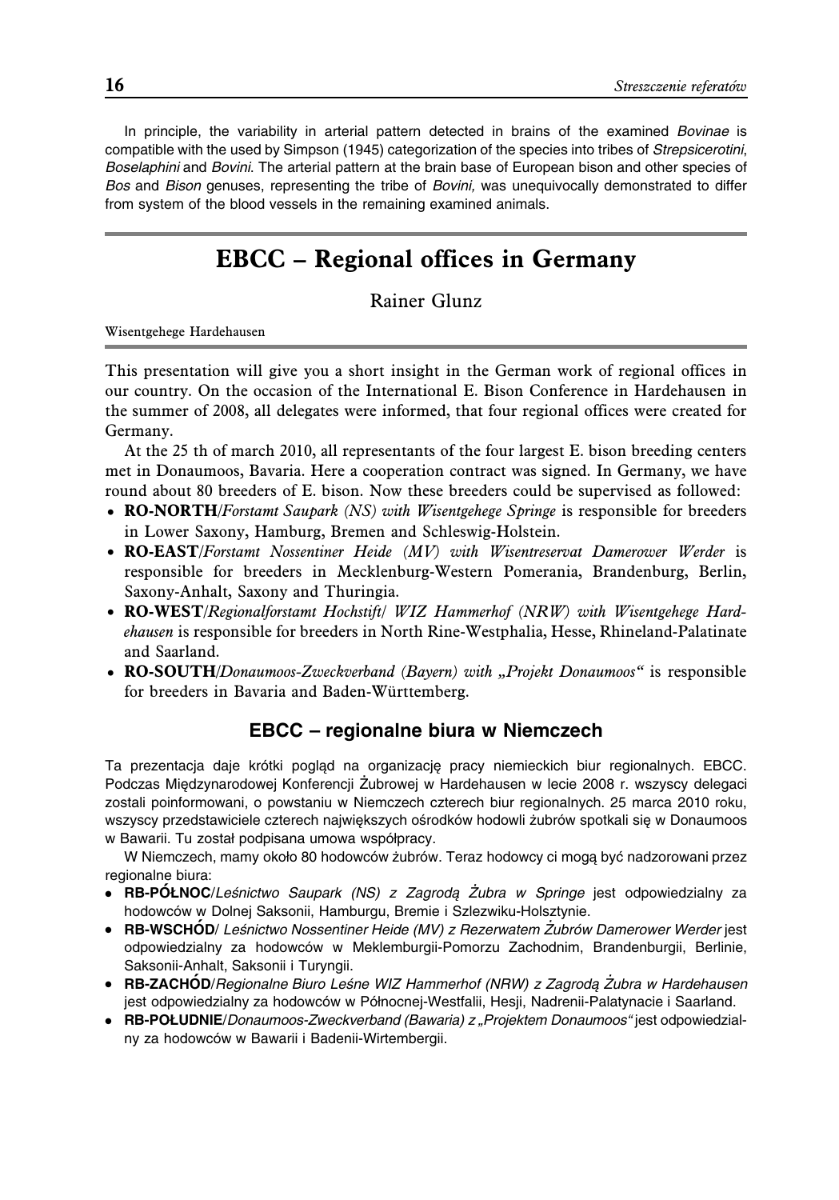In principle, the variability in arterial pattern detected in brains of the examined *Bovinae* is compatible with the used by Simpson (1945) categorization of the species into tribes of *Strepsicerotini*, *Boselaphini* and *Bovini*. The arterial pattern at the brain base of European bison and other species of *Bos* and *Bison* genuses, representing the tribe of *Bovini,* was unequivocally demonstrated to differ from system of the blood vessels in the remaining examined animals.

# EBCC – Regional offices in Germany

Rainer Glunz

Wisentgehege Hardehausen

This presentation will give you a short insight in the German work of regional offices in our country. On the occasion of the International E. Bison Conference in Hardehausen in the summer of 2008, all delegates were informed, that four regional offices were created for Germany.

At the 25 th of march 2010, all representants of the four largest E. bison breeding centers met in Donaumoos, Bavaria. Here a cooperation contract was signed. In Germany, we have round about 80 breeders of E. bison. Now these breeders could be supervised as followed:

- **RO-NORTH**/*Forstamt Saupark (NS) with Wisentgehege Springe* is responsible for breeders in Lower Saxony, Hamburg, Bremen and Schleswig-Holstein.
- **RO-EAST**/*Forstamt Nossentiner Heide (MV) with Wisentreservat Damerower Werder* is responsible for breeders in Mecklenburg-Western Pomerania, Brandenburg, Berlin, Saxony-Anhalt, Saxony and Thuringia.
- **RO-WEST**/*Regionalforstamt Hochstift/ WIZ Hammerhof (NRW) with Wisentgehege Hardehausen* is responsible for breeders in North Rine-Westphalia, Hesse, Rhineland-Palatinate and Saarland.
- **RO-SOUTH**/*Donaumoos-Zweckverband (Bayern) with „Projekt Donaumoos"* is responsible for breeders in Bavaria and Baden-Württemberg.

## EBCC – regionalne biura w Niemczech

Ta prezentacja daje krótki pogląd na organizację pracy niemieckich biur regionalnych. EBCC. Podczas Międzynarodowej Konferencji Żubrowej w Hardehausen w lecie 2008 r. wszyscy delegaci zostali poinformowani, o powstaniu w Niemczech czterech biur regionalnych. 25 marca 2010 roku, wszyscy przedstawiciele czterech największych ośrodków hodowli żubrów spotkali się w Donaumoos w Bawarii. Tu został podpisana umowa współpracy.

W Niemczech, mamy około 80 hodowców żubrów. Teraz hodowcy ci mogą być nadzorowani przez regionalne biura:

- **RB-PÓŁNOC**/*Leśnictwo Saupark (NS) z Zagrodą Żubra w Springe* jest odpowiedzialny za hodowców w Dolnej Saksonii, Hamburgu, Bremie i Szlezwiku-Holsztynie.
- **RB-WSCHÓD**/ *Leśnictwo Nossentiner Heide (MV) z Rezerwatem Żubrów Damerower Werder* jest odpowiedzialny za hodowców w Meklemburgii-Pomorzu Zachodnim, Brandenburgii, Berlinie, Saksonii-Anhalt, Saksonii i Turyngii.
- **RB-ZACHÓD**/*Regionalne Biuro Leśne WIZ Hammerhof (NRW) z Zagrodą Żubra w Hardehausen* jest odpowiedzialny za hodowców w Północnej-Westfalii, Hesji, Nadrenii-Palatynacie i Saarland.
- **RB-POŁUDNIE**/*Donaumoos-Zweckverband (Bawaria) z „Projektem Donaumoos"* jest odpowiedzialny za hodowców w Bawarii i Badenii-Wirtembergii.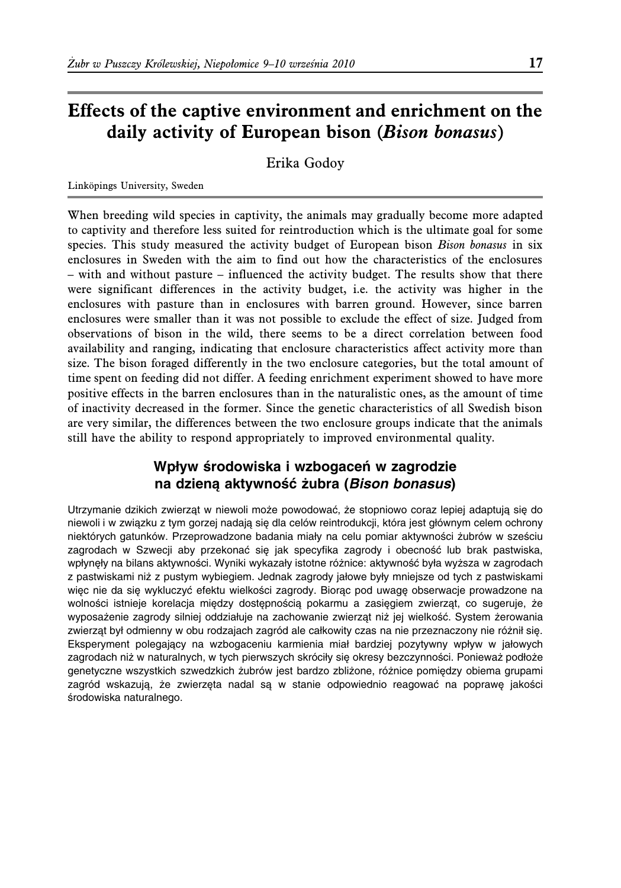# Effects of the captive environment and enrichment on the daily activity of European bison (*Bison bonasus*)

Erika Godoy

Linköpings University, Sweden

When breeding wild species in captivity, the animals may gradually become more adapted to captivity and therefore less suited for reintroduction which is the ultimate goal for some species. This study measured the activity budget of European bison *Bison bonasus* in six enclosures in Sweden with the aim to find out how the characteristics of the enclosures – with and without pasture – influenced the activity budget. The results show that there were significant differences in the activity budget, i.e. the activity was higher in the enclosures with pasture than in enclosures with barren ground. However, since barren enclosures were smaller than it was not possible to exclude the effect of size. Judged from observations of bison in the wild, there seems to be a direct correlation between food availability and ranging, indicating that enclosure characteristics affect activity more than size. The bison foraged differently in the two enclosure categories, but the total amount of time spent on feeding did not differ. A feeding enrichment experiment showed to have more positive effects in the barren enclosures than in the naturalistic ones, as the amount of time of inactivity decreased in the former. Since the genetic characteristics of all Swedish bison are very similar, the differences between the two enclosure groups indicate that the animals still have the ability to respond appropriately to improved environmental quality.

## Wpływ środowiska i wzbogaceń w zagrodzie na dzienną aktywność żubra (*Bison bonasus*)

Utrzymanie dzikich zwierząt w niewoli może powodować, że stopniowo coraz lepiej adaptują się do niewoli i w związku z tym gorzej nadają się dla celów reintrodukcji, która jest głównym celem ochrony niektórych gatunków. Przeprowadzone badania miały na celu pomiar aktywności żubrów w sześciu zagrodach w Szwecji aby przekonać się jak specyfika zagrody i obecność lub brak pastwiska, wpłynęły na bilans aktywności. Wyniki wykazały istotne różnice: aktywność była wyższa w zagrodach z pastwiskami niż z pustym wybiegiem. Jednak zagrody jałowe były mniejsze od tych z pastwiskami więc nie da się wykluczyć efektu wielkości zagrody. Biorąc pod uwagę obserwacje prowadzone na wolności istnieje korelacja między dostępnością pokarmu a zasięgiem zwierząt, co sugeruje, że wyposażenie zagrody silniej oddziałuje na zachowanie zwierząt niż jej wielkość. System żerowania zwierząt był odmienny w obu rodzajach zagród ale całkowity czas na nie przeznaczony nie różnił się. Eksperyment polegający na wzbogaceniu karmienia miał bardziej pozytywny wpływ w jałowych zagrodach niż w naturalnych, w tych pierwszych skróciły się okresy bezczynności. Ponieważ podłoże genetyczne wszystkich szwedzkich żubrów jest bardzo zbliżone, różnice pomiędzy obiema grupami zagród wskazują, że zwierzęta nadal są w stanie odpowiednio reagować na poprawę jakości środowiska naturalnego.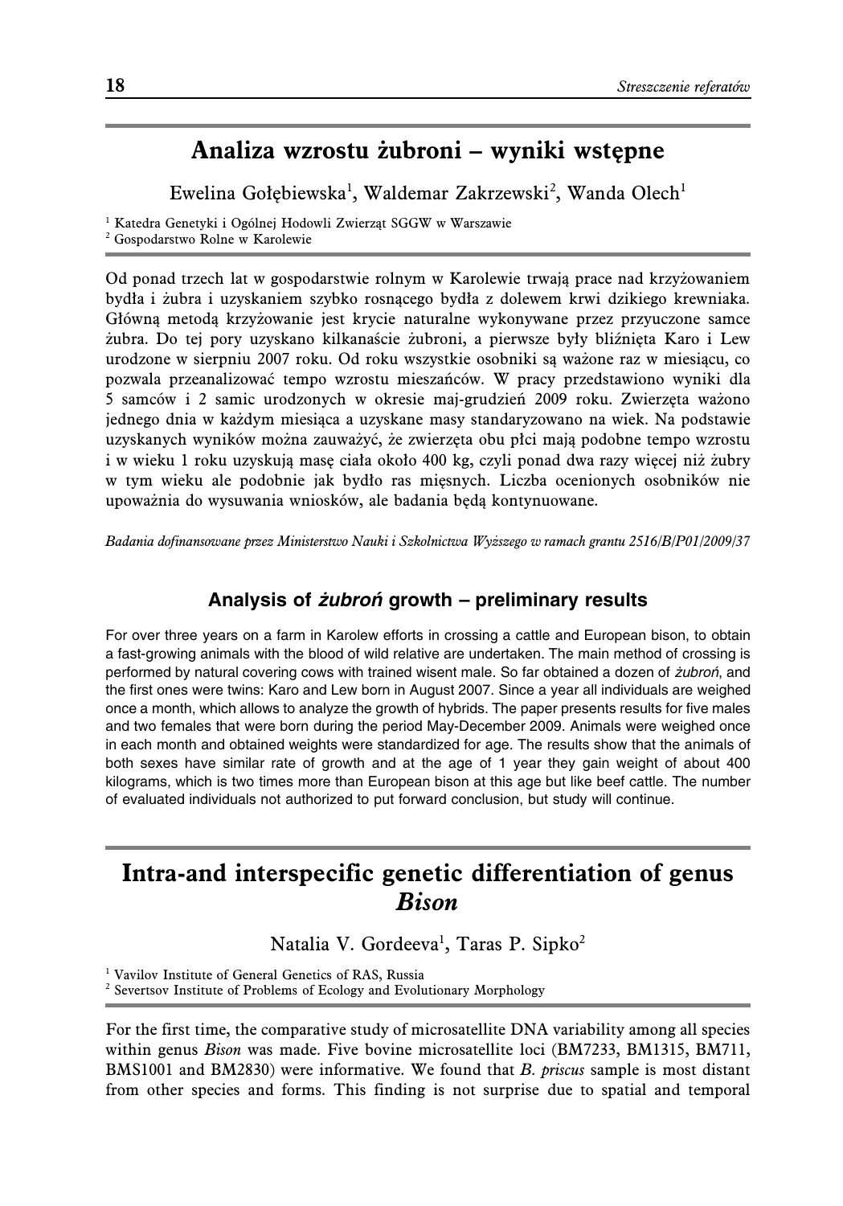## Analiza wzrostu żubroni – wyniki wstępne

Ewelina Gołębiewska[1], Waldemar Zakrzewski[2], Wanda Olech[1]

[1] Katedra Genetyki i Ogólnej Hodowli Zwierząt SGGW w Warszawie
[2] Gospodarstwo Rolne w Karolewie

Od ponad trzech lat w gospodarstwie rolnym w Karolewie trwają prace nad krzyżowaniem bydła i żubra i uzyskaniem szybko rosnącego bydła z dolewem krwi dzikiego krewniaka. Główną metodą krzyżowanie jest krycie naturalne wykonywane przez przyuczone samce żubra. Do tej pory uzyskano kilkanaście żubroni, a pierwsze były bliźnięta Karo i Lew urodzone w sierpniu 2007 roku. Od roku wszystkie osobniki są ważone raz w miesiącu, co pozwala przeanalizować tempo wzrostu mieszańców. W pracy przedstawiono wyniki dla 5 samców i 2 samic urodzonych w okresie maj-grudzień 2009 roku. Zwierzęta ważono jednego dnia w każdym miesiąca a uzyskane masy standaryzowano na wiek. Na podstawie uzyskanych wyników można zauważyć, że zwierzęta obu płci mają podobne tempo wzrostu i w wieku 1 roku uzyskują masę ciała około 400 kg, czyli ponad dwa razy więcej niż żubry w tym wieku ale podobnie jak bydło ras mięsnych. Liczba ocenionych osobników nie upoważnia do wysuwania wniosków, ale badania będą kontynuowane.

*Badania dofinansowane przez Ministerstwo Nauki i Szkolnictwa Wyższego w ramach grantu 2516/B/P01/2009/37*

### Analysis of *żubroń* growth – preliminary results

For over three years on a farm in Karolew efforts in crossing a cattle and European bison, to obtain a fast-growing animals with the blood of wild relative are undertaken. The main method of crossing is performed by natural covering cows with trained wisent male. So far obtained a dozen of *żubroń*, and the first ones were twins: Karo and Lew born in August 2007. Since a year all individuals are weighed once a month, which allows to analyze the growth of hybrids. The paper presents results for five males and two females that were born during the period May-December 2009. Animals were weighed once in each month and obtained weights were standardized for age. The results show that the animals of both sexes have similar rate of growth and at the age of 1 year they gain weight of about 400 kilograms, which is two times more than European bison at this age but like beef cattle. The number of evaluated individuals not authorized to put forward conclusion, but study will continue.

## Intra-and interspecific genetic differentiation of genus *Bison*

Natalia V. Gordeeva[1], Taras P. Sipko[2]

[1] Vavilov Institute of General Genetics of RAS, Russia
[2] Severtsov Institute of Problems of Ecology and Evolutionary Morphology

For the first time, the comparative study of microsatellite DNA variability among all species within genus *Bison* was made. Five bovine microsatellite loci (BM7233, BM1315, BM711, BMS1001 and BM2830) were informative. We found that *B. priscus* sample is most distant from other species and forms. This finding is not surprise due to spatial and temporal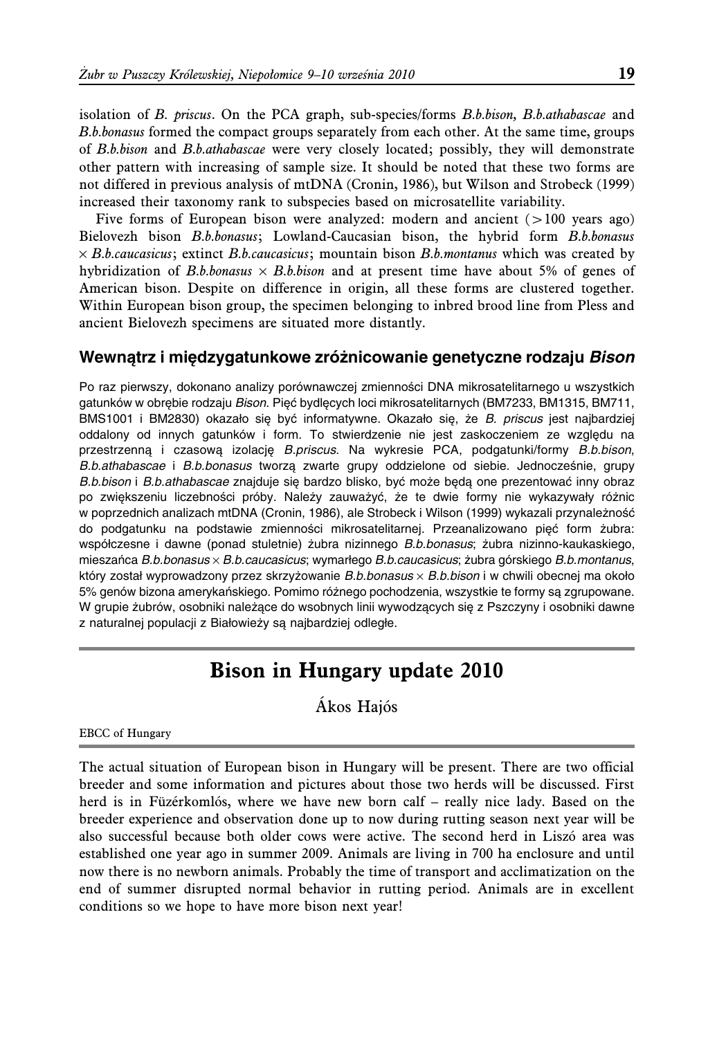isolation of *B. priscus*. On the PCA graph, sub-species/forms *B.b.bison*, *B.b.athabascae* and *B.b.bonasus* formed the compact groups separately from each other. At the same time, groups of *B.b.bison* and *B.b.athabascae* were very closely located; possibly, they will demonstrate other pattern with increasing of sample size. It should be noted that these two forms are not differed in previous analysis of mtDNA (Cronin, 1986), but Wilson and Strobeck (1999) increased their taxonomy rank to subspecies based on microsatellite variability.

Five forms of European bison were analyzed: modern and ancient (>100 years ago) Bielovezh bison *B.b.bonasus*; Lowland-Caucasian bison, the hybrid form *B.b.bonasus* × *B.b.caucasicus*; extinct *B.b.caucasicus*; mountain bison *B.b.montanus* which was created by hybridization of *B.b.bonasus* × *B.b.bison* and at present time have about 5% of genes of American bison. Despite on difference in origin, all these forms are clustered together. Within European bison group, the specimen belonging to inbred brood line from Pless and ancient Bielovezh specimens are situated more distantly.

### Wewnątrz i międzygatunkowe zróżnicowanie genetyczne rodzaju *Bison*

Po raz pierwszy, dokonano analizy porównawczej zmienności DNA mikrosatelitarnego u wszystkich gatunków w obrębie rodzaju *Bison*. Pięć bydlęcych loci mikrosatelitarnych (BM7233, BM1315, BM711, BMS1001 i BM2830) okazało się być informatywne. Okazało się, że *B. priscus* jest najbardziej oddalony od innych gatunków i form. To stwierdzenie nie jest zaskoczeniem ze względu na przestrzenną i czasową izolację *B.priscus*. Na wykresie PCA, podgatunki/formy *B.b.bison*, *B.b.athabascae* i *B.b.bonasus* tworzą zwarte grupy oddzielone od siebie. Jednocześnie, grupy *B.b.bison* i *B.b.athabascae* znajduje się bardzo blisko, być może będą one prezentować inny obraz po zwiększeniu liczebności próby. Należy zauważyć, że te dwie formy nie wykazywały różnic w poprzednich analizach mtDNA (Cronin, 1986), ale Strobeck i Wilson (1999) wykazali przynależność do podgatunku na podstawie zmienności mikrosatelitarnej. Przeanalizowano pięć form żubra: współczesne i dawne (ponad stuletnie) żubra nizinnego *B.b.bonasus*; żubra nizinno-kaukaskiego, mieszańca *B.b.bonasus* × *B.b.caucasicus*; wymarłego *B.b.caucasicus*; żubra górskiego *B.b.montanus*, który został wyprowadzony przez skrzyżowanie *B.b.bonasus* × *B.b.bison* i w chwili obecnej ma około 5% genów bizona amerykańskiego. Pomimo różnego pochodzenia, wszystkie te formy są zgrupowane. W grupie żubrów, osobniki należące do wsobnych linii wywodzących się z Pszczyny i osobniki dawne z naturalnej populacji z Białowieży są najbardziej odległe.

## Bison in Hungary update 2010

Ákos Hajós

EBCC of Hungary

The actual situation of European bison in Hungary will be present. There are two official breeder and some information and pictures about those two herds will be discussed. First herd is in Füzérkomlós, where we have new born calf – really nice lady. Based on the breeder experience and observation done up to now during rutting season next year will be also successful because both older cows were active. The second herd in Liszó area was established one year ago in summer 2009. Animals are living in 700 ha enclosure and until now there is no newborn animals. Probably the time of transport and acclimatization on the end of summer disrupted normal behavior in rutting period. Animals are in excellent conditions so we hope to have more bison next year!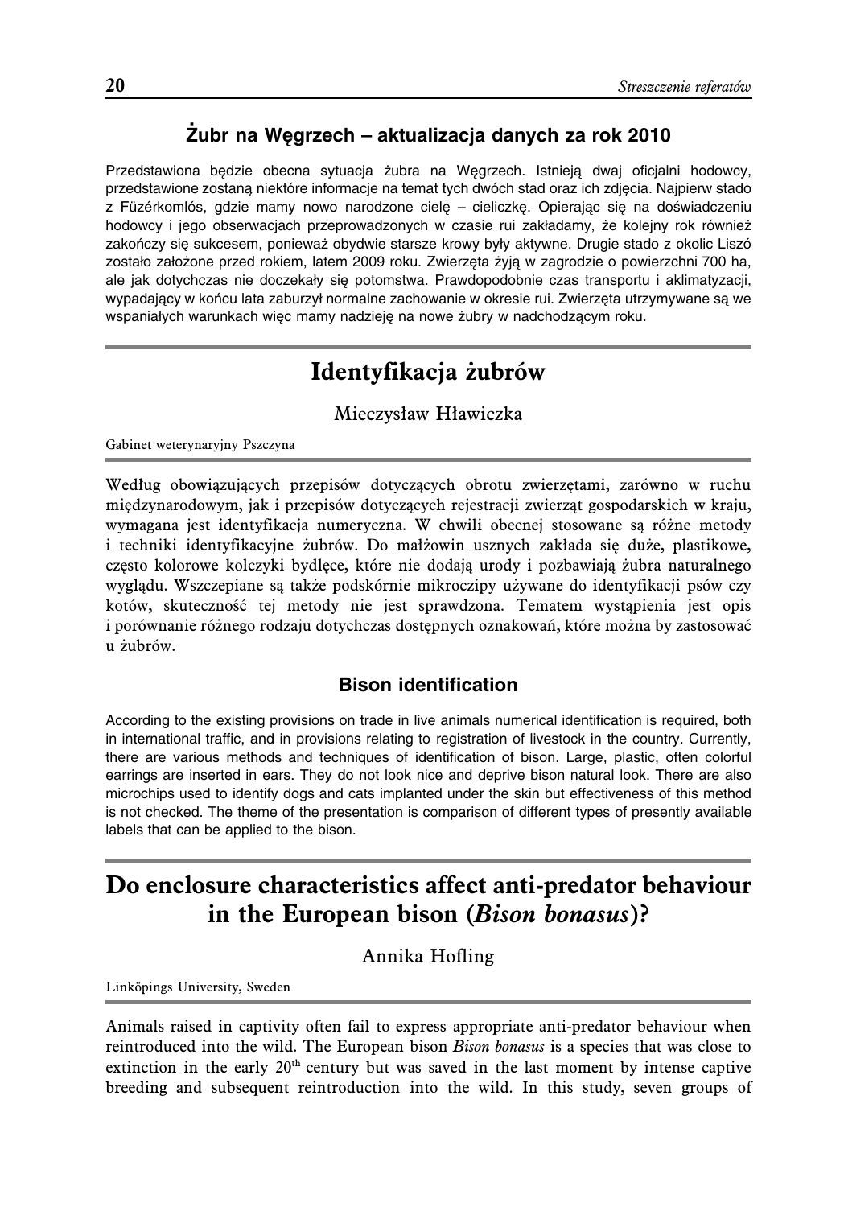### Żubr na Węgrzech – aktualizacja danych za rok 2010

Przedstawiona będzie obecna sytuacja żubra na Węgrzech. Istnieją dwaj oficjalni hodowcy, przedstawione zostaną niektóre informacje na temat tych dwóch stad oraz ich zdjęcia. Najpierw stado z Füzérkomlós, gdzie mamy nowo narodzone cielę – cieliczkę. Opierając się na doświadczeniu hodowcy i jego obserwacjach przeprowadzonych w czasie rui zakładamy, że kolejny rok również zakończy się sukcesem, ponieważ obydwie starsze krowy były aktywne. Drugie stado z okolic Liszó zostało założone przed rokiem, latem 2009 roku. Zwierzęta żyją w zagrodzie o powierzchni 700 ha, ale jak dotychczas nie doczekały się potomstwa. Prawdopodobnie czas transportu i aklimatyzacji, wypadający w końcu lata zaburzył normalne zachowanie w okresie rui. Zwierzęta utrzymywane są we wspaniałych warunkach więc mamy nadzieję na nowe żubry w nadchodzącym roku.

## Identyfikacja żubrów

Mieczysław Hławiczka

Gabinet weterynaryjny Pszczyna

Według obowiązujących przepisów dotyczących obrotu zwierzętami, zarówno w ruchu międzynarodowym, jak i przepisów dotyczących rejestracji zwierząt gospodarskich w kraju, wymagana jest identyfikacja numeryczna. W chwili obecnej stosowane są różne metody i techniki identyfikacyjne żubrów. Do małżowin usznych zakłada się duże, plastikowe, często kolorowe kolczyki bydlęce, które nie dodają urody i pozbawiają żubra naturalnego wyglądu. Wszczepiane są także podskórnie mikroczipy używane do identyfikacji psów czy kotów, skuteczność tej metody nie jest sprawdzona. Tematem wystąpienia jest opis i porównanie różnego rodzaju dotychczas dostępnych oznakowań, które można by zastosować u żubrów.

### Bison identification

According to the existing provisions on trade in live animals numerical identification is required, both in international traffic, and in provisions relating to registration of livestock in the country. Currently, there are various methods and techniques of identification of bison. Large, plastic, often colorful earrings are inserted in ears. They do not look nice and deprive bison natural look. There are also microchips used to identify dogs and cats implanted under the skin but effectiveness of this method is not checked. The theme of the presentation is comparison of different types of presently available labels that can be applied to the bison.

## Do enclosure characteristics affect anti-predator behaviour in the European bison (*Bison bonasus*)?

Annika Hofling

Linköpings University, Sweden

Animals raised in captivity often fail to express appropriate anti-predator behaviour when reintroduced into the wild. The European bison *Bison bonasus* is a species that was close to extinction in the early 20$^{th}$ century but was saved in the last moment by intense captive breeding and subsequent reintroduction into the wild. In this study, seven groups of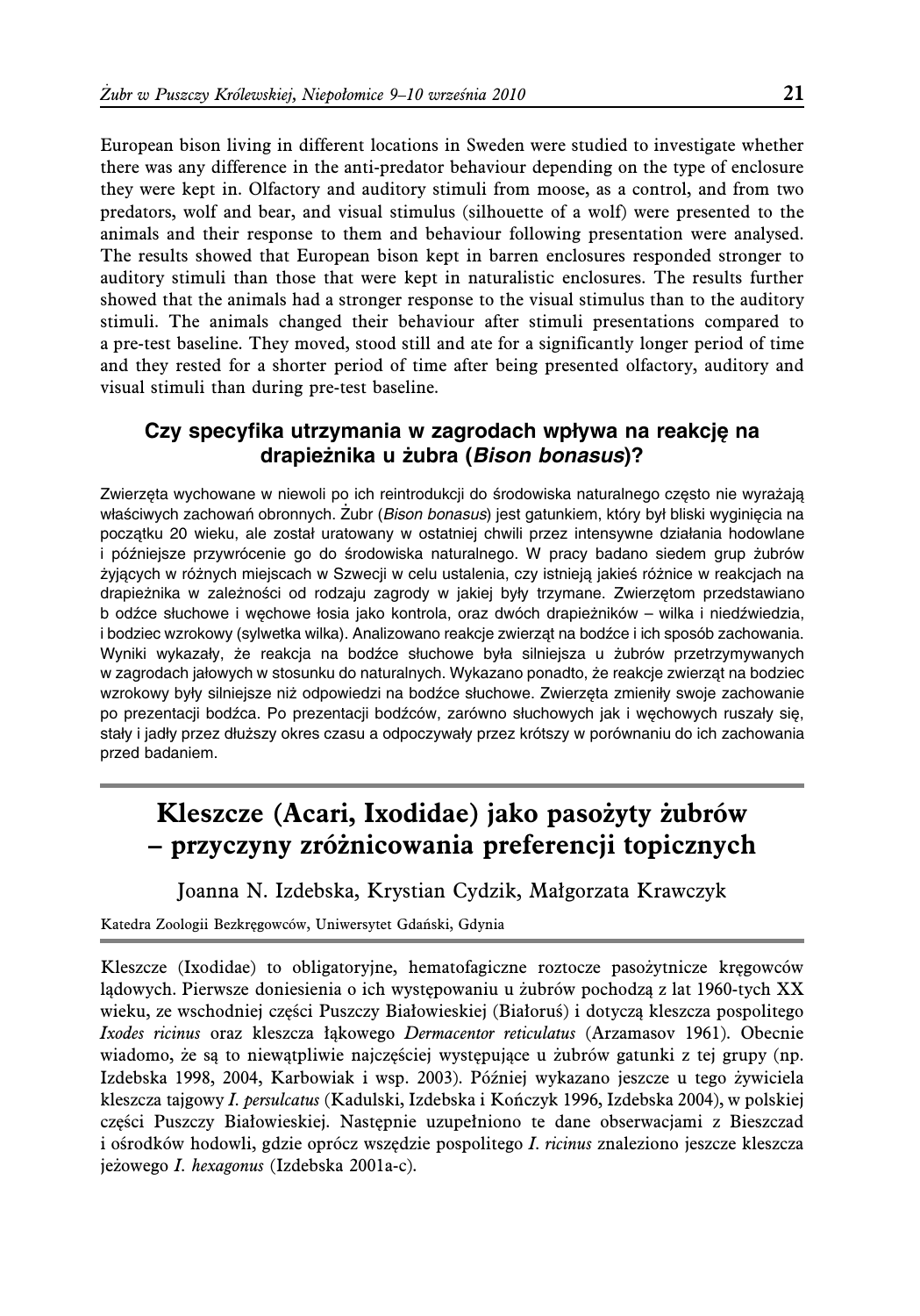European bison living in different locations in Sweden were studied to investigate whether there was any difference in the anti-predator behaviour depending on the type of enclosure they were kept in. Olfactory and auditory stimuli from moose, as a control, and from two predators, wolf and bear, and visual stimulus (silhouette of a wolf) were presented to the animals and their response to them and behaviour following presentation were analysed. The results showed that European bison kept in barren enclosures responded stronger to auditory stimuli than those that were kept in naturalistic enclosures. The results further showed that the animals had a stronger response to the visual stimulus than to the auditory stimuli. The animals changed their behaviour after stimuli presentations compared to a pre-test baseline. They moved, stood still and ate for a significantly longer period of time and they rested for a shorter period of time after being presented olfactory, auditory and visual stimuli than during pre-test baseline.

### Czy specyfika utrzymania w zagrodach wpływa na reakcję na drapieżnika u żubra (*Bison bonasus*)?

Zwierzęta wychowane w niewoli po ich reintrodukcji do środowiska naturalnego często nie wyrażają właściwych zachowań obronnych. Żubr (*Bison bonasus*) jest gatunkiem, który był bliski wyginięcia na początku 20 wieku, ale został uratowany w ostatniej chwili przez intensywne działania hodowlane i późniejsze przywrócenie go do środowiska naturalnego. W pracy badano siedem grup żubrów żyjących w różnych miejscach w Szwecji w celu ustalenia, czy istnieją jakieś różnice w reakcjach na drapieżnika w zależności od rodzaju zagrody w jakiej były trzymane. Zwierzętom przedstawiano b odźce słuchowe i węchowe łosia jako kontrola, oraz dwóch drapieżników – wilka i niedźwiedzia, i bodziec wzrokowy (sylwetka wilka). Analizowano reakcje zwierząt na bodźce i ich sposób zachowania. Wyniki wykazały, że reakcja na bodźce słuchowe była silniejsza u żubrów przetrzymywanych w zagrodach jałowych w stosunku do naturalnych. Wykazano ponadto, że reakcje zwierząt na bodziec wzrokowy były silniejsze niż odpowiedzi na bodźce słuchowe. Zwierzęta zmieniły swoje zachowanie po prezentacji bodźca. Po prezentacji bodźców, zarówno słuchowych jak i węchowych ruszały się, stały i jadły przez dłuższy okres czasu a odpoczywały przez krótszy w porównaniu do ich zachowania przed badaniem.

## Kleszcze (Acari, Ixodidae) jako pasożyty żubrów – przyczyny zróżnicowania preferencji topicznych

Joanna N. Izdebska, Krystian Cydzik, Małgorzata Krawczyk

Katedra Zoologii Bezkręgowców, Uniwersytet Gdański, Gdynia

Kleszcze (Ixodidae) to obligatoryjne, hematofagiczne roztocze pasożytnicze kręgowców lądowych. Pierwsze doniesienia o ich występowaniu u żubrów pochodzą z lat 1960-tych XX wieku, ze wschodniej części Puszczy Białowieskiej (Białoruś) i dotyczą kleszcza pospolitego *Ixodes ricinus* oraz kleszcza łąkowego *Dermacentor reticulatus* (Arzamasov 1961). Obecnie wiadomo, że są to niewątpliwie najczęściej występujące u żubrów gatunki z tej grupy (np. Izdebska 1998, 2004, Karbowiak i wsp. 2003). Później wykazano jeszcze u tego żywiciela kleszcza tajgowy *I. persulcatus* (Kadulski, Izdebska i Kończyk 1996, Izdebska 2004), w polskiej części Puszczy Białowieskiej. Następnie uzupełniono te dane obserwacjami z Bieszczad i ośrodków hodowli, gdzie oprócz wszędzie pospolitego *I. ricinus* znaleziono jeszcze kleszcza jeżowego *I. hexagonus* (Izdebska 2001a-c).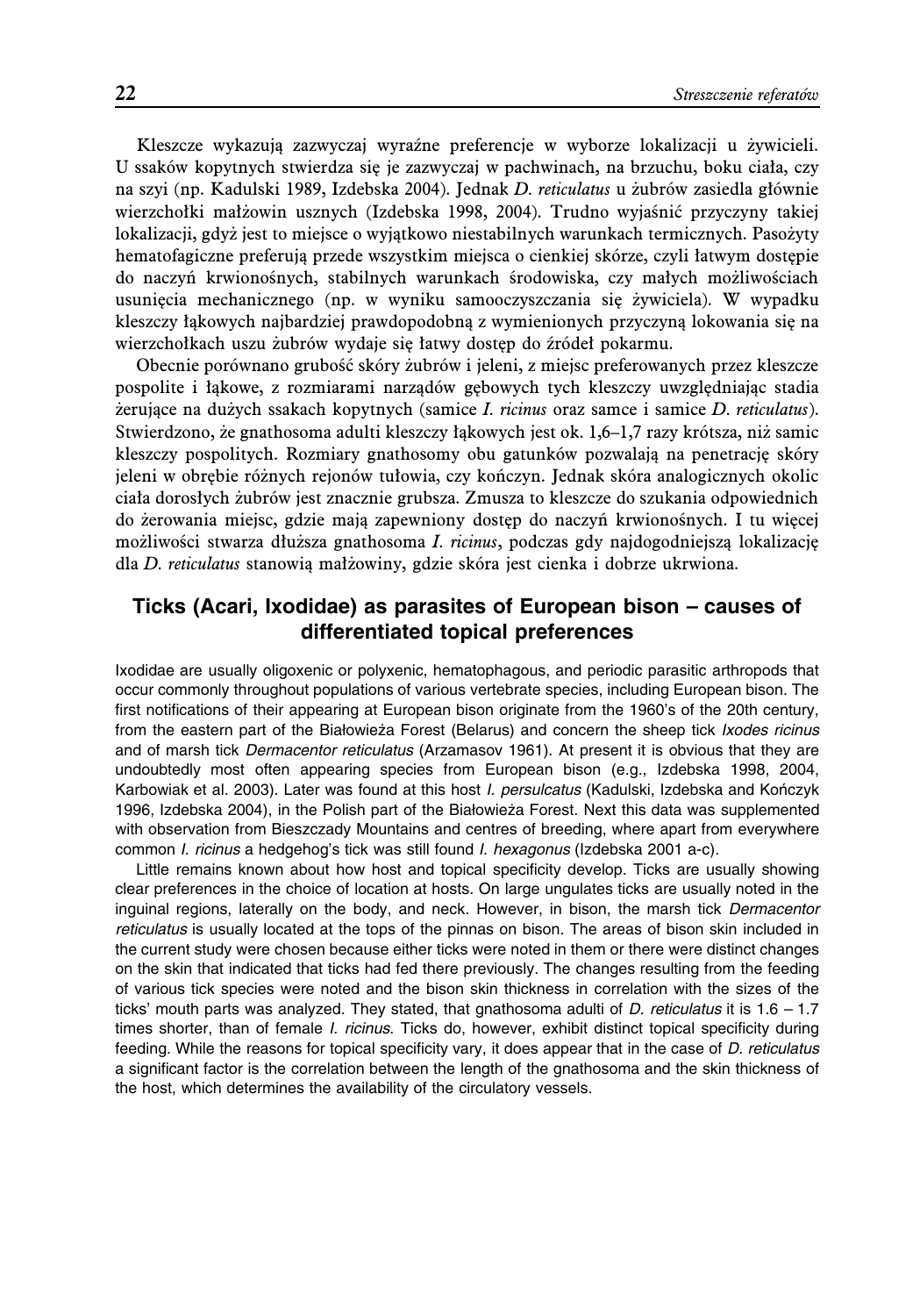Kleszcze wykazują zazwyczaj wyraźne preferencje w wyborze lokalizacji u żywicieli. U ssaków kopytnych stwierdza się je zazwyczaj w pachwinach, na brzuchu, boku ciała, czy na szyi (np. Kadulski 1989, Izdebska 2004). Jednak *D. reticulatus* u żubrów zasiedla głównie wierzchołki małżowin usznych (Izdebska 1998, 2004). Trudno wyjaśnić przyczyny takiej lokalizacji, gdyż jest to miejsce o wyjątkowo niestabilnych warunkach termicznych. Pasożyty hematofagiczne preferują przede wszystkim miejsca o cienkiej skórze, czyli łatwym dostępie do naczyń krwionośnych, stabilnych warunkach środowiska, czy małych możliwościach usunięcia mechanicznego (np. w wyniku samooczyszczania się żywiciela). W wypadku kleszczy łąkowych najbardziej prawdopodobną z wymienionych przyczyną lokowania się na wierzchołkach uszu żubrów wydaje się łatwy dostęp do źródeł pokarmu.

Obecnie porównano grubość skóry żubrów i jeleni, z miejsc preferowanych przez kleszcze pospolite i łąkowe, z rozmiarami narządów gębowych tych kleszczy uwzględniając stadia żerujące na dużych ssakach kopytnych (samice *I. ricinus* oraz samce i samice *D. reticulatus*). Stwierdzono, że gnathosoma adulti kleszczy łąkowych jest ok. 1,6–1,7 razy krótsza, niż samic kleszczy pospolitych. Rozmiary gnathosomy obu gatunków pozwalają na penetrację skóry jeleni w obrębie różnych rejonów tułowia, czy kończyn. Jednak skóra analogicznych okolic ciała dorosłych żubrów jest znacznie grubsza. Zmusza to kleszcze do szukania odpowiednich do żerowania miejsc, gdzie mają zapewniony dostęp do naczyń krwionośnych. I tu więcej możliwości stwarza dłuższa gnathosoma *I. ricinus*, podczas gdy najdogodniejszą lokalizację dla *D. reticulatus* stanowią małżowiny, gdzie skóra jest cienka i dobrze ukrwiona.

## Ticks (Acari, Ixodidae) as parasites of European bison – causes of differentiated topical preferences

Ixodidae are usually oligoxenic or polyxenic, hematophagous, and periodic parasitic arthropods that occur commonly throughout populations of various vertebrate species, including European bison. The first notifications of their appearing at European bison originate from the 1960's of the 20th century, from the eastern part of the Białowieża Forest (Belarus) and concern the sheep tick *Ixodes ricinus* and of marsh tick *Dermacentor reticulatus* (Arzamasov 1961). At present it is obvious that they are undoubtedly most often appearing species from European bison (e.g., Izdebska 1998, 2004, Karbowiak et al. 2003). Later was found at this host *I. persulcatus* (Kadulski, Izdebska and Kończyk 1996, Izdebska 2004), in the Polish part of the Białowieża Forest. Next this data was supplemented with observation from Bieszczady Mountains and centres of breeding, where apart from everywhere common *I. ricinus* a hedgehog's tick was still found *I. hexagonus* (Izdebska 2001 a-c).

Little remains known about how host and topical specificity develop. Ticks are usually showing clear preferences in the choice of location at hosts. On large ungulates ticks are usually noted in the inguinal regions, laterally on the body, and neck. However, in bison, the marsh tick *Dermacentor reticulatus* is usually located at the tops of the pinnas on bison. The areas of bison skin included in the current study were chosen because either ticks were noted in them or there were distinct changes on the skin that indicated that ticks had fed there previously. The changes resulting from the feeding of various tick species were noted and the bison skin thickness in correlation with the sizes of the ticks' mouth parts was analyzed. They stated, that gnathosoma adulti of *D. reticulatus* it is 1.6 – 1.7 times shorter, than of female *I. ricinus*. Ticks do, however, exhibit distinct topical specificity during feeding. While the reasons for topical specificity vary, it does appear that in the case of *D. reticulatus* a significant factor is the correlation between the length of the gnathosoma and the skin thickness of the host, which determines the availability of the circulatory vessels.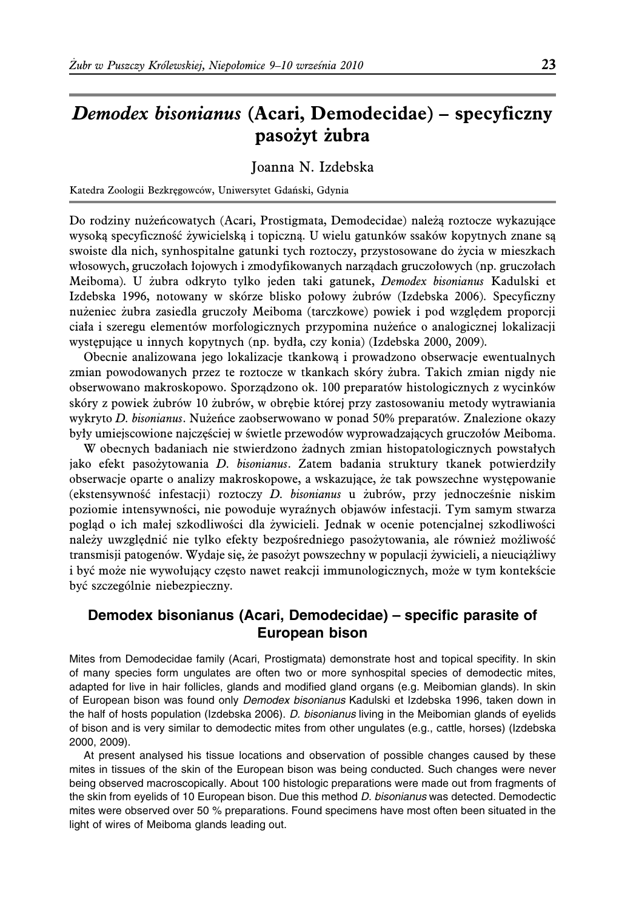# *Demodex bisonianus* (Acari, Demodecidae) – specyficzny pasożyt żubra

Joanna N. Izdebska

Katedra Zoologii Bezkręgowców, Uniwersytet Gdański, Gdynia

Do rodziny nużeńcowatych (Acari, Prostigmata, Demodecidae) należą roztocze wykazujące wysoką specyficzność żywicielską i topiczną. U wielu gatunków ssaków kopytnych znane są swoiste dla nich, synhospitalne gatunki tych roztoczy, przystosowane do życia w mieszkach włosowych, gruczołach łojowych i zmodyfikowanych narządach gruczołowych (np. gruczołach Meiboma). U żubra odkryto tylko jeden taki gatunek, *Demodex bisonianus* Kadulski et Izdebska 1996, notowany w skórze blisko połowy żubrów (Izdebska 2006). Specyficzny nużeniec żubra zasiedla gruczoły Meiboma (tarczkowe) powiek i pod względem proporcji ciała i szeregu elementów morfologicznych przypomina nużeńce o analogicznej lokalizacji występujące u innych kopytnych (np. bydła, czy konia) (Izdebska 2000, 2009).

Obecnie analizowana jego lokalizacje tkankową i prowadzono obserwacje ewentualnych zmian powodowanych przez te roztocze w tkankach skóry żubra. Takich zmian nigdy nie obserwowano makroskopowo. Sporządzono ok. 100 preparatów histologicznych z wycinków skóry z powiek żubrów 10 żubrów, w obrębie której przy zastosowaniu metody wytrawiania wykryto *D. bisonianus*. Nużeńce zaobserwowano w ponad 50% preparatów. Znalezione okazy były umiejscowione najczęściej w świetle przewodów wyprowadzających gruczołów Meiboma.

W obecnych badaniach nie stwierdzono żadnych zmian histopatologicznych powstałych jako efekt pasożytowania *D. bisonianus*. Zatem badania struktury tkanek potwierdziły obserwacje oparte o analizy makroskopowe, a wskazujące, że tak powszechne występowanie (ekstensywność infestacji) roztoczy *D. bisonianus* u żubrów, przy jednocześnie niskim poziomie intensywności, nie powoduje wyraźnych objawów infestacji. Tym samym stwarza pogląd o ich małej szkodliwości dla żywicieli. Jednak w ocenie potencjalnej szkodliwości należy uwzględnić nie tylko efekty bezpośredniego pasożytowania, ale również możliwość transmisji patogenów. Wydaje się, że pasożyt powszechny w populacji żywicieli, a nieuciążliwy i być może nie wywołujący często nawet reakcji immunologicznych, może w tym kontekście być szczególnie niebezpieczny.

## Demodex bisonianus (Acari, Demodecidae) – specific parasite of European bison

Mites from Demodecidae family (Acari, Prostigmata) demonstrate host and topical specifity. In skin of many species form ungulates are often two or more synhospital species of demodectic mites, adapted for live in hair follicles, glands and modified gland organs (e.g. Meibomian glands). In skin of European bison was found only *Demodex bisonianus* Kadulski et Izdebska 1996, taken down in the half of hosts population (Izdebska 2006). *D. bisonianus* living in the Meibomian glands of eyelids of bison and is very similar to demodectic mites from other ungulates (e.g., cattle, horses) (Izdebska 2000, 2009).

At present analysed his tissue locations and observation of possible changes caused by these mites in tissues of the skin of the European bison was being conducted. Such changes were never being observed macroscopically. About 100 histologic preparations were made out from fragments of the skin from eyelids of 10 European bison. Due this method *D. bisonianus* was detected. Demodectic mites were observed over 50 % preparations. Found specimens have most often been situated in the light of wires of Meiboma glands leading out.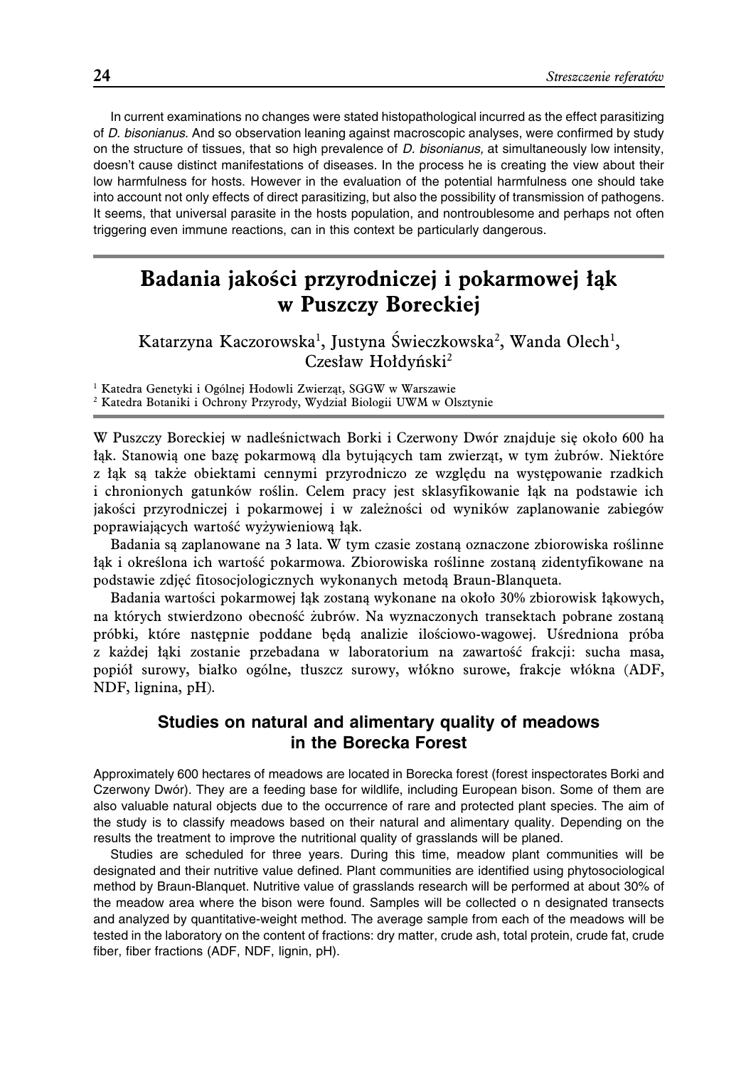In current examinations no changes were stated histopathological incurred as the effect parasitizing of *D. bisonianus*. And so observation leaning against macroscopic analyses, were confirmed by study on the structure of tissues, that so high prevalence of *D. bisonianus,* at simultaneously low intensity, doesn't cause distinct manifestations of diseases. In the process he is creating the view about their low harmfulness for hosts. However in the evaluation of the potential harmfulness one should take into account not only effects of direct parasitizing, but also the possibility of transmission of pathogens. It seems, that universal parasite in the hosts population, and nontroublesome and perhaps not often triggering even immune reactions, can in this context be particularly dangerous.

# Badania jakości przyrodniczej i pokarmowej łąk w Puszczy Boreckiej

Katarzyna Kaczorowska[1], Justyna Świeczkowska[2], Wanda Olech[1], Czesław Hołdyński[2]

[1] Katedra Genetyki i Ogólnej Hodowli Zwierząt, SGGW w Warszawie
[2] Katedra Botaniki i Ochrony Przyrody, Wydział Biologii UWM w Olsztynie

W Puszczy Boreckiej w nadleśnictwach Borki i Czerwony Dwór znajduje się około 600 ha łąk. Stanowią one bazę pokarmową dla bytujących tam zwierząt, w tym żubrów. Niektóre z łąk są także obiektami cennymi przyrodniczo ze względu na występowanie rzadkich i chronionych gatunków roślin. Celem pracy jest sklasyfikowanie łąk na podstawie ich jakości przyrodniczej i pokarmowej i w zależności od wyników zaplanowanie zabiegów poprawiających wartość wyżywieniową łąk.

Badania są zaplanowane na 3 lata. W tym czasie zostaną oznaczone zbiorowiska roślinne łąk i określona ich wartość pokarmowa. Zbiorowiska roślinne zostaną zidentyfikowane na podstawie zdjęć fitosocjologicznych wykonanych metodą Braun-Blanqueta.

Badania wartości pokarmowej łąk zostaną wykonane na około 30% zbiorowisk łąkowych, na których stwierdzono obecność żubrów. Na wyznaczonych transektach pobrane zostaną próbki, które następnie poddane będą analizie ilościowo-wagowej. Uśredniona próba z każdej łąki zostanie przebadana w laboratorium na zawartość frakcji: sucha masa, popiół surowy, białko ogólne, tłuszcz surowy, włókno surowe, frakcje włókna (ADF, NDF, lignina, pH).

## Studies on natural and alimentary quality of meadows in the Borecka Forest

Approximately 600 hectares of meadows are located in Borecka forest (forest inspectorates Borki and Czerwony Dwór). They are a feeding base for wildlife, including European bison. Some of them are also valuable natural objects due to the occurrence of rare and protected plant species. The aim of the study is to classify meadows based on their natural and alimentary quality. Depending on the results the treatment to improve the nutritional quality of grasslands will be planed.

Studies are scheduled for three years. During this time, meadow plant communities will be designated and their nutritive value defined. Plant communities are identified using phytosociological method by Braun-Blanquet. Nutritive value of grasslands research will be performed at about 30% of the meadow area where the bison were found. Samples will be collected o n designated transects and analyzed by quantitative-weight method. The average sample from each of the meadows will be tested in the laboratory on the content of fractions: dry matter, crude ash, total protein, crude fat, crude fiber, fiber fractions (ADF, NDF, lignin, pH).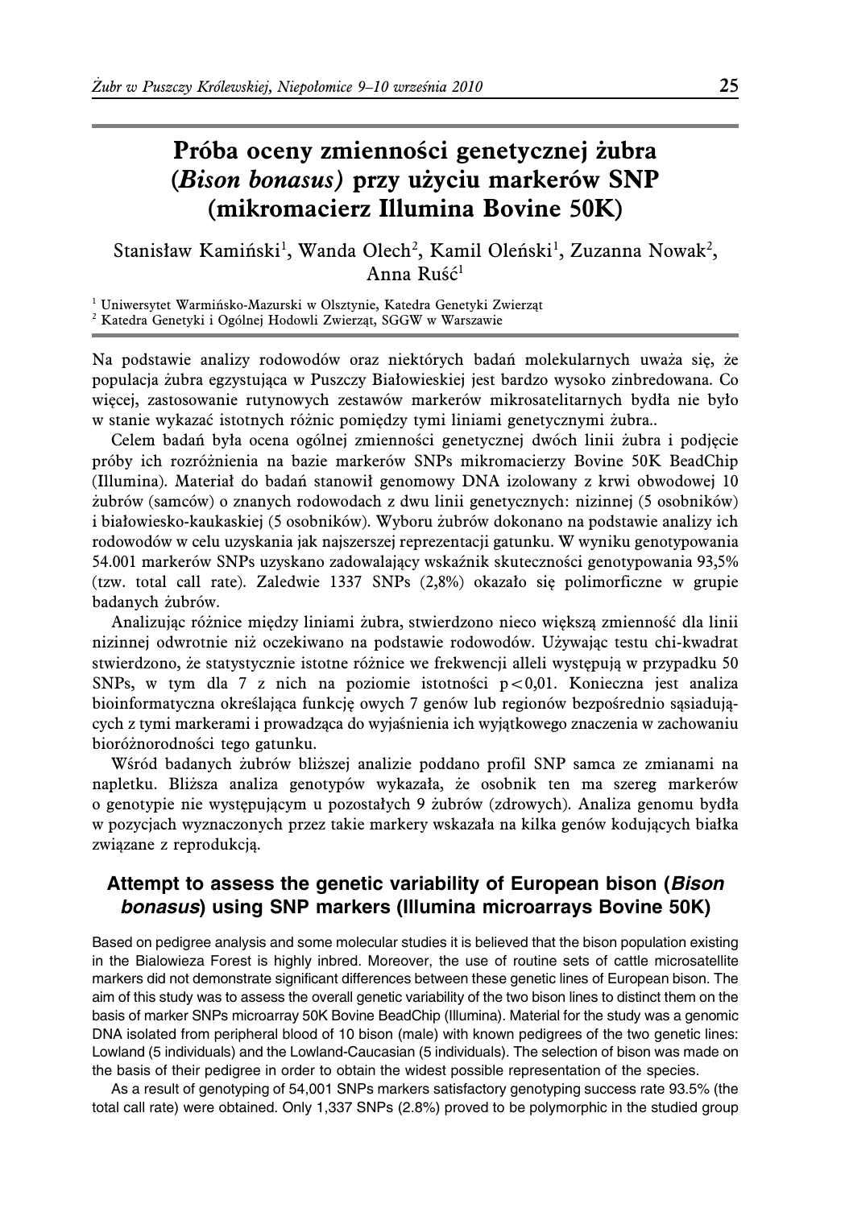# Próba oceny zmienności genetycznej żubra (*Bison bonasus*) przy użyciu markerów SNP (mikromacierz Illumina Bovine 50K)

Stanisław Kamiński[1], Wanda Olech[2], Kamil Oleński[1], Zuzanna Nowak[2], Anna Ruść[1]

[1] Uniwersytet Warmińsko-Mazurski w Olsztynie, Katedra Genetyki Zwierząt
[2] Katedra Genetyki i Ogólnej Hodowli Zwierząt, SGGW w Warszawie

Na podstawie analizy rodowodów oraz niektórych badań molekularnych uważa się, że populacja żubra egzystująca w Puszczy Białowieskiej jest bardzo wysoko zinbredowana. Co więcej, zastosowanie rutynowych zestawów markerów mikrosatelitarnych bydła nie było w stanie wykazać istotnych różnic pomiędzy tymi liniami genetycznymi żubra..

Celem badań była ocena ogólnej zmienności genetycznej dwóch linii żubra i podjęcie próby ich rozróżnienia na bazie markerów SNPs mikromacierzy Bovine 50K BeadChip (Illumina). Materiał do badań stanowił genomowy DNA izolowany z krwi obwodowej 10 żubrów (samców) o znanych rodowodach z dwu linii genetycznych: nizinnej (5 osobników) i białowiesko-kaukaskiej (5 osobników). Wyboru żubrów dokonano na podstawie analizy ich rodowodów w celu uzyskania jak najszerszej reprezentacji gatunku. W wyniku genotypowania 54.001 markerów SNPs uzyskano zadowalający wskaźnik skuteczności genotypowania 93,5% (tzw. total call rate). Zaledwie 1337 SNPs (2,8%) okazało się polimorficzne w grupie badanych żubrów.

Analizując różnice między liniami żubra, stwierdzono nieco większą zmienność dla linii nizinnej odwrotnie niż oczekiwano na podstawie rodowodów. Używając testu chi-kwadrat stwierdzono, że statystycznie istotne różnice we frekwencji alleli występują w przypadku 50 SNPs, w tym dla 7 z nich na poziomie istotności $p<0{,}01$. Konieczna jest analiza bioinformatyczna określająca funkcję owych 7 genów lub regionów bezpośrednio sąsiadujących z tymi markerami i prowadząca do wyjaśnienia ich wyjątkowego znaczenia w zachowaniu bioróżnorodności tego gatunku.

Wśród badanych żubrów bliższej analizie poddano profil SNP samca ze zmianami na napletku. Bliższa analiza genotypów wykazała, że osobnik ten ma szereg markerów o genotypie nie występującym u pozostałych 9 żubrów (zdrowych). Analiza genomu bydła w pozycjach wyznaczonych przez takie markery wskazała na kilka genów kodujących białka związane z reprodukcją.

## Attempt to assess the genetic variability of European bison (*Bison bonasus*) using SNP markers (Illumina microarrays Bovine 50K)

Based on pedigree analysis and some molecular studies it is believed that the bison population existing in the Bialowieza Forest is highly inbred. Moreover, the use of routine sets of cattle microsatellite markers did not demonstrate significant differences between these genetic lines of European bison. The aim of this study was to assess the overall genetic variability of the two bison lines to distinct them on the basis of marker SNPs microarray 50K Bovine BeadChip (Illumina). Material for the study was a genomic DNA isolated from peripheral blood of 10 bison (male) with known pedigrees of the two genetic lines: Lowland (5 individuals) and the Lowland-Caucasian (5 individuals). The selection of bison was made on the basis of their pedigree in order to obtain the widest possible representation of the species.

As a result of genotyping of 54,001 SNPs markers satisfactory genotyping success rate 93.5% (the total call rate) were obtained. Only 1,337 SNPs (2.8%) proved to be polymorphic in the studied group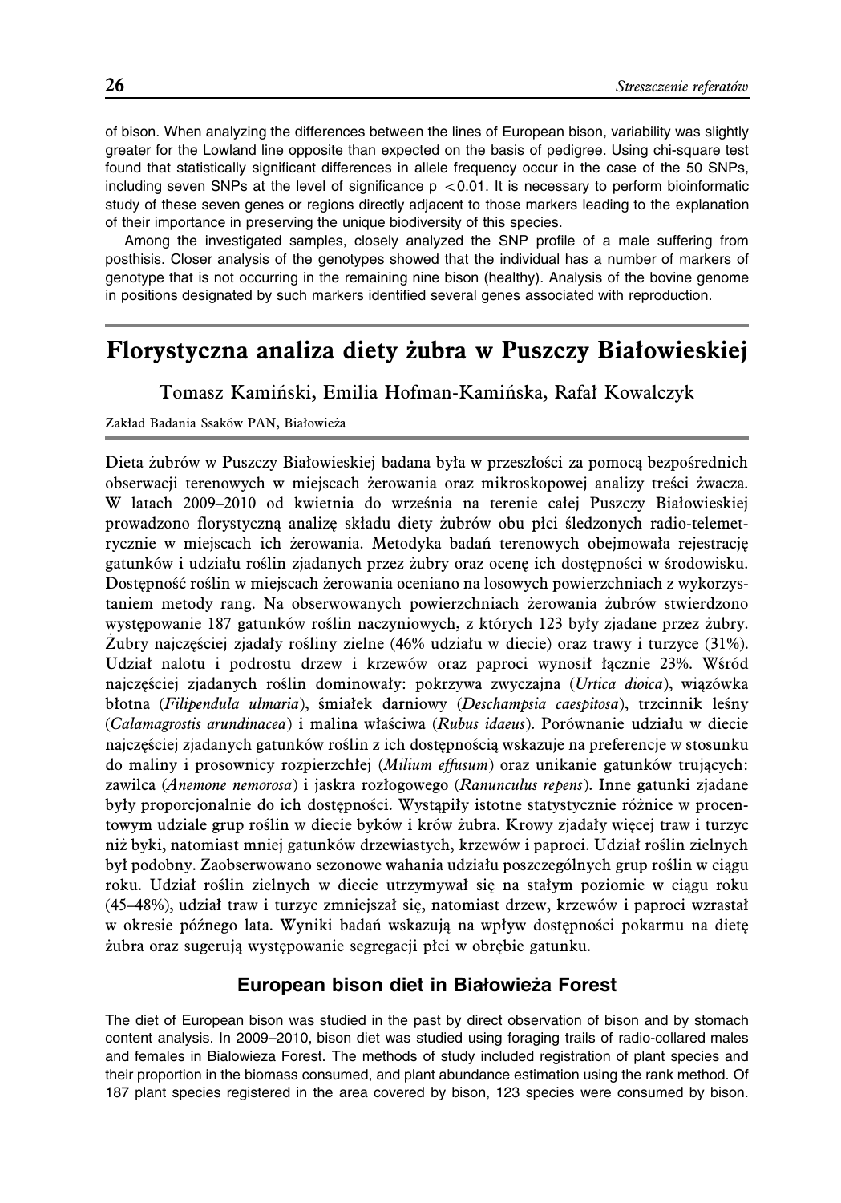of bison. When analyzing the differences between the lines of European bison, variability was slightly greater for the Lowland line opposite than expected on the basis of pedigree. Using chi-square test found that statistically significant differences in allele frequency occur in the case of the 50 SNPs, including seven SNPs at the level of significance $p < 0.01$. It is necessary to perform bioinformatic study of these seven genes or regions directly adjacent to those markers leading to the explanation of their importance in preserving the unique biodiversity of this species.

Among the investigated samples, closely analyzed the SNP profile of a male suffering from posthisis. Closer analysis of the genotypes showed that the individual has a number of markers of genotype that is not occurring in the remaining nine bison (healthy). Analysis of the bovine genome in positions designated by such markers identified several genes associated with reproduction.

## Florystyczna analiza diety żubra w Puszczy Białowieskiej

Tomasz Kamiński, Emilia Hofman-Kamińska, Rafał Kowalczyk

Zakład Badania Ssaków PAN, Białowieża

Dieta żubrów w Puszczy Białowieskiej badana była w przeszłości za pomocą bezpośrednich obserwacji terenowych w miejscach żerowania oraz mikroskopowej analizy treści żwacza. W latach 2009–2010 od kwietnia do września na terenie całej Puszczy Białowieskiej prowadzono florystyczną analizę składu diety żubrów obu płci śledzonych radio-telemetrycznie w miejscach ich żerowania. Metodyka badań terenowych obejmowała rejestrację gatunków i udziału roślin zjadanych przez żubry oraz ocenę ich dostępności w środowisku. Dostępność roślin w miejscach żerowania oceniano na losowych powierzchniach z wykorzystaniem metody rang. Na obserwowanych powierzchniach żerowania żubrów stwierdzono występowanie 187 gatunków roślin naczyniowych, z których 123 były zjadane przez żubry. Żubry najczęściej zjadały rośliny zielne (46% udziału w diecie) oraz trawy i turzyce (31%). Udział nalotu i podrostu drzew i krzewów oraz paproci wynosił łącznie 23%. Wśród najczęściej zjadanych roślin dominowały: pokrzywa zwyczajna (*Urtica dioica*), wiązówka błotna (*Filipendula ulmaria*), śmiałek darniowy (*Deschampsia caespitosa*), trzcinnik leśny (*Calamagrostis arundinacea*) i malina właściwa (*Rubus idaeus*). Porównanie udziału w diecie najczęściej zjadanych gatunków roślin z ich dostępnością wskazuje na preferencje w stosunku do maliny i prosownicy rozpierzchłej (*Milium effusum*) oraz unikanie gatunków trujących: zawilca (*Anemone nemorosa*) i jaskra rozłogowego (*Ranunculus repens*). Inne gatunki zjadane były proporcjonalnie do ich dostępności. Wystąpiły istotne statystycznie różnice w procentowym udziale grup roślin w diecie byków i krów żubra. Krowy zjadały więcej traw i turzyc niż byki, natomiast mniej gatunków drzewiastych, krzewów i paproci. Udział roślin zielnych był podobny. Zaobserwowano sezonowe wahania udziału poszczególnych grup roślin w ciągu roku. Udział roślin zielnych w diecie utrzymywał się na stałym poziomie w ciągu roku (45–48%), udział traw i turzyc zmniejszał się, natomiast drzew, krzewów i paproci wzrastał w okresie późnego lata. Wyniki badań wskazują na wpływ dostępności pokarmu na dietę żubra oraz sugerują występowanie segregacji płci w obrębie gatunku.

### European bison diet in Białowieża Forest

The diet of European bison was studied in the past by direct observation of bison and by stomach content analysis. In 2009–2010, bison diet was studied using foraging trails of radio-collared males and females in Bialowieza Forest. The methods of study included registration of plant species and their proportion in the biomass consumed, and plant abundance estimation using the rank method. Of 187 plant species registered in the area covered by bison, 123 species were consumed by bison.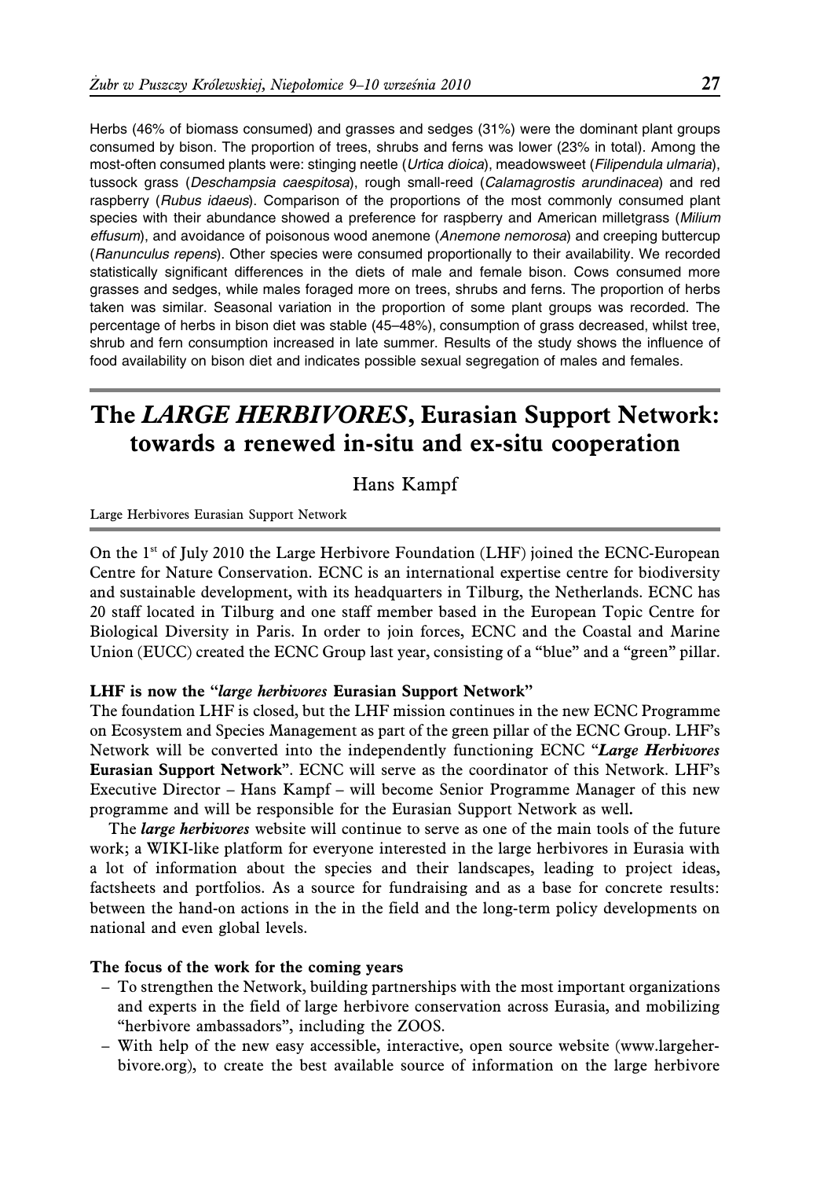Herbs (46% of biomass consumed) and grasses and sedges (31%) were the dominant plant groups consumed by bison. The proportion of trees, shrubs and ferns was lower (23% in total). Among the most-often consumed plants were: stinging neetle (*Urtica dioica*), meadowsweet (*Filipendula ulmaria*), tussock grass (*Deschampsia caespitosa*), rough small-reed (*Calamagrostis arundinacea*) and red raspberry (*Rubus idaeus*). Comparison of the proportions of the most commonly consumed plant species with their abundance showed a preference for raspberry and American milletgrass (*Milium effusum*), and avoidance of poisonous wood anemone (*Anemone nemorosa*) and creeping buttercup (*Ranunculus repens*). Other species were consumed proportionally to their availability. We recorded statistically significant differences in the diets of male and female bison. Cows consumed more grasses and sedges, while males foraged more on trees, shrubs and ferns. The proportion of herbs taken was similar. Seasonal variation in the proportion of some plant groups was recorded. The percentage of herbs in bison diet was stable (45–48%), consumption of grass decreased, whilst tree, shrub and fern consumption increased in late summer. Results of the study shows the influence of food availability on bison diet and indicates possible sexual segregation of males and females.

# The *LARGE HERBIVORES*, Eurasian Support Network: towards a renewed in-situ and ex-situ cooperation

Hans Kampf

Large Herbivores Eurasian Support Network

On the 1st of July 2010 the Large Herbivore Foundation (LHF) joined the ECNC-European Centre for Nature Conservation. ECNC is an international expertise centre for biodiversity and sustainable development, with its headquarters in Tilburg, the Netherlands. ECNC has 20 staff located in Tilburg and one staff member based in the European Topic Centre for Biological Diversity in Paris. In order to join forces, ECNC and the Coastal and Marine Union (EUCC) created the ECNC Group last year, consisting of a "blue" and a "green" pillar.

**LHF is now the "*large herbivores* Eurasian Support Network"**

The foundation LHF is closed, but the LHF mission continues in the new ECNC Programme on Ecosystem and Species Management as part of the green pillar of the ECNC Group. LHF's Network will be converted into the independently functioning ECNC "***Large Herbivores* Eurasian Support Network**". ECNC will serve as the coordinator of this Network. LHF's Executive Director – Hans Kampf – will become Senior Programme Manager of this new programme and will be responsible for the Eurasian Support Network as well.

The ***large herbivores*** website will continue to serve as one of the main tools of the future work; a WIKI-like platform for everyone interested in the large herbivores in Eurasia with a lot of information about the species and their landscapes, leading to project ideas, factsheets and portfolios. As a source for fundraising and as a base for concrete results: between the hand-on actions in the in the field and the long-term policy developments on national and even global levels.

**The focus of the work for the coming years**

- To strengthen the Network, building partnerships with the most important organizations and experts in the field of large herbivore conservation across Eurasia, and mobilizing "herbivore ambassadors", including the ZOOS.
- With help of the new easy accessible, interactive, open source website (www.largeherbivore.org), to create the best available source of information on the large herbivore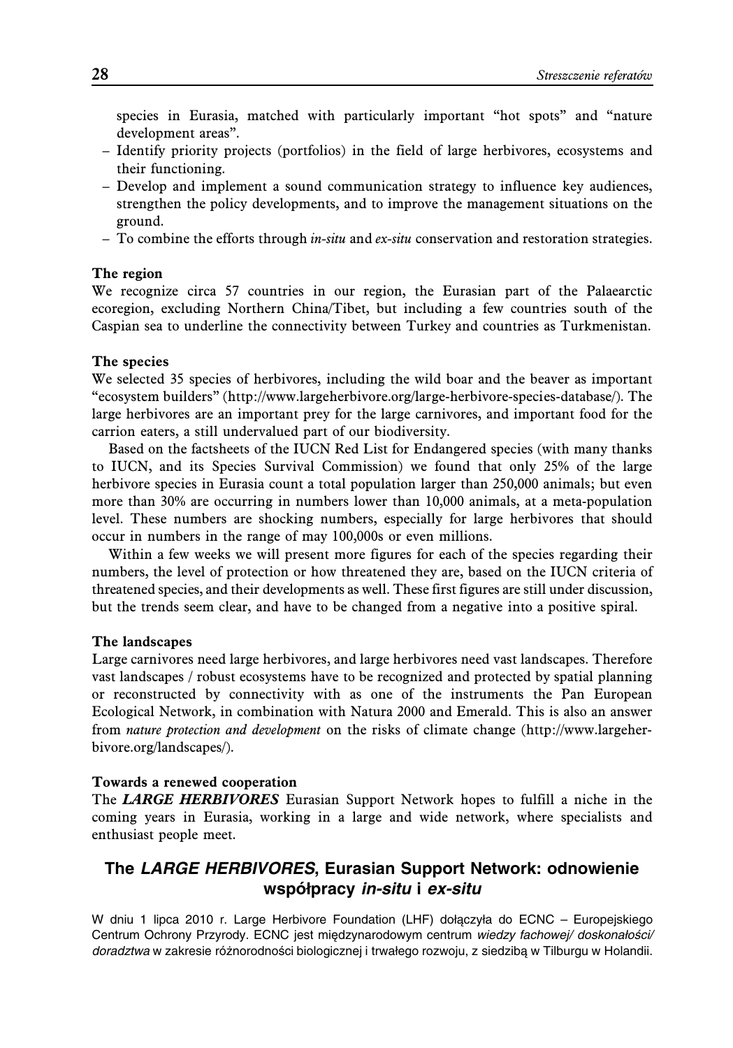species in Eurasia, matched with particularly important "hot spots" and "nature development areas".

- Identify priority projects (portfolios) in the field of large herbivores, ecosystems and their functioning.
- Develop and implement a sound communication strategy to influence key audiences, strengthen the policy developments, and to improve the management situations on the ground.
- To combine the efforts through *in-situ* and *ex-situ* conservation and restoration strategies.

**The region**

We recognize circa 57 countries in our region, the Eurasian part of the Palaearctic ecoregion, excluding Northern China/Tibet, but including a few countries south of the Caspian sea to underline the connectivity between Turkey and countries as Turkmenistan.

**The species**

We selected 35 species of herbivores, including the wild boar and the beaver as important "ecosystem builders" (http://www.largeherbivore.org/large-herbivore-species-database/). The large herbivores are an important prey for the large carnivores, and important food for the carrion eaters, a still undervalued part of our biodiversity.

Based on the factsheets of the IUCN Red List for Endangered species (with many thanks to IUCN, and its Species Survival Commission) we found that only 25% of the large herbivore species in Eurasia count a total population larger than 250,000 animals; but even more than 30% are occurring in numbers lower than 10,000 animals, at a meta-population level. These numbers are shocking numbers, especially for large herbivores that should occur in numbers in the range of may 100,000s or even millions.

Within a few weeks we will present more figures for each of the species regarding their numbers, the level of protection or how threatened they are, based on the IUCN criteria of threatened species, and their developments as well. These first figures are still under discussion, but the trends seem clear, and have to be changed from a negative into a positive spiral.

**The landscapes**

Large carnivores need large herbivores, and large herbivores need vast landscapes. Therefore vast landscapes / robust ecosystems have to be recognized and protected by spatial planning or reconstructed by connectivity with as one of the instruments the Pan European Ecological Network, in combination with Natura 2000 and Emerald. This is also an answer from *nature protection and development* on the risks of climate change (http://www.largeherbivore.org/landscapes/).

**Towards a renewed cooperation**

The ***LARGE HERBIVORES*** Eurasian Support Network hopes to fulfill a niche in the coming years in Eurasia, working in a large and wide network, where specialists and enthusiast people meet.

## The *LARGE HERBIVORES*, Eurasian Support Network: odnowienie współpracy *in-situ* i *ex-situ*

W dniu 1 lipca 2010 r. Large Herbivore Foundation (LHF) dołączyła do ECNC – Europejskiego Centrum Ochrony Przyrody. ECNC jest międzynarodowym centrum *wiedzy fachowej/ doskonałości/ doradztwa* w zakresie różnorodności biologicznej i trwałego rozwoju, z siedzibą w Tilburgu w Holandii.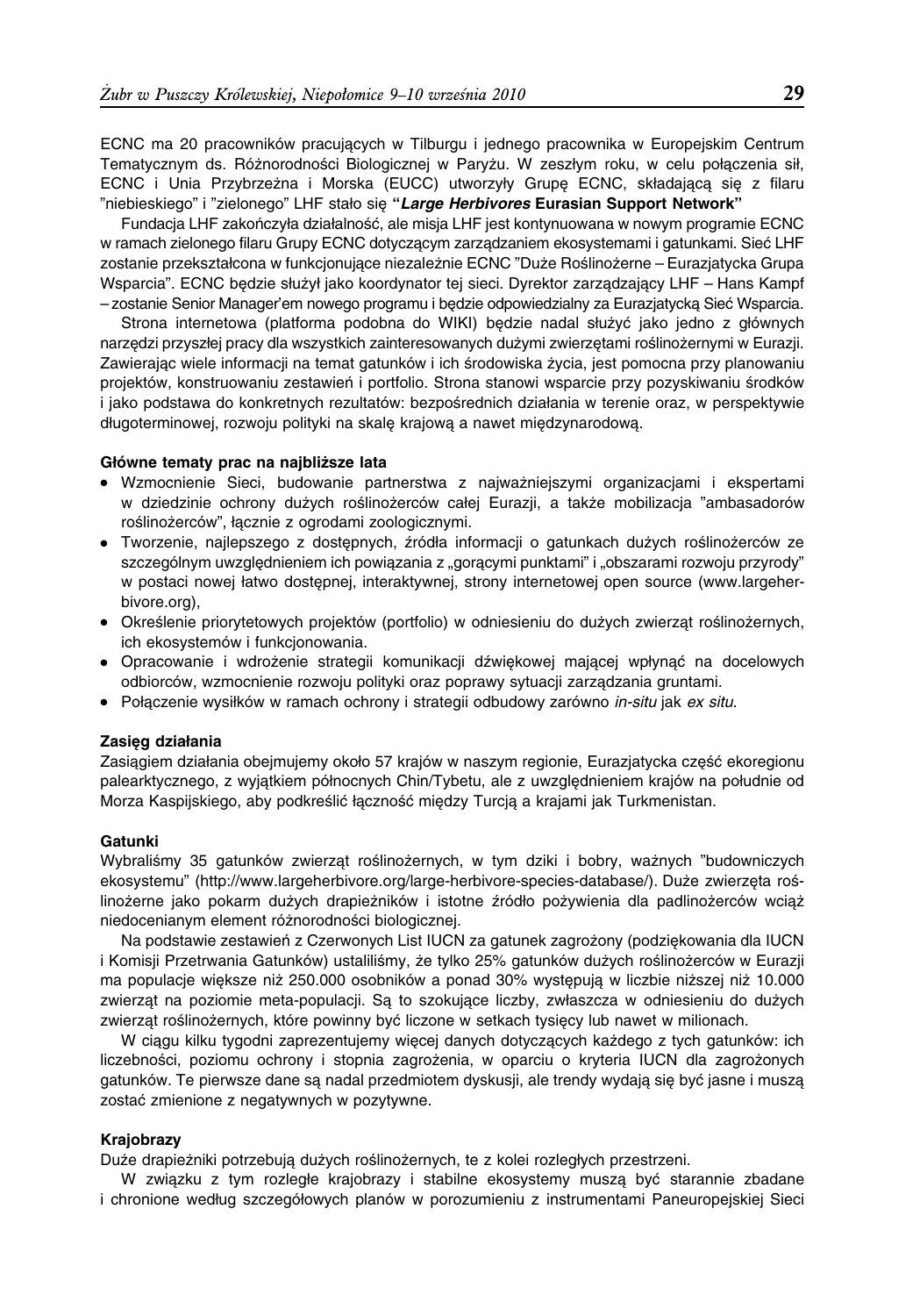ECNC ma 20 pracowników pracujących w Tilburgu i jednego pracownika w Europejskim Centrum Tematycznym ds. Różnorodności Biologicznej w Paryżu. W zeszłym roku, w celu połączenia sił, ECNC i Unia Przybrzeżna i Morska (EUCC) utworzyły Grupę ECNC, składającą się z filaru "niebieskiego" i "zielonego" LHF stało się **"*Large Herbivores* Eurasian Support Network"**

Fundacja LHF zakończyła działalność, ale misja LHF jest kontynuowana w nowym programie ECNC w ramach zielonego filaru Grupy ECNC dotyczącym zarządzaniem ekosystemami i gatunkami. Sieć LHF zostanie przekształcona w funkcjonujące niezależnie ECNC "Duże Roślinożerne – Eurazjatycka Grupa Wsparcia". ECNC będzie służył jako koordynator tej sieci. Dyrektor zarządzający LHF – Hans Kampf – zostanie Senior Manager'em nowego programu i będzie odpowiedzialny za Eurazjatycką Sieć Wsparcia.

Strona internetowa (platforma podobna do WIKI) będzie nadal służyć jako jedno z głównych narzędzi przyszłej pracy dla wszystkich zainteresowanych dużymi zwierzętami roślinożernymi w Eurazji. Zawierając wiele informacji na temat gatunków i ich środowiska życia, jest pomocna przy planowaniu projektów, konstruowaniu zestawień i portfolio. Strona stanowi wsparcie przy pozyskiwaniu środków i jako podstawa do konkretnych rezultatów: bezpośrednich działania w terenie oraz, w perspektywie długoterminowej, rozwoju polityki na skalę krajową a nawet międzynarodową.

**Główne tematy prac na najbliższe lata**

- Wzmocnienie Sieci, budowanie partnerstwa z najważniejszymi organizacjami i ekspertami w dziedzinie ochrony dużych roślinożerców całej Eurazji, a także mobilizacja "ambasadorów roślinożerców", łącznie z ogrodami zoologicznymi.
- Tworzenie, najlepszego z dostępnych, źródła informacji o gatunkach dużych roślinożerców ze szczególnym uwzględnieniem ich powiązania z „gorącymi punktami" i „obszarami rozwoju przyrody" w postaci nowej łatwo dostępnej, interaktywnej, strony internetowej open source (www.largeherbivore.org),
- Określenie priorytetowych projektów (portfolio) w odniesieniu do dużych zwierząt roślinożernych, ich ekosystemów i funkcjonowania.
- Opracowanie i wdrożenie strategii komunikacji dźwiękowej mającej wpłynąć na docelowych odbiorców, wzmocnienie rozwoju polityki oraz poprawy sytuacji zarządzania gruntami.
- Połączenie wysiłków w ramach ochrony i strategii odbudowy zarówno *in-situ* jak *ex situ*.

**Zasięg działania**

Zasiągiem działania obejmujemy około 57 krajów w naszym regionie, Eurazjatycka część ekoregionu palearktycznego, z wyjątkiem północnych Chin/Tybetu, ale z uwzględnieniem krajów na południe od Morza Kaspijskiego, aby podkreślić łączność między Turcją a krajami jak Turkmenistan.

**Gatunki**

Wybraliśmy 35 gatunków zwierząt roślinożernych, w tym dziki i bobry, ważnych "budowniczych ekosystemu" (http://www.largeherbivore.org/large-herbivore-species-database/). Duże zwierzęta roślinożerne jako pokarm dużych drapieżników i istotne źródło pożywienia dla padlinożerców wciąż niedocenianym element różnorodności biologicznej.

Na podstawie zestawień z Czerwonych List IUCN za gatunek zagrożony (podziękowania dla IUCN i Komisji Przetrwania Gatunków) ustaliliśmy, że tylko 25% gatunków dużych roślinożerców w Eurazji ma populacje większe niż 250.000 osobników a ponad 30% występują w liczbie niższej niż 10.000 zwierząt na poziomie meta-populacji. Są to szokujące liczby, zwłaszcza w odniesieniu do dużych zwierząt roślinożernych, które powinny być liczone w setkach tysięcy lub nawet w milionach.

W ciągu kilku tygodni zaprezentujemy więcej danych dotyczących każdego z tych gatunków: ich liczebności, poziomu ochrony i stopnia zagrożenia, w oparciu o kryteria IUCN dla zagrożonych gatunków. Te pierwsze dane są nadal przedmiotem dyskusji, ale trendy wydają się być jasne i muszą zostać zmienione z negatywnych w pozytywne.

**Krajobrazy**

Duże drapieżniki potrzebują dużych roślinożernych, te z kolei rozległych przestrzeni.

W związku z tym rozległe krajobrazy i stabilne ekosystemy muszą być starannie zbadane i chronione według szczegółowych planów w porozumieniu z instrumentami Paneuropejskiej Sieci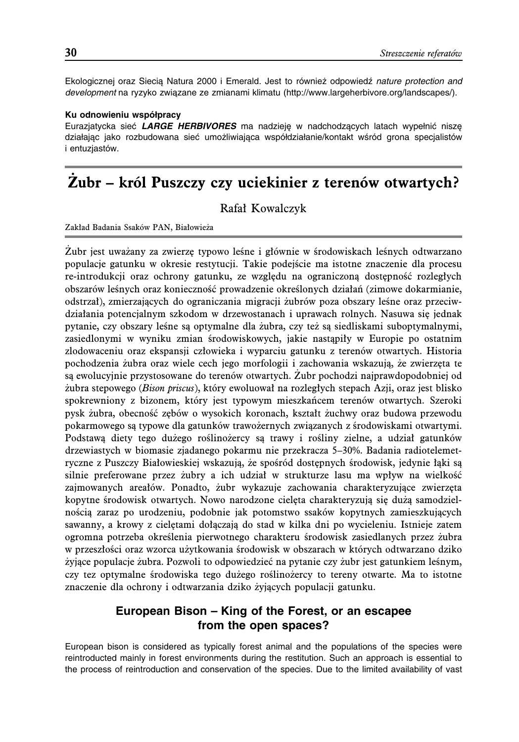Ekologicznej oraz Siecią Natura 2000 i Emerald. Jest to również odpowiedź *nature protection and development* na ryzyko związane ze zmianami klimatu (http://www.largeherbivore.org/landscapes/).

#### Ku odnowieniu współpracy

Eurazjatycka sieć ***LARGE HERBIVORES*** ma nadzieję w nadchodzących latach wypełnić niszę działając jako rozbudowana sieć umożliwiająca współdziałanie/kontakt wśród grona specjalistów i entuzjastów.

# Żubr – król Puszczy czy uciekinier z terenów otwartych?

Rafał Kowalczyk

Zakład Badania Ssaków PAN, Białowieża

Żubr jest uważany za zwierzę typowo leśne i głównie w środowiskach leśnych odtwarzano populacje gatunku w okresie restytucji. Takie podejście ma istotne znaczenie dla procesu re-introdukcji oraz ochrony gatunku, ze względu na ograniczoną dostępność rozległych obszarów leśnych oraz konieczność prowadzenie określonych działań (zimowe dokarmianie, odstrzał), zmierzających do ograniczania migracji żubrów poza obszary leśne oraz przeciwdziałania potencjalnym szkodom w drzewostanach i uprawach rolnych. Nasuwa się jednak pytanie, czy obszary leśne są optymalne dla żubra, czy też są siedliskami suboptymalnymi, zasiedlonymi w wyniku zmian środowiskowych, jakie nastąpiły w Europie po ostatnim zlodowaceniu oraz ekspansji człowieka i wyparciu gatunku z terenów otwartych. Historia pochodzenia żubra oraz wiele cech jego morfologii i zachowania wskazują, że zwierzęta te są ewolucyjnie przystosowane do terenów otwartych. Żubr pochodzi najprawdopodobniej od żubra stepowego (*Bison priscus*), który ewoluował na rozległych stepach Azji, oraz jest blisko spokrewniony z bizonem, który jest typowym mieszkańcem terenów otwartych. Szeroki pysk żubra, obecność zębów o wysokich koronach, kształt żuchwy oraz budowa przewodu pokarmowego są typowe dla gatunków trawożernych związanych z środowiskami otwartymi. Podstawą diety tego dużego roślinożercy są trawy i rośliny zielne, a udział gatunków drzewiastych w biomasie zjadanego pokarmu nie przekracza 5–30%. Badania radiotelemetryczne z Puszczy Białowieskiej wskazują, że spośród dostępnych środowisk, jedynie łąki są silnie preferowane przez żubry a ich udział w strukturze lasu ma wpływ na wielkość zajmowanych arealów. Ponadto, żubr wykazuje zachowania charakteryzujące zwierzęta kopytne środowisk otwartych. Nowo narodzone cielęta charakteryzują się dużą samodzielnością zaraz po urodzeniu, podobnie jak potomstwo ssaków kopytnych zamieszkujących sawanny, a krowy z cielętami dołączają do stad w kilka dni po wycieleniu. Istnieje zatem ogromna potrzeba określenia pierwotnego charakteru środowisk zasiedlanych przez żubra w przeszłości oraz wzorca użytkowania środowisk w obszarach w których odtwarzano dziko żyjące populacje żubra. Pozwoli to odpowiedzieć na pytanie czy żubr jest gatunkiem leśnym, czy tez optymalne środowiska tego dużego roślinożercy to tereny otwarte. Ma to istotne znaczenie dla ochrony i odtwarzania dziko żyjących populacji gatunku.

## European Bison – King of the Forest, or an escapee from the open spaces?

European bison is considered as typically forest animal and the populations of the species were reintroducted mainly in forest environments during the restitution. Such an approach is essential to the process of reintroduction and conservation of the species. Due to the limited availability of vast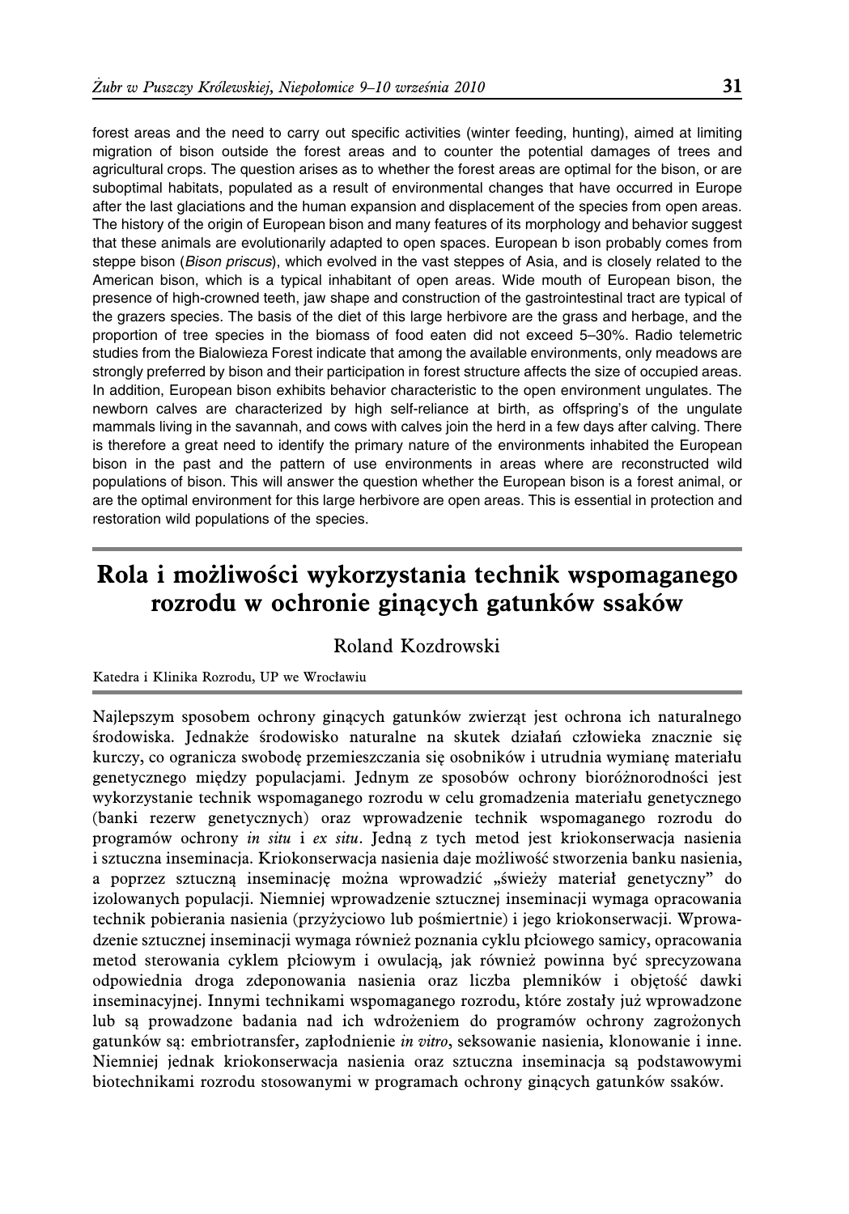forest areas and the need to carry out specific activities (winter feeding, hunting), aimed at limiting migration of bison outside the forest areas and to counter the potential damages of trees and agricultural crops. The question arises as to whether the forest areas are optimal for the bison, or are suboptimal habitats, populated as a result of environmental changes that have occurred in Europe after the last glaciations and the human expansion and displacement of the species from open areas. The history of the origin of European bison and many features of its morphology and behavior suggest that these animals are evolutionarily adapted to open spaces. European b ison probably comes from steppe bison (*Bison priscus*), which evolved in the vast steppes of Asia, and is closely related to the American bison, which is a typical inhabitant of open areas. Wide mouth of European bison, the presence of high-crowned teeth, jaw shape and construction of the gastrointestinal tract are typical of the grazers species. The basis of the diet of this large herbivore are the grass and herbage, and the proportion of tree species in the biomass of food eaten did not exceed 5–30%. Radio telemetric studies from the Bialowieza Forest indicate that among the available environments, only meadows are strongly preferred by bison and their participation in forest structure affects the size of occupied areas. In addition, European bison exhibits behavior characteristic to the open environment ungulates. The newborn calves are characterized by high self-reliance at birth, as offspring's of the ungulate mammals living in the savannah, and cows with calves join the herd in a few days after calving. There is therefore a great need to identify the primary nature of the environments inhabited the European bison in the past and the pattern of use environments in areas where are reconstructed wild populations of bison. This will answer the question whether the European bison is a forest animal, or are the optimal environment for this large herbivore are open areas. This is essential in protection and restoration wild populations of the species.

## Rola i możliwości wykorzystania technik wspomaganego rozrodu w ochronie ginących gatunków ssaków

Roland Kozdrowski

Katedra i Klinika Rozrodu, UP we Wrocławiu

Najlepszym sposobem ochrony ginących gatunków zwierząt jest ochrona ich naturalnego środowiska. Jednakże środowisko naturalne na skutek działań człowieka znacznie się kurczy, co ogranicza swobodę przemieszczania się osobników i utrudnia wymianę materiału genetycznego między populacjami. Jednym ze sposobów ochrony bioróżnorodności jest wykorzystanie technik wspomaganego rozrodu w celu gromadzenia materiału genetycznego (banki rezerw genetycznych) oraz wprowadzenie technik wspomaganego rozrodu do programów ochrony *in situ* i *ex situ*. Jedną z tych metod jest kriokonserwacja nasienia i sztuczna inseminacja. Kriokonserwacja nasienia daje możliwość stworzenia banku nasienia, a poprzez sztuczną inseminację można wprowadzić „świeży materiał genetyczny" do izolowanych populacji. Niemniej wprowadzenie sztucznej inseminacji wymaga opracowania technik pobierania nasienia (przyżyciowo lub pośmiertnie) i jego kriokonserwacji. Wprowadzenie sztucznej inseminacji wymaga również poznania cyklu płciowego samicy, opracowania metod sterowania cyklem płciowym i owulacją, jak również powinna być sprecyzowana odpowiednia droga zdeponowania nasienia oraz liczba plemników i objętość dawki inseminacyjnej. Innymi technikami wspomaganego rozrodu, które zostały już wprowadzone lub są prowadzone badania nad ich wdrożeniem do programów ochrony zagrożonych gatunków są: embriotransfer, zapłodnienie *in vitro*, seksowanie nasienia, klonowanie i inne. Niemniej jednak kriokonserwacja nasienia oraz sztuczna inseminacja są podstawowymi biotechnikami rozrodu stosowanymi w programach ochrony ginących gatunków ssaków.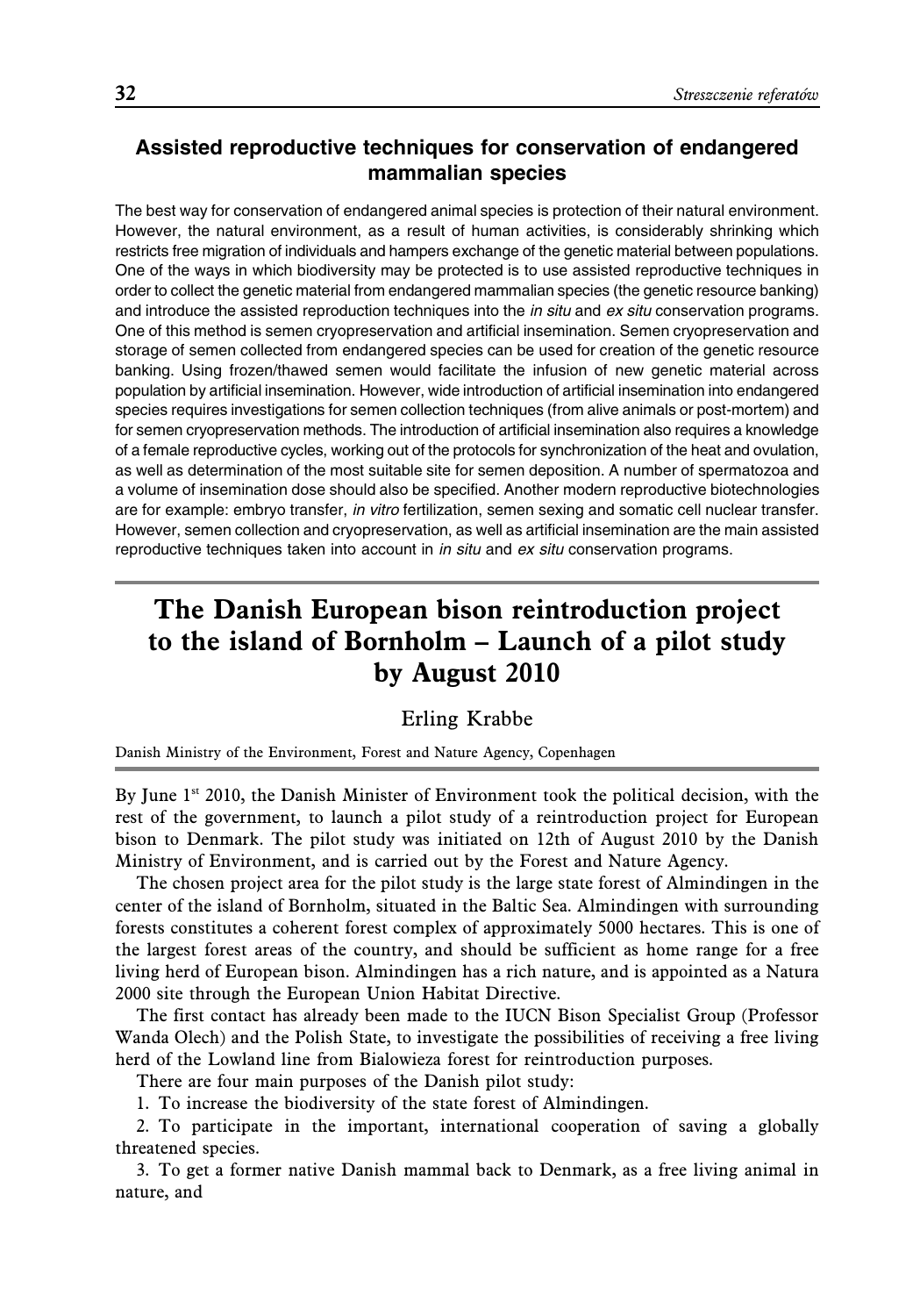## Assisted reproductive techniques for conservation of endangered mammalian species

The best way for conservation of endangered animal species is protection of their natural environment. However, the natural environment, as a result of human activities, is considerably shrinking which restricts free migration of individuals and hampers exchange of the genetic material between populations. One of the ways in which biodiversity may be protected is to use assisted reproductive techniques in order to collect the genetic material from endangered mammalian species (the genetic resource banking) and introduce the assisted reproduction techniques into the *in situ* and *ex situ* conservation programs. One of this method is semen cryopreservation and artificial insemination. Semen cryopreservation and storage of semen collected from endangered species can be used for creation of the genetic resource banking. Using frozen/thawed semen would facilitate the infusion of new genetic material across population by artificial insemination. However, wide introduction of artificial insemination into endangered species requires investigations for semen collection techniques (from alive animals or post-mortem) and for semen cryopreservation methods. The introduction of artificial insemination also requires a knowledge of a female reproductive cycles, working out of the protocols for synchronization of the heat and ovulation, as well as determination of the most suitable site for semen deposition. A number of spermatozoa and a volume of insemination dose should also be specified. Another modern reproductive biotechnologies are for example: embryo transfer, *in vitro* fertilization, semen sexing and somatic cell nuclear transfer. However, semen collection and cryopreservation, as well as artificial insemination are the main assisted reproductive techniques taken into account in *in situ* and *ex situ* conservation programs.

# The Danish European bison reintroduction project to the island of Bornholm – Launch of a pilot study by August 2010

Erling Krabbe

Danish Ministry of the Environment, Forest and Nature Agency, Copenhagen

By June 1st 2010, the Danish Minister of Environment took the political decision, with the rest of the government, to launch a pilot study of a reintroduction project for European bison to Denmark. The pilot study was initiated on 12th of August 2010 by the Danish Ministry of Environment, and is carried out by the Forest and Nature Agency.

The chosen project area for the pilot study is the large state forest of Almindingen in the center of the island of Bornholm, situated in the Baltic Sea. Almindingen with surrounding forests constitutes a coherent forest complex of approximately 5000 hectares. This is one of the largest forest areas of the country, and should be sufficient as home range for a free living herd of European bison. Almindingen has a rich nature, and is appointed as a Natura 2000 site through the European Union Habitat Directive.

The first contact has already been made to the IUCN Bison Specialist Group (Professor Wanda Olech) and the Polish State, to investigate the possibilities of receiving a free living herd of the Lowland line from Bialowieza forest for reintroduction purposes.

There are four main purposes of the Danish pilot study:

1. To increase the biodiversity of the state forest of Almindingen.

2. To participate in the important, international cooperation of saving a globally threatened species.

3. To get a former native Danish mammal back to Denmark, as a free living animal in nature, and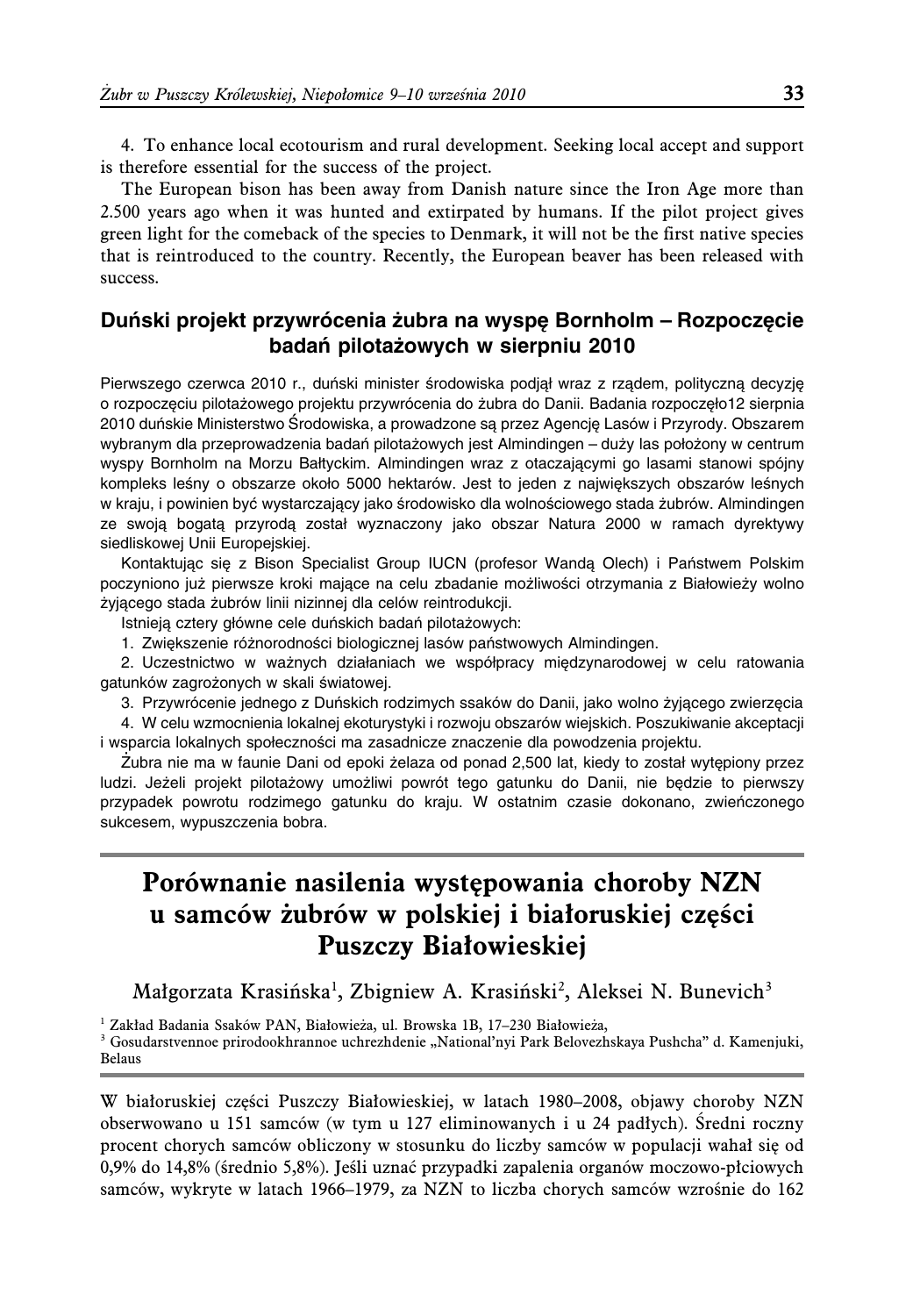4. To enhance local ecotourism and rural development. Seeking local accept and support is therefore essential for the success of the project.

The European bison has been away from Danish nature since the Iron Age more than 2.500 years ago when it was hunted and extirpated by humans. If the pilot project gives green light for the comeback of the species to Denmark, it will not be the first native species that is reintroduced to the country. Recently, the European beaver has been released with success.

### Duński projekt przywrócenia żubra na wyspę Bornholm – Rozpoczęcie badań pilotażowych w sierpniu 2010

Pierwszego czerwca 2010 r., duński minister środowiska podjął wraz z rządem, polityczną decyzję o rozpoczęciu pilotażowego projektu przywrócenia do żubra do Danii. Badania rozpoczęło12 sierpnia 2010 duńskie Ministerstwo Środowiska, a prowadzone są przez Agencję Lasów i Przyrody. Obszarem wybranym dla przeprowadzenia badań pilotażowych jest Almindingen – duży las położony w centrum wyspy Bornholm na Morzu Bałtyckim. Almindingen wraz z otaczającymi go lasami stanowi spójny kompleks leśny o obszarze około 5000 hektarów. Jest to jeden z największych obszarów leśnych w kraju, i powinien być wystarczający jako środowisko dla wolnościowego stada żubrów. Almindingen ze swoją bogatą przyrodą został wyznaczony jako obszar Natura 2000 w ramach dyrektywy siedliskowej Unii Europejskiej.

Kontaktując się z Bison Specialist Group IUCN (profesor Wandą Olech) i Państwem Polskim poczyniono już pierwsze kroki mające na celu zbadanie możliwości otrzymania z Białowieży wolno żyjącego stada żubrów linii nizinnej dla celów reintrodukcji.

Istnieją cztery główne cele duńskich badań pilotażowych:

1. Zwiększenie różnorodności biologicznej lasów państwowych Almindingen.
2. Uczestnictwo w ważnych działaniach we współpracy międzynarodowej w celu ratowania gatunków zagrożonych w skali światowej.
3. Przywrócenie jednego z Duńskich rodzimych ssaków do Danii, jako wolno żyjącego zwierzęcia
4. W celu wzmocnienia lokalnej ekoturystyki i rozwoju obszarów wiejskich. Poszukiwanie akceptacji i wsparcia lokalnych społeczności ma zasadnicze znaczenie dla powodzenia projektu.

Żubra nie ma w faunie Dani od epoki żelaza od ponad 2,500 lat, kiedy to został wytępiony przez ludzi. Jeżeli projekt pilotażowy umożliwi powrót tego gatunku do Danii, nie będzie to pierwszy przypadek powrotu rodzimego gatunku do kraju. W ostatnim czasie dokonano, zwieńczonego sukcesem, wypuszczenia bobra.

# Porównanie nasilenia występowania choroby NZN u samców żubrów w polskiej i białoruskiej części Puszczy Białowieskiej

Małgorzata Krasińska[1], Zbigniew A. Krasiński[2], Aleksei N. Bunevich[3]

[1] Zakład Badania Ssaków PAN, Białowieża, ul. Browska 1B, 17–230 Białowieża,
[3] Gosudarstvennoe prirodookhrannoe uchrezhdenie „National'nyi Park Belovezhskaya Pushcha" d. Kamenjuki, Belaus

W białoruskiej części Puszczy Białowieskiej, w latach 1980–2008, objawy choroby NZN obserwowano u 151 samców (w tym u 127 eliminowanych i u 24 padłych). Średni roczny procent chorych samców obliczony w stosunku do liczby samców w populacji wahał się od 0,9% do 14,8% (średnio 5,8%). Jeśli uznać przypadki zapalenia organów moczowo-płciowych samców, wykryte w latach 1966–1979, za NZN to liczba chorych samców wzrośnie do 162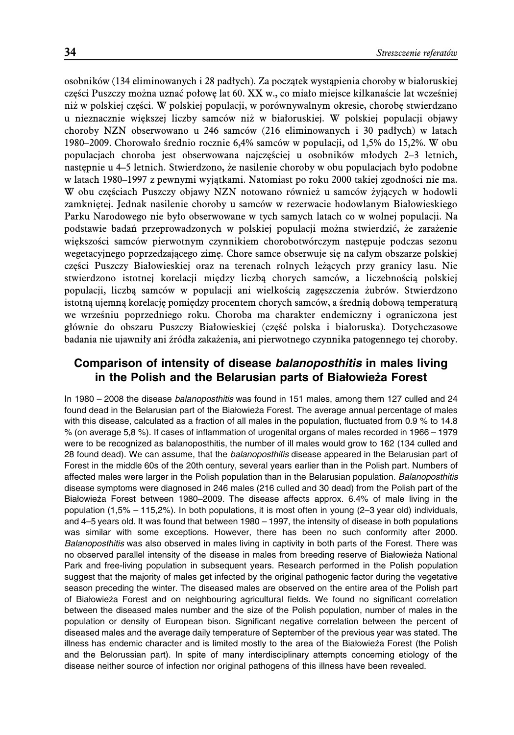osobników (134 eliminowanych i 28 padłych). Za początek wystąpienia choroby w białoruskiej części Puszczy można uznać połowę lat 60. XX w., co miało miejsce kilkanaście lat wcześniej niż w polskiej części. W polskiej populacji, w porównywalnym okresie, chorobę stwierdzano u nieznacznie większej liczby samców niż w białoruskiej. W polskiej populacji objawy choroby NZN obserwowano u 246 samców (216 eliminowanych i 30 padłych) w latach 1980–2009. Chorowało średnio rocznie 6,4% samców w populacji, od 1,5% do 15,2%. W obu populacjach choroba jest obserwowana najczęściej u osobników młodych 2–3 letnich, następnie u 4–5 letnich. Stwierdzono, że nasilenie choroby w obu populacjach było podobne w latach 1980–1997 z pewnymi wyjątkami. Natomiast po roku 2000 takiej zgodności nie ma. W obu częściach Puszczy objawy NZN notowano również u samców żyjących w hodowli zamkniętej. Jednak nasilenie choroby u samców w rezerwacie hodowlanym Białowieskiego Parku Narodowego nie było obserwowane w tych samych latach co w wolnej populacji. Na podstawie badań przeprowadzonych w polskiej populacji można stwierdzić, że zarażenie większości samców pierwotnym czynnikiem chorobotwórczym następuje podczas sezonu wegetacyjnego poprzedzającego zimę. Chore samce obserwuje się na całym obszarze polskiej części Puszczy Białowieskiej oraz na terenach rolnych leżących przy granicy lasu. Nie stwierdzono istotnej korelacji między liczbą chorych samców, a liczebnością polskiej populacji, liczbą samców w populacji ani wielkością zagęszczenia żubrów. Stwierdzono istotną ujemną korelację pomiędzy procentem chorych samców, a średnią dobową temperaturą we wrześniu poprzedniego roku. Choroba ma charakter endemiczny i ograniczona jest głównie do obszaru Puszczy Białowieskiej (część polska i białoruska). Dotychczasowe badania nie ujawniły ani źródła zakażenia, ani pierwotnego czynnika patogennego tej choroby.

## Comparison of intensity of disease *balanoposthitis* in males living in the Polish and the Belarusian parts of Białowieża Forest

In 1980 – 2008 the disease *balanoposthitis* was found in 151 males, among them 127 culled and 24 found dead in the Belarusian part of the Białowieża Forest. The average annual percentage of males with this disease, calculated as a fraction of all males in the population, fluctuated from 0.9 % to 14.8 % (on average 5,8 %). If cases of inflammation of urogenital organs of males recorded in 1966 – 1979 were to be recognized as balanoposthitis, the number of ill males would grow to 162 (134 culled and 28 found dead). We can assume, that the *balanoposthitis* disease appeared in the Belarusian part of Forest in the middle 60s of the 20th century, several years earlier than in the Polish part. Numbers of affected males were larger in the Polish population than in the Belarusian population. *Balanoposthitis* disease symptoms were diagnosed in 246 males (216 culled and 30 dead) from the Polish part of the Białowieża Forest between 1980–2009. The disease affects approx. 6.4% of male living in the population (1,5% – 115,2%). In both populations, it is most often in young (2–3 year old) individuals, and 4–5 years old. It was found that between 1980 – 1997, the intensity of disease in both populations was similar with some exceptions. However, there has been no such conformity after 2000. *Balanoposthitis* was also observed in males living in captivity in both parts of the Forest. There was no observed parallel intensity of the disease in males from breeding reserve of Białowieża National Park and free-living population in subsequent years. Research performed in the Polish population suggest that the majority of males get infected by the original pathogenic factor during the vegetative season preceding the winter. The diseased males are observed on the entire area of the Polish part of Białowieża Forest and on neighbouring agricultural fields. We found no significant correlation between the diseased males number and the size of the Polish population, number of males in the population or density of European bison. Significant negative correlation between the percent of diseased males and the average daily temperature of September of the previous year was stated. The illness has endemic character and is limited mostly to the area of the Białowieża Forest (the Polish and the Belorussian part). In spite of many interdisciplinary attempts concerning etiology of the disease neither source of infection nor original pathogens of this illness have been revealed.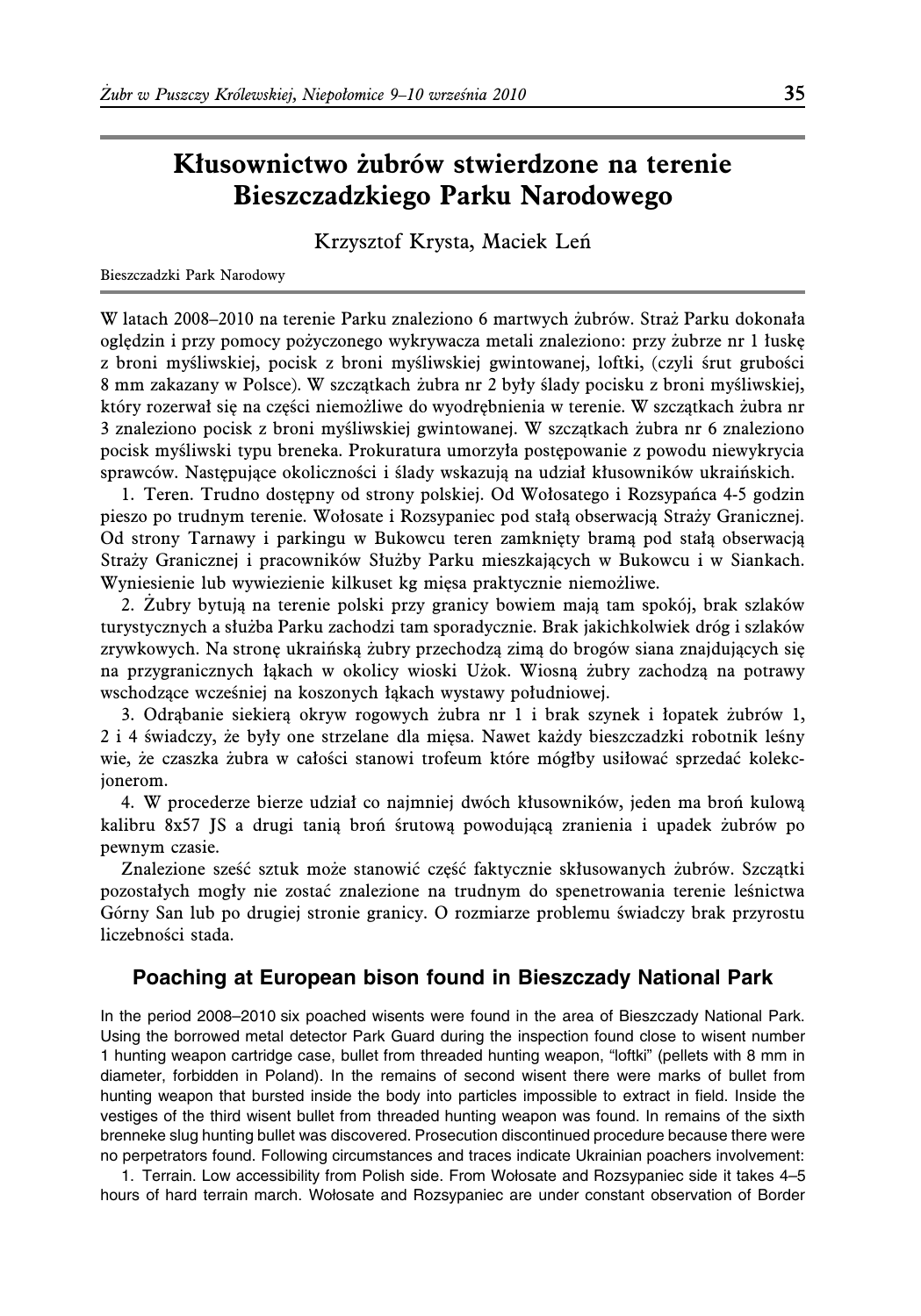# Kłusownictwo żubrów stwierdzone na terenie Bieszczadzkiego Parku Narodowego

Krzysztof Krysta, Maciek Leń

Bieszczadzki Park Narodowy

W latach 2008–2010 na terenie Parku znaleziono 6 martwych żubrów. Straż Parku dokonała oględzin i przy pomocy pożyczonego wykrywacza metali znaleziono: przy żubrze nr 1 łuskę z broni myśliwskiej, pocisk z broni myśliwskiej gwintowanej, loftki, (czyli śrut grubości 8 mm zakazany w Polsce). W szczątkach żubra nr 2 były ślady pocisku z broni myśliwskiej, który rozerwał się na części niemożliwe do wyodrębnienia w terenie. W szczątkach żubra nr 3 znaleziono pocisk z broni myśliwskiej gwintowanej. W szczątkach żubra nr 6 znaleziono pocisk myśliwski typu breneka. Prokuratura umorzyła postępowanie z powodu niewykrycia sprawców. Następujące okoliczności i ślady wskazują na udział kłusowników ukraińskich.

1. Teren. Trudno dostępny od strony polskiej. Od Wołosatego i Rozsypańca 4-5 godzin pieszo po trudnym terenie. Wołosate i Rozsypaniec pod stałą obserwacją Straży Granicznej. Od strony Tarnawy i parkingu w Bukowcu teren zamknięty bramą pod stałą obserwacją Straży Granicznej i pracowników Służby Parku mieszkających w Bukowcu i w Siankach. Wyniesienie lub wywiezienie kilkuset kg mięsa praktycznie niemożliwe.

2. Żubry bytują na terenie polski przy granicy bowiem mają tam spokój, brak szlaków turystycznych a służba Parku zachodzi tam sporadycznie. Brak jakichkolwiek dróg i szlaków zrywkowych. Na stronę ukraińską żubry przechodzą zimą do brogów siana znajdujących się na przygranicznych łąkach w okolicy wioski Użok. Wiosną żubry zachodzą na potrawy wschodzące wcześniej na koszonych łąkach wystawy południowej.

3. Odrąbanie siekierą okryw rogowych żubra nr 1 i brak szynek i łopatek żubrów 1, 2 i 4 świadczy, że były one strzelane dla mięsa. Nawet każdy bieszczadzki robotnik leśny wie, że czaszka żubra w całości stanowi trofeum które mógłby usiłować sprzedać kolekcjonerom.

4. W procederze bierze udział co najmniej dwóch kłusowników, jeden ma broń kulową kalibru 8x57 JS a drugi tanią broń śrutową powodującą zranienia i upadek żubrów po pewnym czasie.

Znalezione sześć sztuk może stanowić część faktycznie skłusowanych żubrów. Szczątki pozostałych mogły nie zostać znalezione na trudnym do spenetrowania terenie leśnictwa Górny San lub po drugiej stronie granicy. O rozmiarze problemu świadczy brak przyrostu liczebności stada.

## Poaching at European bison found in Bieszczady National Park

In the period 2008–2010 six poached wisents were found in the area of Bieszczady National Park. Using the borrowed metal detector Park Guard during the inspection found close to wisent number 1 hunting weapon cartridge case, bullet from threaded hunting weapon, "loftki" (pellets with 8 mm in diameter, forbidden in Poland). In the remains of second wisent there were marks of bullet from hunting weapon that bursted inside the body into particles impossible to extract in field. Inside the vestiges of the third wisent bullet from threaded hunting weapon was found. In remains of the sixth brenneke slug hunting bullet was discovered. Prosecution discontinued procedure because there were no perpetrators found. Following circumstances and traces indicate Ukrainian poachers involvement:

1. Terrain. Low accessibility from Polish side. From Wołosate and Rozsypaniec side it takes 4–5 hours of hard terrain march. Wołosate and Rozsypaniec are under constant observation of Border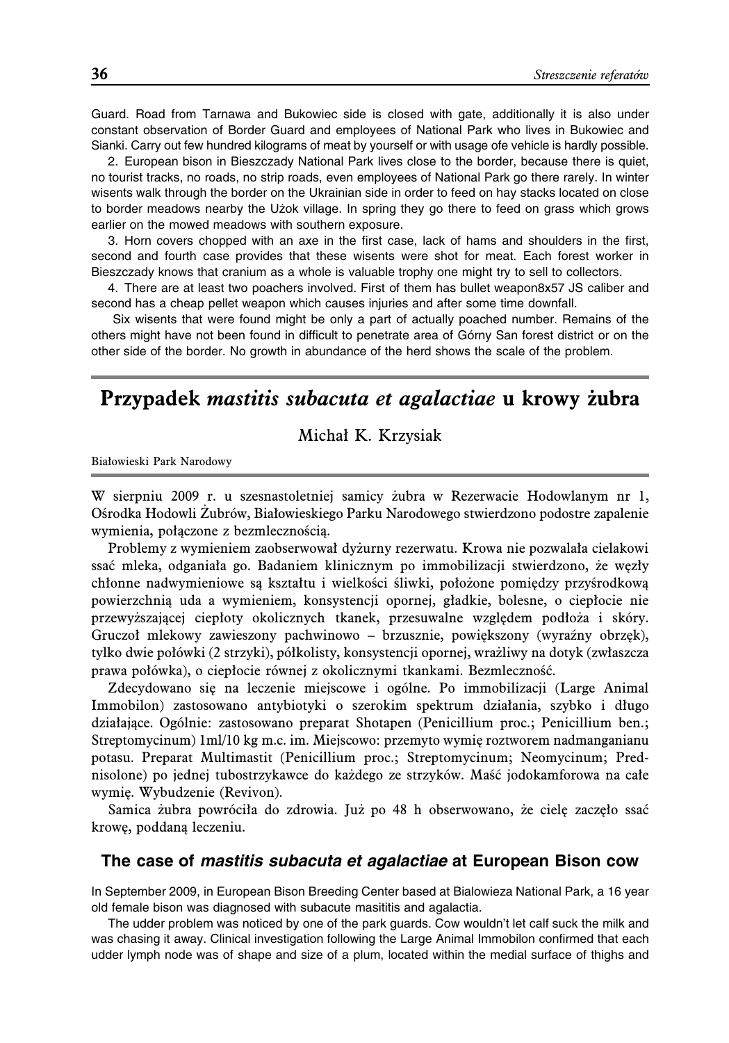Guard. Road from Tarnawa and Bukowiec side is closed with gate, additionally it is also under constant observation of Border Guard and employees of National Park who lives in Bukowiec and Sianki. Carry out few hundred kilograms of meat by yourself or with usage ofe vehicle is hardly possible.

2. European bison in Bieszczady National Park lives close to the border, because there is quiet, no tourist tracks, no roads, no strip roads, even employees of National Park go there rarely. In winter wisents walk through the border on the Ukrainian side in order to feed on hay stacks located on close to border meadows nearby the Użok village. In spring they go there to feed on grass which grows earlier on the mowed meadows with southern exposure.

3. Horn covers chopped with an axe in the first case, lack of hams and shoulders in the first, second and fourth case provides that these wisents were shot for meat. Each forest worker in Bieszczady knows that cranium as a whole is valuable trophy one might try to sell to collectors.

4. There are at least two poachers involved. First of them has bullet weapon8x57 JS caliber and second has a cheap pellet weapon which causes injuries and after some time downfall.

Six wisents that were found might be only a part of actually poached number. Remains of the others might have not been found in difficult to penetrate area of Górny San forest district or on the other side of the border. No growth in abundance of the herd shows the scale of the problem.

## Przypadek *mastitis subacuta et agalactiae* u krowy żubra

Michał K. Krzysiak

Białowieski Park Narodowy

W sierpniu 2009 r. u szesnastoletniej samicy żubra w Rezerwacie Hodowlanym nr 1, Ośrodka Hodowli Żubrów, Białowieskiego Parku Narodowego stwierdzono podostre zapalenie wymienia, połączone z bezmlecznością.

Problemy z wymieniem zaobserwował dyżurny rezerwatu. Krowa nie pozwalała cielakowi ssać mleka, odganiała go. Badaniem klinicznym po immobilizacji stwierdzono, że węzły chłonne nadwymieniowe są kształtu i wielkości śliwki, położone pomiędzy przyśrodkową powierzchnią uda a wymieniem, konsystencji opornej, gładkie, bolesne, o ciepłocie nie przewyższającej ciepłoty okolicznych tkanek, przesuwalne względem podłoża i skóry. Gruczoł mlekowy zawieszony pachwinowo – brzusznie, powiększony (wyraźny obrzęk), tylko dwie połówki (2 strzyki), półkolisty, konsystencji opornej, wrażliwy na dotyk (zwłaszcza prawa połówka), o ciepłocie równej z okolicznymi tkankami. Bezmleczność.

Zdecydowano się na leczenie miejscowe i ogólne. Po immobilizacji (Large Animal Immobilon) zastosowano antybiotyki o szerokim spektrum działania, szybko i długo działające. Ogólnie: zastosowano preparat Shotapen (Penicillium proc.; Penicillium ben.; Streptomycinum) 1ml/10 kg m.c. im. Miejscowo: przemyto wymię roztworem nadmanganianu potasu. Preparat Multimastit (Penicillium proc.; Streptomycinum; Neomycinum; Prednisolone) po jednej tubostrzykawce do każdego ze strzyków. Maść jodokamforowa na całe wymię. Wybudzenie (Revivon).

Samica żubra powróciła do zdrowia. Już po 48 h obserwowano, że cielę zaczęło ssać krowę, poddaną leczeniu.

### The case of *mastitis subacuta et agalactiae* at European Bison cow

In September 2009, in European Bison Breeding Center based at Bialowieza National Park, a 16 year old female bison was diagnosed with subacute masititis and agalactia.

The udder problem was noticed by one of the park guards. Cow wouldn't let calf suck the milk and was chasing it away. Clinical investigation following the Large Animal Immobilon confirmed that each udder lymph node was of shape and size of a plum, located within the medial surface of thighs and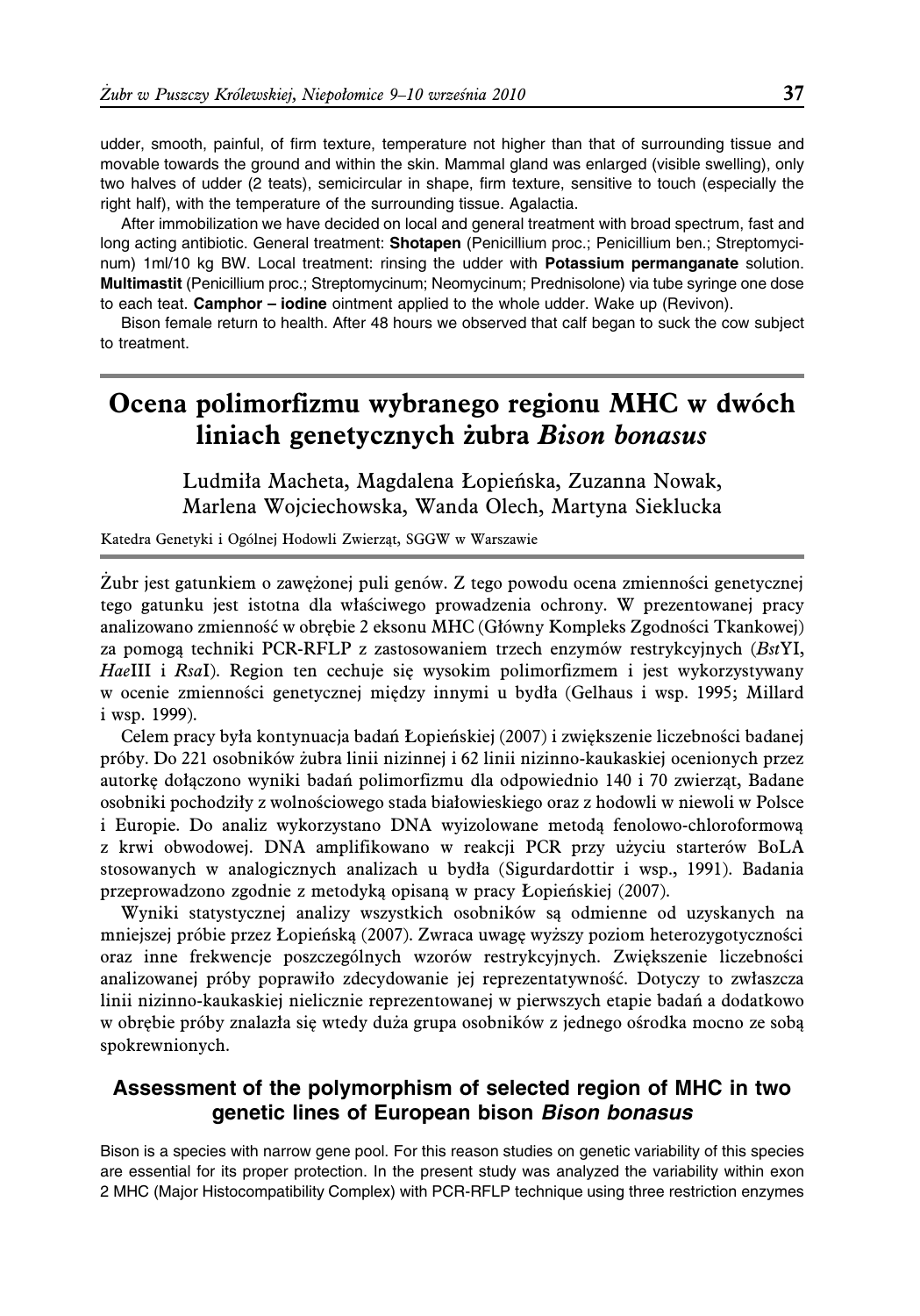udder, smooth, painful, of firm texture, temperature not higher than that of surrounding tissue and movable towards the ground and within the skin. Mammal gland was enlarged (visible swelling), only two halves of udder (2 teats), semicircular in shape, firm texture, sensitive to touch (especially the right half), with the temperature of the surrounding tissue. Agalactia.

After immobilization we have decided on local and general treatment with broad spectrum, fast and long acting antibiotic. General treatment: **Shotapen** (Penicillium proc.; Penicillium ben.; Streptomycinum) 1ml/10 kg BW. Local treatment: rinsing the udder with **Potassium permanganate** solution. **Multimastit** (Penicillium proc.; Streptomycinum; Neomycinum; Prednisolone) via tube syringe one dose to each teat. **Camphor – iodine** ointment applied to the whole udder. Wake up (Revivon).

Bison female return to health. After 48 hours we observed that calf began to suck the cow subject to treatment.

## Ocena polimorfizmu wybranego regionu MHC w dwóch liniach genetycznych żubra *Bison bonasus*

Ludmiła Macheta, Magdalena Łopieńska, Zuzanna Nowak, Marlena Wojciechowska, Wanda Olech, Martyna Sieklucka

Katedra Genetyki i Ogólnej Hodowli Zwierząt, SGGW w Warszawie

Żubr jest gatunkiem o zawężonej puli genów. Z tego powodu ocena zmienności genetycznej tego gatunku jest istotna dla właściwego prowadzenia ochrony. W prezentowanej pracy analizowano zmienność w obrębie 2 eksonu MHC (Główny Kompleks Zgodności Tkankowej) za pomocą techniki PCR-RFLP z zastosowaniem trzech enzymów restrykcyjnych (*Bst*YI, *Hae*III i *Rsa*I). Region ten cechuje się wysokim polimorfizmem i jest wykorzystywany w ocenie zmienności genetycznej między innymi u bydła (Gelhaus i wsp. 1995; Millard i wsp. 1999).

Celem pracy była kontynuacja badań Łopieńskiej (2007) i zwiększenie liczebności badanej próby. Do 221 osobników żubra linii nizinnej i 62 linii nizinno-kaukaskiej ocenionych przez autorkę dołączono wyniki badań polimorfizmu dla odpowiednio 140 i 70 zwierząt, Badane osobniki pochodziły z wolnościowego stada białowieskiego oraz z hodowli w niewoli w Polsce i Europie. Do analiz wykorzystano DNA wyizolowane metodą fenolowo-chloroformową z krwi obwodowej. DNA amplifikowano w reakcji PCR przy użyciu starterów BoLA stosowanych w analogicznych analizach u bydła (Sigurdardottir i wsp., 1991). Badania przeprowadzono zgodnie z metodyką opisaną w pracy Łopieńskiej (2007).

Wyniki statystycznej analizy wszystkich osobników są odmienne od uzyskanych na mniejszej próbie przez Łopieńską (2007). Zwraca uwagę wyższy poziom heterozygotyczności oraz inne frekwencje poszczególnych wzorów restrykcyjnych. Zwiększenie liczebności analizowanej próby poprawiło zdecydowanie jej reprezentatywność. Dotyczy to zwłaszcza linii nizinno-kaukaskiej nielicznie reprezentowanej w pierwszych etapie badań a dodatkowo w obrębie próby znalazła się wtedy duża grupa osobników z jednego ośrodka mocno ze sobą spokrewnionych.

### Assessment of the polymorphism of selected region of MHC in two genetic lines of European bison *Bison bonasus*

Bison is a species with narrow gene pool. For this reason studies on genetic variability of this species are essential for its proper protection. In the present study was analyzed the variability within exon 2 MHC (Major Histocompatibility Complex) with PCR-RFLP technique using three restriction enzymes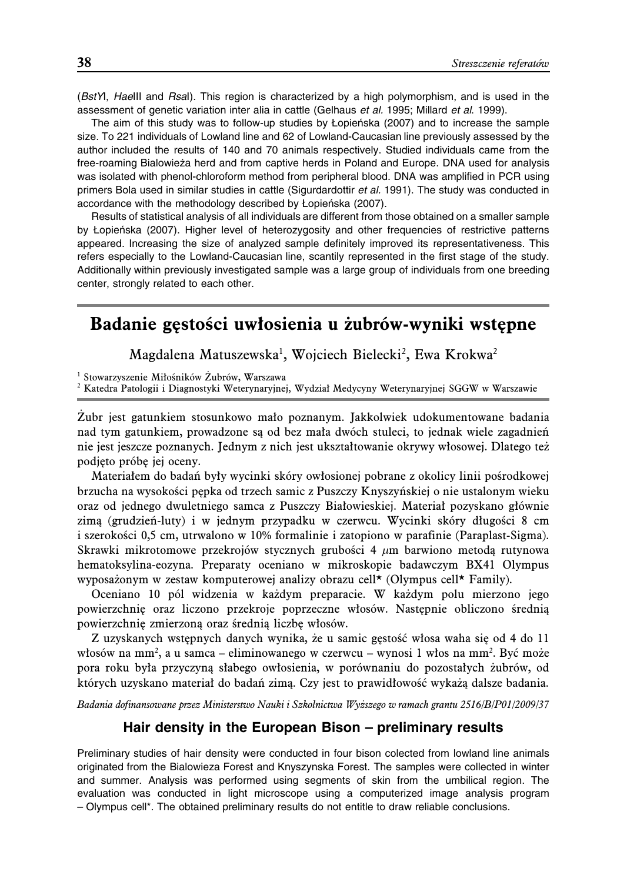(*Bst*YI, *Hae*III and *Rsa*I). This region is characterized by a high polymorphism, and is used in the assessment of genetic variation inter alia in cattle (Gelhaus *et al.* 1995; Millard *et al.* 1999).

The aim of this study was to follow-up studies by Łopieńska (2007) and to increase the sample size. To 221 individuals of Lowland line and 62 of Lowland-Caucasian line previously assessed by the author included the results of 140 and 70 animals respectively. Studied individuals came from the free-roaming Bialowieża herd and from captive herds in Poland and Europe. DNA used for analysis was isolated with phenol-chloroform method from peripheral blood. DNA was amplified in PCR using primers Bola used in similar studies in cattle (Sigurdardottir *et al.* 1991). The study was conducted in accordance with the methodology described by Łopieńska (2007).

Results of statistical analysis of all individuals are different from those obtained on a smaller sample by Łopieńska (2007). Higher level of heterozygosity and other frequencies of restrictive patterns appeared. Increasing the size of analyzed sample definitely improved its representativeness. This refers especially to the Lowland-Caucasian line, scantily represented in the first stage of the study. Additionally within previously investigated sample was a large group of individuals from one breeding center, strongly related to each other.

## Badanie gęstości uwłosienia u żubrów-wyniki wstępne

Magdalena Matuszewska[1], Wojciech Bielecki[2], Ewa Krokwa[2]

[1] Stowarzyszenie Miłośników Żubrów, Warszawa
[2] Katedra Patologii i Diagnostyki Weterynaryjnej, Wydział Medycyny Weterynaryjnej SGGW w Warszawie

Żubr jest gatunkiem stosunkowo mało poznanym. Jakkolwiek udokumentowane badania nad tym gatunkiem, prowadzone są od bez mała dwóch stuleci, to jednak wiele zagadnień nie jest jeszcze poznanych. Jednym z nich jest ukształtowanie okrywy włosowej. Dlatego też podjęto próbę jej oceny.

Materiałem do badań były wycinki skóry owłosionej pobrane z okolicy linii pośrodkowej brzucha na wysokości pępka od trzech samic z Puszczy Knyszyńskiej o nie ustalonym wieku oraz od jednego dwuletniego samca z Puszczy Białowieskiej. Materiał pozyskano głównie zimą (grudzień-luty) i w jednym przypadku w czerwcu. Wycinki skóry długości 8 cm i szerokości 0,5 cm, utrwalono w 10% formalinie i zatopiono w parafinie (Paraplast-Sigma). Skrawki mikrotomowe przekrojów stycznych grubości 4 $\mu$m barwiono metodą rutynowa hematoksylina-eozyna. Preparaty oceniano w mikroskopie badawczym BX41 Olympus wyposażonym w zestaw komputerowej analizy obrazu cell* (Olympus cell* Family).

Oceniano 10 pól widzenia w każdym preparacie. W każdym polu mierzono jego powierzchnię oraz liczono przekroje poprzeczne włosów. Następnie obliczono średnią powierzchnię zmierzoną oraz średnią liczbę włosów.

Z uzyskanych wstępnych danych wynika, że u samic gęstość włosa waha się od 4 do 11 włosów na mm$^2$, a u samca – eliminowanego w czerwcu – wynosi 1 włos na mm$^2$. Być może pora roku była przyczyną słabego owłosienia, w porównaniu do pozostałych żubrów, od których uzyskano materiał do badań zimą. Czy jest to prawidłowość wykażą dalsze badania.

*Badania dofinansowane przez Ministerstwo Nauki i Szkolnictwa Wyższego w ramach grantu 2516/B/P01/2009/37*

### Hair density in the European Bison – preliminary results

Preliminary studies of hair density were conducted in four bison colected from lowland line animals originated from the Bialowieza Forest and Knyszynska Forest. The samples were collected in winter and summer. Analysis was performed using segments of skin from the umbilical region. The evaluation was conducted in light microscope using a computerized image analysis program – Olympus cell*. The obtained preliminary results do not entitle to draw reliable conclusions.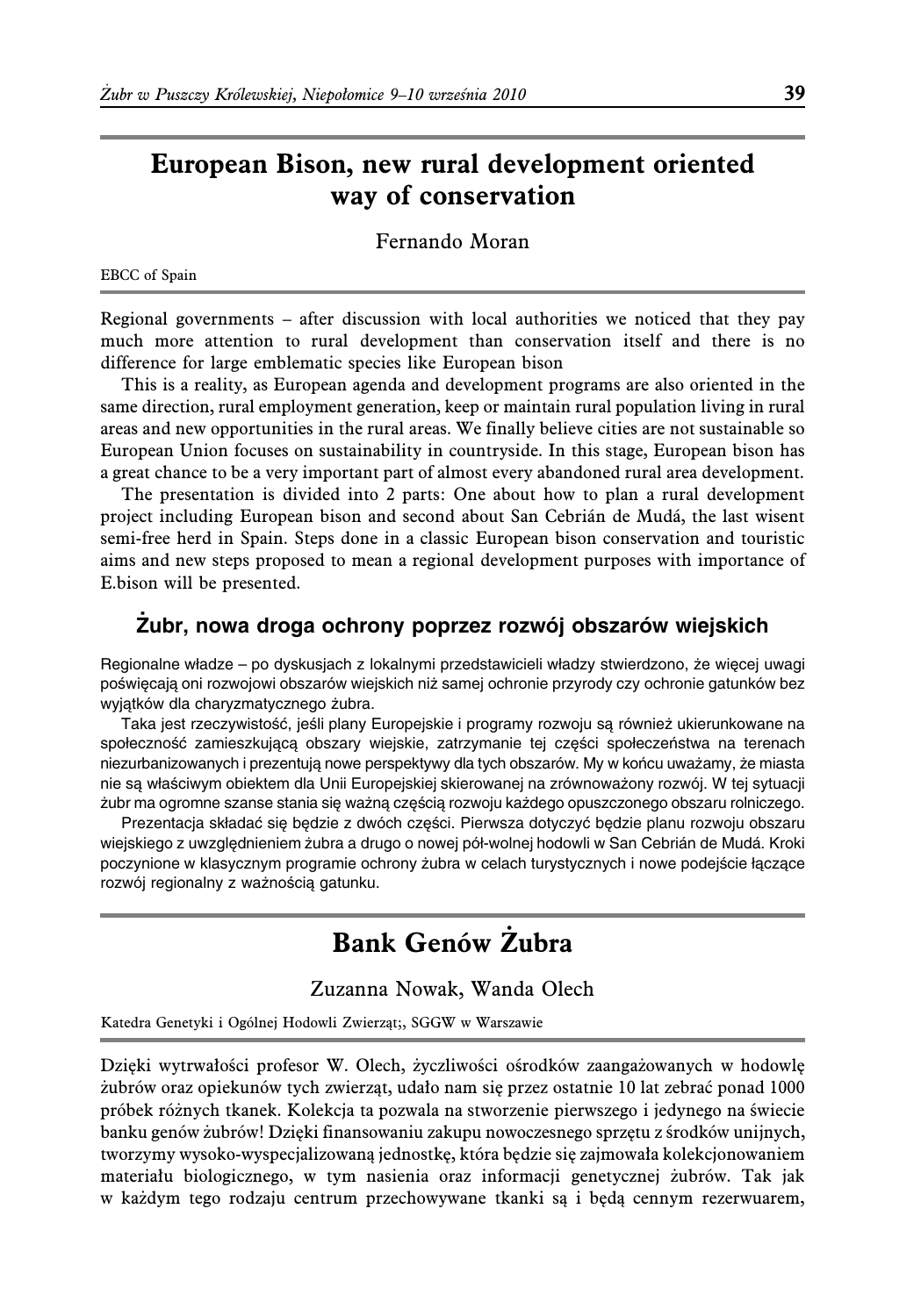## European Bison, new rural development oriented way of conservation

Fernando Moran

EBCC of Spain

Regional governments – after discussion with local authorities we noticed that they pay much more attention to rural development than conservation itself and there is no difference for large emblematic species like European bison

This is a reality, as European agenda and development programs are also oriented in the same direction, rural employment generation, keep or maintain rural population living in rural areas and new opportunities in the rural areas. We finally believe cities are not sustainable so European Union focuses on sustainability in countryside. In this stage, European bison has a great chance to be a very important part of almost every abandoned rural area development.

The presentation is divided into 2 parts: One about how to plan a rural development project including European bison and second about San Cebrián de Mudá, the last wisent semi-free herd in Spain. Steps done in a classic European bison conservation and touristic aims and new steps proposed to mean a regional development purposes with importance of E.bison will be presented.

### Żubr, nowa droga ochrony poprzez rozwój obszarów wiejskich

Regionalne władze – po dyskusjach z lokalnymi przedstawicieli władzy stwierdzono, że więcej uwagi poświęcają oni rozwojowi obszarów wiejskich niż samej ochronie przyrody czy ochronie gatunków bez wyjątków dla charyzmatycznego żubra.

Taka jest rzeczywistość, jeśli plany Europejskie i programy rozwoju są również ukierunkowane na społeczność zamieszkującą obszary wiejskie, zatrzymanie tej części społeczeństwa na terenach niezurbanizowanych i prezentują nowe perspektywy dla tych obszarów. My w końcu uważamy, że miasta nie są właściwym obiektem dla Unii Europejskiej skierowanej na zrównoważony rozwój. W tej sytuacji żubr ma ogromne szanse stania się ważną częścią rozwoju każdego opuszczonego obszaru rolniczego.

Prezentacja składać się będzie z dwóch części. Pierwsza dotyczyć będzie planu rozwoju obszaru wiejskiego z uwzględnieniem żubra a drugo o nowej pół-wolnej hodowli w San Cebrián de Mudá. Kroki poczynione w klasycznym programie ochrony żubra w celach turystycznych i nowe podejście łączące rozwój regionalny z ważnością gatunku.

## Bank Genów Żubra

Zuzanna Nowak, Wanda Olech

Katedra Genetyki i Ogólnej Hodowli Zwierząt;, SGGW w Warszawie

Dzięki wytrwałości profesor W. Olech, życzliwości ośrodków zaangażowanych w hodowlę żubrów oraz opiekunów tych zwierząt, udało nam się przez ostatnie 10 lat zebrać ponad 1000 próbek różnych tkanek. Kolekcja ta pozwala na stworzenie pierwszego i jedynego na świecie banku genów żubrów! Dzięki finansowaniu zakupu nowoczesnego sprzętu z środków unijnych, tworzymy wysoko-wyspecjalizowaną jednostkę, która będzie się zajmowała kolekcjonowaniem materiału biologicznego, w tym nasienia oraz informacji genetycznej żubrów. Tak jak w każdym tego rodzaju centrum przechowywane tkanki są i będą cennym rezerwuarem,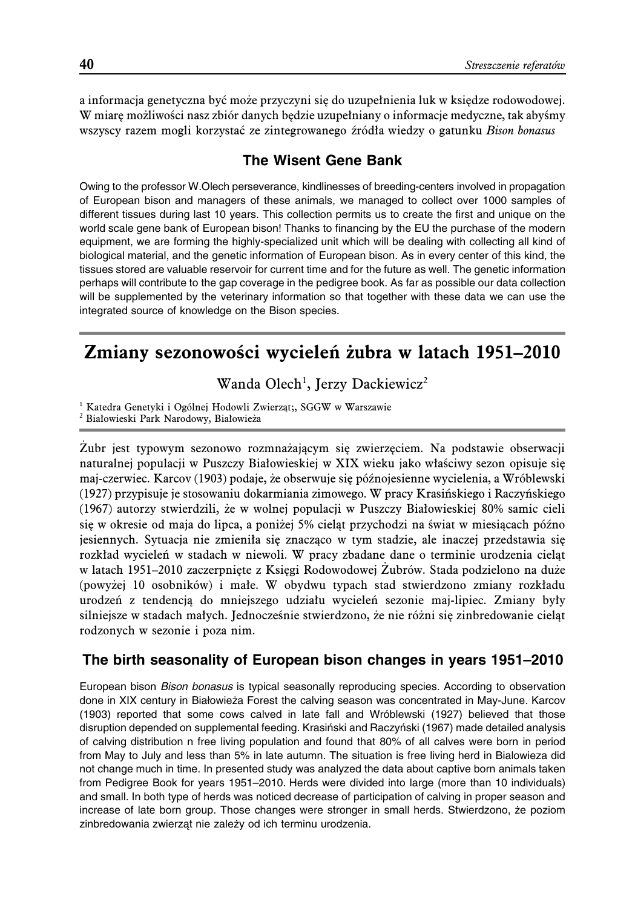a informacja genetyczna być może przyczyni się do uzupełnienia luk w księdze rodowodowej. W miarę możliwości nasz zbiór danych będzie uzupełniany o informacje medyczne, tak abyśmy wszyscy razem mogli korzystać ze zintegrowanego źródła wiedzy o gatunku *Bison bonasus*

### The Wisent Gene Bank

Owing to the professor W.Olech perseverance, kindlinesses of breeding-centers involved in propagation of European bison and managers of these animals, we managed to collect over 1000 samples of different tissues during last 10 years. This collection permits us to create the first and unique on the world scale gene bank of European bison! Thanks to financing by the EU the purchase of the modern equipment, we are forming the highly-specialized unit which will be dealing with collecting all kind of biological material, and the genetic information of European bison. As in every center of this kind, the tissues stored are valuable reservoir for current time and for the future as well. The genetic information perhaps will contribute to the gap coverage in the pedigree book. As far as possible our data collection will be supplemented by the veterinary information so that together with these data we can use the integrated source of knowledge on the Bison species.

## Zmiany sezonowości wycieleń żubra w latach 1951–2010

Wanda Olech[1], Jerzy Dackiewicz[2]

[1] Katedra Genetyki i Ogólnej Hodowli Zwierząt;, SGGW w Warszawie
[2] Białowieski Park Narodowy, Białowieża

Żubr jest typowym sezonowo rozmnażającym się zwierzęciem. Na podstawie obserwacji naturalnej populacji w Puszczy Białowieskiej w XIX wieku jako właściwy sezon opisuje się maj-czerwiec. Karcov (1903) podaje, że obserwuje się późnojesienne wycielenia, a Wróblewski (1927) przypisuje je stosowaniu dokarmiania zimowego. W pracy Krasińskiego i Raczyńskiego (1967) autorzy stwierdzili, że w wolnej populacji w Puszczy Białowieskiej 80% samic cieli się w okresie od maja do lipca, a poniżej 5% cieląt przychodzi na świat w miesiącach późno jesiennych. Sytuacja nie zmieniła się znacząco w tym stadzie, ale inaczej przedstawia się rozkład wycieleń w stadach w niewoli. W pracy zbadane dane o terminie urodzenia cieląt w latach 1951–2010 zaczerpnięte z Księgi Rodowodowej Żubrów. Stada podzielono na duże (powyżej 10 osobników) i małe. W obydwu typach stad stwierdzono zmiany rozkładu urodzeń z tendencją do mniejszego udziału wycieleń sezonie maj-lipiec. Zmiany były silniejsze w stadach małych. Jednocześnie stwierdzono, że nie różni się zinbredowanie cieląt rodzonych w sezonie i poza nim.

### The birth seasonality of European bison changes in years 1951–2010

European bison *Bison bonasus* is typical seasonally reproducing species. According to observation done in XIX century in Białowieża Forest the calving season was concentrated in May-June. Karcov (1903) reported that some cows calved in late fall and Wróblewski (1927) believed that those disruption depended on supplemental feeding. Krasiński and Raczyński (1967) made detailed analysis of calving distribution n free living population and found that 80% of all calves were born in period from May to July and less than 5% in late autumn. The situation is free living herd in Bialowieza did not change much in time. In presented study was analyzed the data about captive born animals taken from Pedigree Book for years 1951–2010. Herds were divided into large (more than 10 individuals) and small. In both type of herds was noticed decrease of participation of calving in proper season and increase of late born group. Those changes were stronger in small herds. Stwierdzono, że poziom zinbredowania zwierząt nie zależy od ich terminu urodzenia.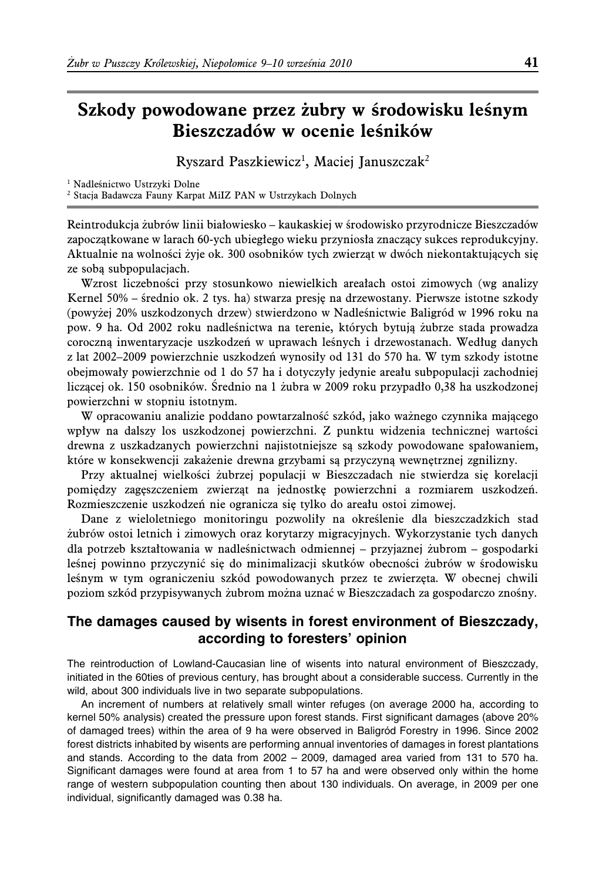# Szkody powodowane przez żubry w środowisku leśnym Bieszczadów w ocenie leśników

Ryszard Paszkiewicz[1], Maciej Januszczak[2]

[1] Nadleśnictwo Ustrzyki Dolne
[2] Stacja Badawcza Fauny Karpat MiIZ PAN w Ustrzykach Dolnych

Reintrodukcja żubrów linii białowiesko – kaukaskiej w środowisko przyrodnicze Bieszczadów zapoczątkowane w larach 60-ych ubiegłego wieku przyniosła znaczący sukces reprodukcyjny. Aktualnie na wolności żyje ok. 300 osobników tych zwierząt w dwóch niekontaktujących się ze sobą subpopulacjach.

Wzrost liczebności przy stosunkowo niewielkich areałach ostoi zimowych (wg analizy Kernel 50% – średnio ok. 2 tys. ha) stwarza presję na drzewostany. Pierwsze istotne szkody (powyżej 20% uszkodzonych drzew) stwierdzono w Nadleśnictwie Baligród w 1996 roku na pow. 9 ha. Od 2002 roku nadleśnictwa na terenie, których bytują żubrze stada prowadza coroczną inwentaryzacje uszkodzeń w uprawach leśnych i drzewostanach. Według danych z lat 2002–2009 powierzchnie uszkodzeń wynosiły od 131 do 570 ha. W tym szkody istotne obejmowały powierzchnie od 1 do 57 ha i dotyczyły jedynie areału subpopulacji zachodniej liczącej ok. 150 osobników. Średnio na 1 żubra w 2009 roku przypadło 0,38 ha uszkodzonej powierzchni w stopniu istotnym.

W opracowaniu analizie poddano powtarzalność szkód, jako ważnego czynnika mającego wpływ na dalszy los uszkodzonej powierzchni. Z punktu widzenia technicznej wartości drewna z uszkadzanych powierzchni najistotniejsze są szkody powodowane spałowaniem, które w konsekwencji zakażenie drewna grzybami są przyczyną wewnętrznej zgnilizny.

Przy aktualnej wielkości żubrzej populacji w Bieszczadach nie stwierdza się korelacji pomiędzy zagęszczeniem zwierząt na jednostkę powierzchni a rozmiarem uszkodzeń. Rozmieszczenie uszkodzeń nie ogranicza się tylko do areału ostoi zimowej.

Dane z wieloletniego monitoringu pozwoliły na określenie dla bieszczadzkich stad żubrów ostoi letnich i zimowych oraz korytarzy migracyjnych. Wykorzystanie tych danych dla potrzeb kształtowania w nadleśnictwach odmiennej – przyjaznej żubrom – gospodarki leśnej powinno przyczynić się do minimalizacji skutków obecności żubrów w środowisku leśnym w tym ograniczeniu szkód powodowanych przez te zwierzęta. W obecnej chwili poziom szkód przypisywanych żubrom można uznać w Bieszczadach za gospodarczo znośny.

## The damages caused by wisents in forest environment of Bieszczady, according to foresters' opinion

The reintroduction of Lowland-Caucasian line of wisents into natural environment of Bieszczady, initiated in the 60ties of previous century, has brought about a considerable success. Currently in the wild, about 300 individuals live in two separate subpopulations.

An increment of numbers at relatively small winter refuges (on average 2000 ha, according to kernel 50% analysis) created the pressure upon forest stands. First significant damages (above 20% of damaged trees) within the area of 9 ha were observed in Baligród Forestry in 1996. Since 2002 forest districts inhabited by wisents are performing annual inventories of damages in forest plantations and stands. According to the data from 2002 – 2009, damaged area varied from 131 to 570 ha. Significant damages were found at area from 1 to 57 ha and were observed only within the home range of western subpopulation counting then about 130 individuals. On average, in 2009 per one individual, significantly damaged was 0.38 ha.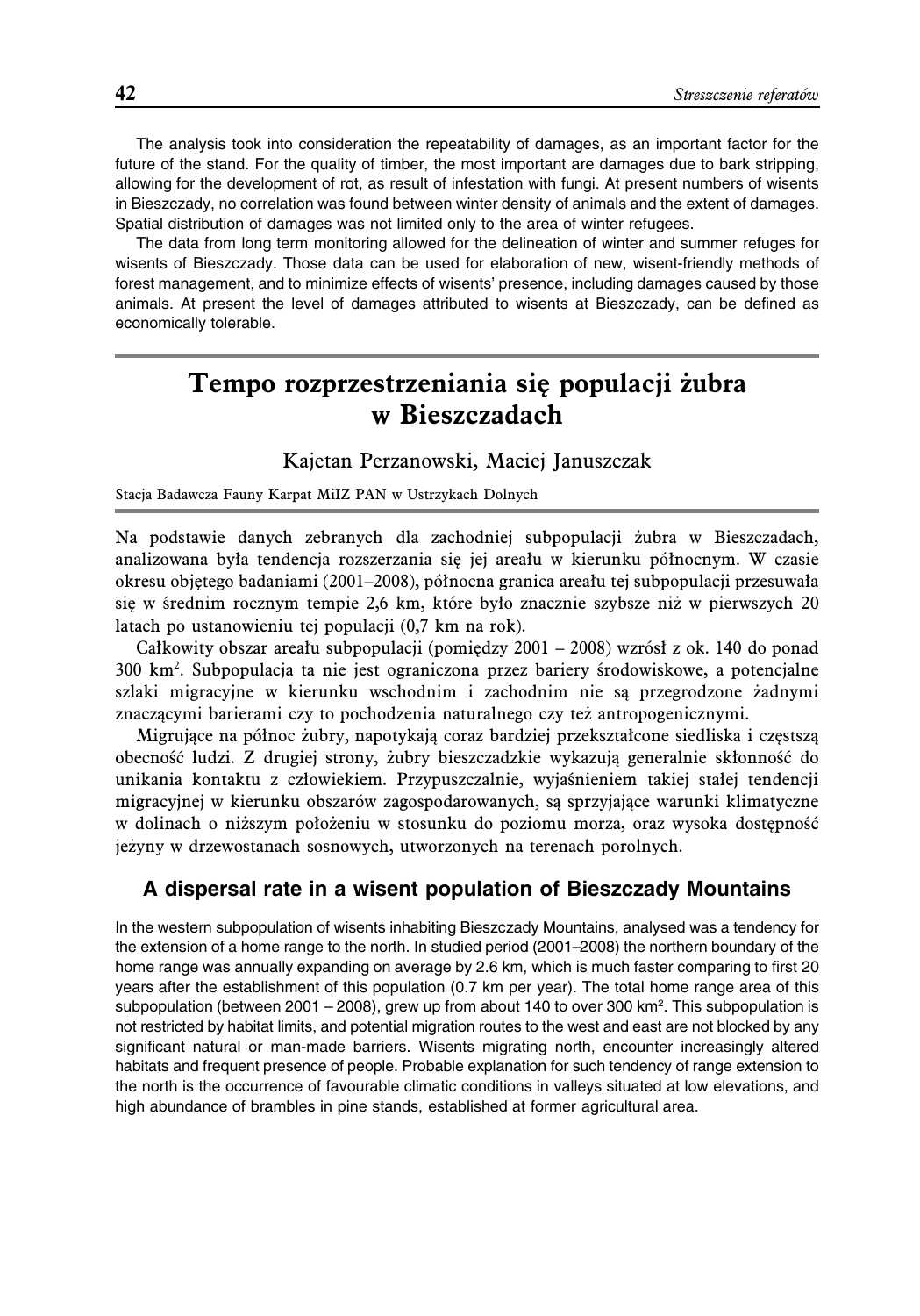The analysis took into consideration the repeatability of damages, as an important factor for the future of the stand. For the quality of timber, the most important are damages due to bark stripping, allowing for the development of rot, as result of infestation with fungi. At present numbers of wisents in Bieszczady, no correlation was found between winter density of animals and the extent of damages. Spatial distribution of damages was not limited only to the area of winter refugees.

The data from long term monitoring allowed for the delineation of winter and summer refuges for wisents of Bieszczady. Those data can be used for elaboration of new, wisent-friendly methods of forest management, and to minimize effects of wisents' presence, including damages caused by those animals. At present the level of damages attributed to wisents at Bieszczady, can be defined as economically tolerable.

# Tempo rozprzestrzeniania się populacji żubra w Bieszczadach

Kajetan Perzanowski, Maciej Januszczak

Stacja Badawcza Fauny Karpat MiIZ PAN w Ustrzykach Dolnych

Na podstawie danych zebranych dla zachodniej subpopulacji żubra w Bieszczadach, analizowana była tendencja rozszerzania się jej areału w kierunku północnym. W czasie okresu objętego badaniami (2001–2008), północna granica areału tej subpopulacji przesuwała się w średnim rocznym tempie 2,6 km, które było znacznie szybsze niż w pierwszych 20 latach po ustanowieniu tej populacji (0,7 km na rok).

Całkowity obszar areału subpopulacji (pomiędzy 2001 – 2008) wzrósł z ok. 140 do ponad 300 km$^2$. Subpopulacja ta nie jest ograniczona przez bariery środowiskowe, a potencjalne szlaki migracyjne w kierunku wschodnim i zachodnim nie są przegrodzone żadnymi znaczącymi barierami czy to pochodzenia naturalnego czy też antropogenicznymi.

Migrujące na północ żubry, napotykają coraz bardziej przekształcone siedliska i częstszą obecność ludzi. Z drugiej strony, żubry bieszczadzkie wykazują generalnie skłonność do unikania kontaktu z człowiekiem. Przypuszczalnie, wyjaśnieniem takiej stałej tendencji migracyjnej w kierunku obszarów zagospodarowanych, są sprzyjające warunki klimatyczne w dolinach o niższym położeniu w stosunku do poziomu morza, oraz wysoka dostępność jeżyny w drzewostanach sosnowych, utworzonych na terenach porolnych.

## A dispersal rate in a wisent population of Bieszczady Mountains

In the western subpopulation of wisents inhabiting Bieszczady Mountains, analysed was a tendency for the extension of a home range to the north. In studied period (2001–2008) the northern boundary of the home range was annually expanding on average by 2.6 km, which is much faster comparing to first 20 years after the establishment of this population (0.7 km per year). The total home range area of this subpopulation (between 2001 – 2008), grew up from about 140 to over 300 km$^2$. This subpopulation is not restricted by habitat limits, and potential migration routes to the west and east are not blocked by any significant natural or man-made barriers. Wisents migrating north, encounter increasingly altered habitats and frequent presence of people. Probable explanation for such tendency of range extension to the north is the occurrence of favourable climatic conditions in valleys situated at low elevations, and high abundance of brambles in pine stands, established at former agricultural area.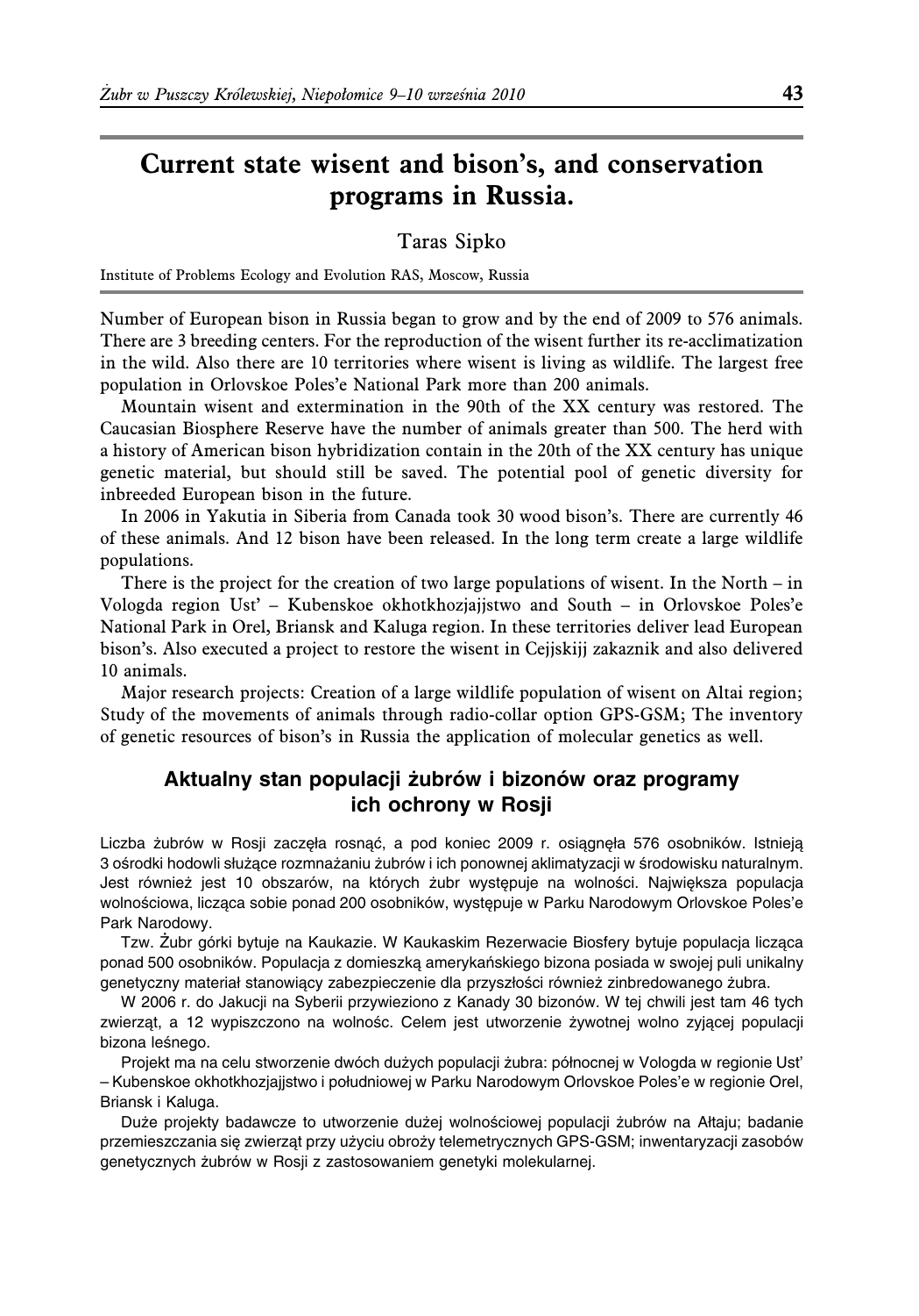# Current state wisent and bison's, and conservation programs in Russia.

Taras Sipko

Institute of Problems Ecology and Evolution RAS, Moscow, Russia

Number of European bison in Russia began to grow and by the end of 2009 to 576 animals. There are 3 breeding centers. For the reproduction of the wisent further its re-acclimatization in the wild. Also there are 10 territories where wisent is living as wildlife. The largest free population in Orlovskoe Poles'e National Park more than 200 animals.

Mountain wisent and extermination in the 90th of the XX century was restored. The Caucasian Biosphere Reserve have the number of animals greater than 500. The herd with a history of American bison hybridization contain in the 20th of the XX century has unique genetic material, but should still be saved. The potential pool of genetic diversity for inbreeded European bison in the future.

In 2006 in Yakutia in Siberia from Canada took 30 wood bison's. There are currently 46 of these animals. And 12 bison have been released. In the long term create a large wildlife populations.

There is the project for the creation of two large populations of wisent. In the North – in Vologda region Ust' – Kubenskoe okhotkhozjajjstwo and South – in Orlovskoe Poles'e National Park in Orel, Briansk and Kaluga region. In these territories deliver lead European bison's. Also executed a project to restore the wisent in Cejjskijj zakaznik and also delivered 10 animals.

Major research projects: Creation of a large wildlife population of wisent on Altai region; Study of the movements of animals through radio-collar option GPS-GSM; The inventory of genetic resources of bison's in Russia the application of molecular genetics as well.

## Aktualny stan populacji żubrów i bizonów oraz programy ich ochrony w Rosji

Liczba żubrów w Rosji zaczęła rosnąć, a pod koniec 2009 r. osiągnęła 576 osobników. Istnieją 3 ośrodki hodowli służące rozmnażaniu żubrów i ich ponownej aklimatyzacji w środowisku naturalnym. Jest również jest 10 obszarów, na których żubr występuje na wolności. Największa populacja wolnościowa, licząca sobie ponad 200 osobników, występuje w Parku Narodowym Orlovskoe Poles'e Park Narodowy.

Tzw. Żubr górki bytuje na Kaukazie. W Kaukaskim Rezerwacie Biosfery bytuje populacja licząca ponad 500 osobników. Populacja z domieszką amerykańskiego bizona posiada w swojej puli unikalny genetyczny materiał stanowiący zabezpieczenie dla przyszłości również zinbredowanego żubra.

W 2006 r. do Jakucji na Syberii przywieziono z Kanady 30 bizonów. W tej chwili jest tam 46 tych zwierząt, a 12 wypiszczono na wolnośc. Celem jest utworzenie żywotnej wolno zyjącej populacji bizona leśnego.

Projekt ma na celu stworzenie dwóch dużych populacji żubra: północnej w Vologda w regionie Ust' – Kubenskoe okhotkhozjajjstwo i południowej w Parku Narodowym Orlovskoe Poles'e w regionie Orel, Briansk i Kaluga.

Duże projekty badawcze to utworzenie dużej wolnościowej populacji żubrów na Ałtaju; badanie przemieszczania się zwierząt przy użyciu obroży telemetrycznych GPS-GSM; inwentaryzacji zasobów genetycznych żubrów w Rosji z zastosowaniem genetyki molekularnej.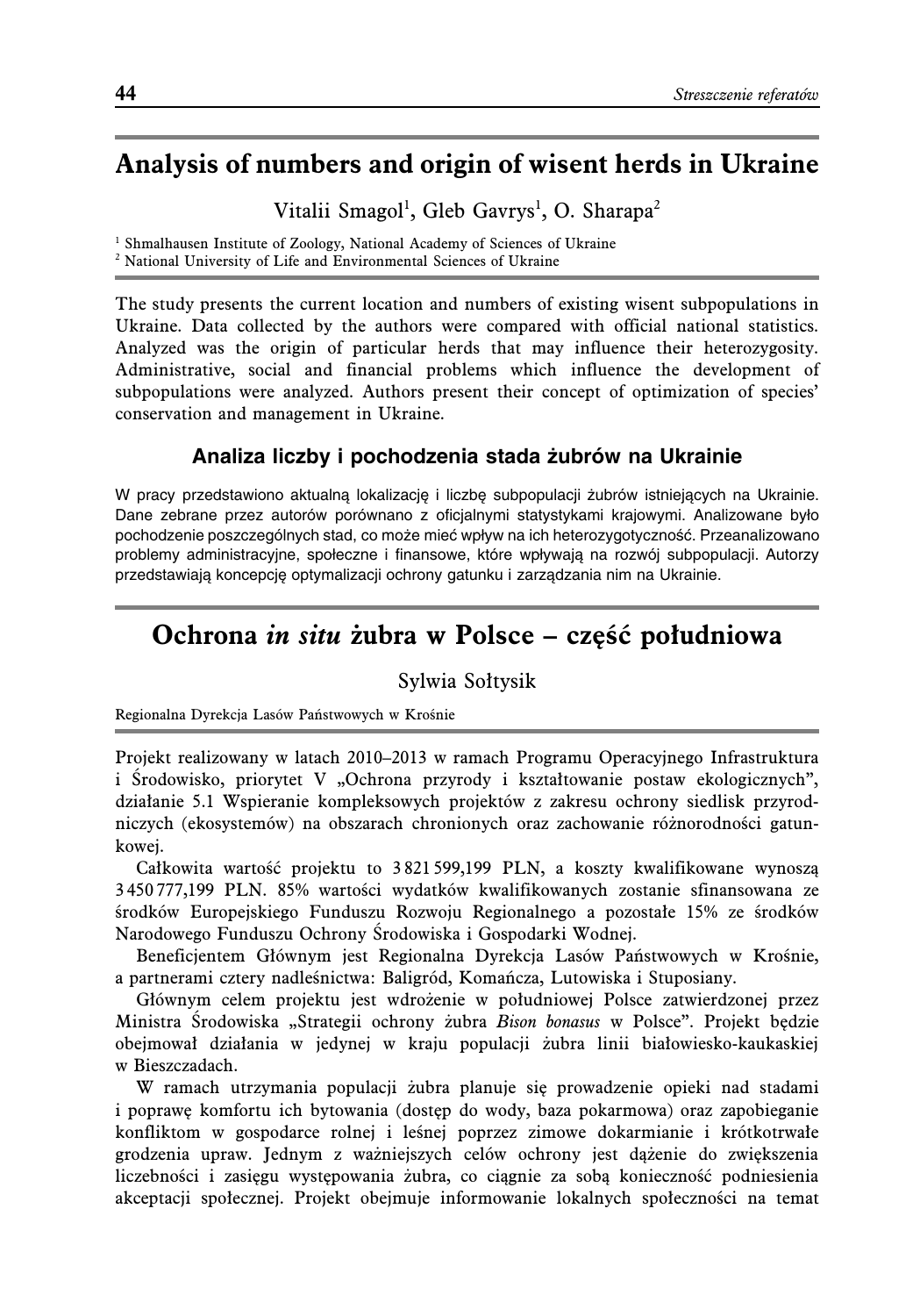## Analysis of numbers and origin of wisent herds in Ukraine

Vitalii Smagol[1], Gleb Gavrys[1], O. Sharapa[2]

[1] Shmalhausen Institute of Zoology, National Academy of Sciences of Ukraine
[2] National University of Life and Environmental Sciences of Ukraine

The study presents the current location and numbers of existing wisent subpopulations in Ukraine. Data collected by the authors were compared with official national statistics. Analyzed was the origin of particular herds that may influence their heterozygosity. Administrative, social and financial problems which influence the development of subpopulations were analyzed. Authors present their concept of optimization of species' conservation and management in Ukraine.

### Analiza liczby i pochodzenia stada żubrów na Ukrainie

W pracy przedstawiono aktualną lokalizację i liczbę subpopulacji żubrów istniejących na Ukrainie. Dane zebrane przez autorów porównano z oficjalnymi statystykami krajowymi. Analizowane było pochodzenie poszczególnych stad, co może mieć wpływ na ich heterozygotyczność. Przeanalizowano problemy administracyjne, społeczne i finansowe, które wpływają na rozwój subpopulacji. Autorzy przedstawiają koncepcję optymalizacji ochrony gatunku i zarządzania nim na Ukrainie.

## Ochrona *in situ* żubra w Polsce – część południowa

Sylwia Sołtysik

Regionalna Dyrekcja Lasów Państwowych w Krośnie

Projekt realizowany w latach 2010–2013 w ramach Programu Operacyjnego Infrastruktura i Środowisko, priorytet V „Ochrona przyrody i kształtowanie postaw ekologicznych", działanie 5.1 Wspieranie kompleksowych projektów z zakresu ochrony siedlisk przyrodniczych (ekosystemów) na obszarach chronionych oraz zachowanie różnorodności gatunkowej.

Całkowita wartość projektu to 3 821 599,199 PLN, a koszty kwalifikowane wynoszą 3 450 777,199 PLN. 85% wartości wydatków kwalifikowanych zostanie sfinansowana ze środków Europejskiego Funduszu Rozwoju Regionalnego a pozostałe 15% ze środków Narodowego Funduszu Ochrony Środowiska i Gospodarki Wodnej.

Beneficjentem Głównym jest Regionalna Dyrekcja Lasów Państwowych w Krośnie, a partnerami cztery nadleśnictwa: Baligród, Komańcza, Lutowiska i Stuposiany.

Głównym celem projektu jest wdrożenie w południowej Polsce zatwierdzonej przez Ministra Środowiska „Strategii ochrony żubra *Bison bonasus* w Polsce". Projekt będzie obejmował działania w jedynej w kraju populacji żubra linii białowiesko-kaukaskiej w Bieszczadach.

W ramach utrzymania populacji żubra planuje się prowadzenie opieki nad stadami i poprawę komfortu ich bytowania (dostęp do wody, baza pokarmowa) oraz zapobieganie konfliktom w gospodarce rolnej i leśnej poprzez zimowe dokarmianie i krótkotrwałe grodzenia upraw. Jednym z ważniejszych celów ochrony jest dążenie do zwiększenia liczebności i zasięgu występowania żubra, co ciągnie za sobą konieczność podniesienia akceptacji społecznej. Projekt obejmuje informowanie lokalnych społeczności na temat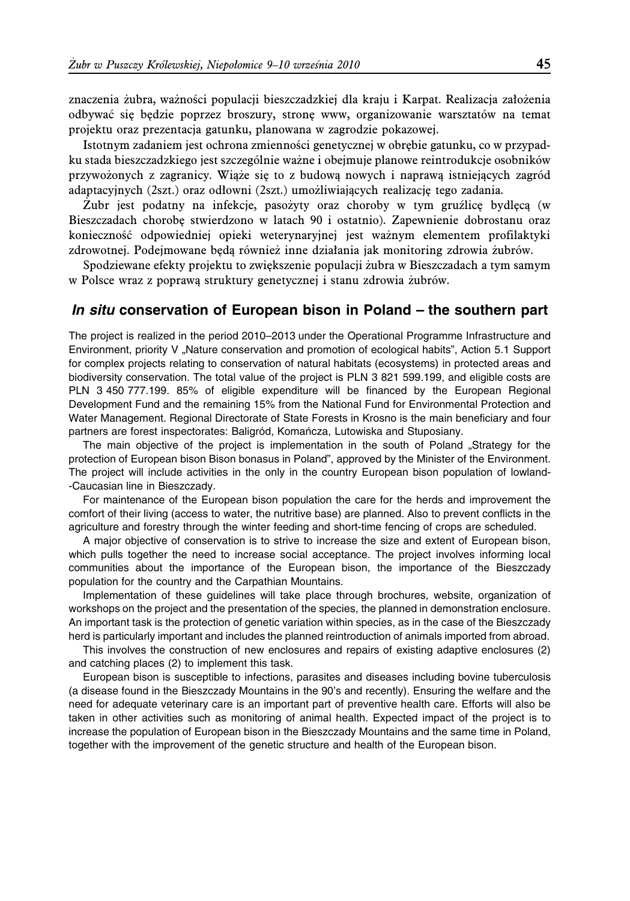znaczenia żubra, ważności populacji bieszczadzkiej dla kraju i Karpat. Realizacja założenia odbywać się będzie poprzez broszury, stronę www, organizowanie warsztatów na temat projektu oraz prezentacja gatunku, planowana w zagrodzie pokazowej.

Istotnym zadaniem jest ochrona zmienności genetycznej w obrębie gatunku, co w przypadku stada bieszczadzkiego jest szczególnie ważne i obejmuje planowe reintrodukcje osobników przywożonych z zagranicy. Wiąże się to z budową nowych i naprawą istniejących zagród adaptacyjnych (2szt.) oraz odłowni (2szt.) umożliwiających realizację tego zadania.

Żubr jest podatny na infekcje, pasożyty oraz choroby w tym gruźlicę bydlęcą (w Bieszczadach chorobę stwierdzono w latach 90 i ostatnio). Zapewnienie dobrostanu oraz konieczność odpowiedniej opieki weterynaryjnej jest ważnym elementem profilaktyki zdrowotnej. Podejmowane będą również inne działania jak monitoring zdrowia żubrów.

Spodziewane efekty projektu to zwiększenie populacji żubra w Bieszczadach a tym samym w Polsce wraz z poprawą struktury genetycznej i stanu zdrowia żubrów.

## *In situ* conservation of European bison in Poland – the southern part

The project is realized in the period 2010–2013 under the Operational Programme Infrastructure and Environment, priority V „Nature conservation and promotion of ecological habits", Action 5.1 Support for complex projects relating to conservation of natural habitats (ecosystems) in protected areas and biodiversity conservation. The total value of the project is PLN 3 821 599.199, and eligible costs are PLN 3 450 777.199. 85% of eligible expenditure will be financed by the European Regional Development Fund and the remaining 15% from the National Fund for Environmental Protection and Water Management. Regional Directorate of State Forests in Krosno is the main beneficiary and four partners are forest inspectorates: Baligród, Komańcza, Lutowiska and Stuposiany.

The main objective of the project is implementation in the south of Poland „Strategy for the protection of European bison Bison bonasus in Poland", approved by the Minister of the Environment. The project will include activities in the only in the country European bison population of lowland-Caucasian line in Bieszczady.

For maintenance of the European bison population the care for the herds and improvement the comfort of their living (access to water, the nutritive base) are planned. Also to prevent conflicts in the agriculture and forestry through the winter feeding and short-time fencing of crops are scheduled.

A major objective of conservation is to strive to increase the size and extent of European bison, which pulls together the need to increase social acceptance. The project involves informing local communities about the importance of the European bison, the importance of the Bieszczady population for the country and the Carpathian Mountains.

Implementation of these guidelines will take place through brochures, website, organization of workshops on the project and the presentation of the species, the planned in demonstration enclosure. An important task is the protection of genetic variation within species, as in the case of the Bieszczady herd is particularly important and includes the planned reintroduction of animals imported from abroad.

This involves the construction of new enclosures and repairs of existing adaptive enclosures (2) and catching places (2) to implement this task.

European bison is susceptible to infections, parasites and diseases including bovine tuberculosis (a disease found in the Bieszczady Mountains in the 90's and recently). Ensuring the welfare and the need for adequate veterinary care is an important part of preventive health care. Efforts will also be taken in other activities such as monitoring of animal health. Expected impact of the project is to increase the population of European bison in the Bieszczady Mountains and the same time in Poland, together with the improvement of the genetic structure and health of the European bison.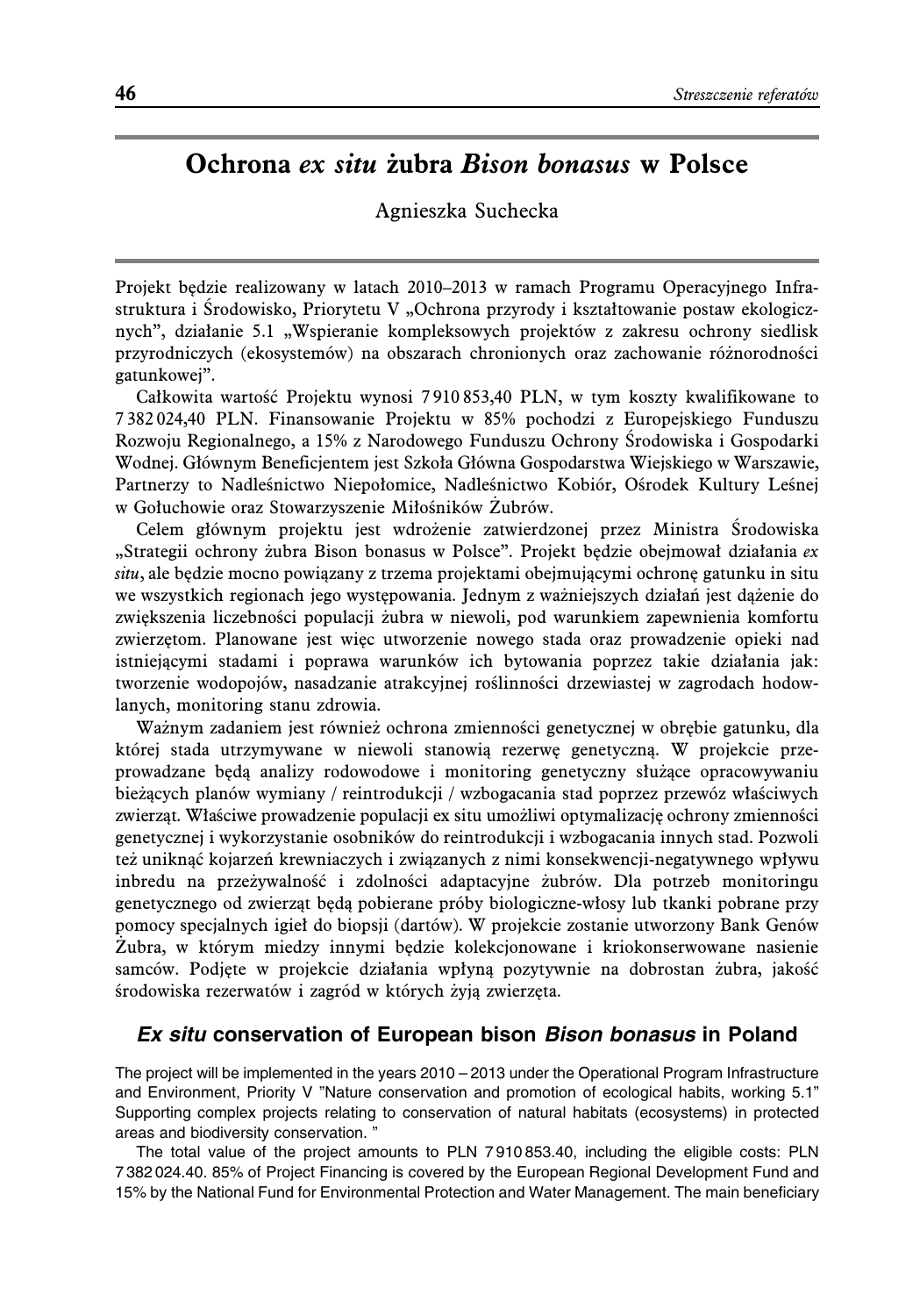# Ochrona *ex situ* żubra *Bison bonasus* w Polsce

Agnieszka Suchecka

Projekt będzie realizowany w latach 2010–2013 w ramach Programu Operacyjnego Infrastruktura i Środowisko, Priorytetu V „Ochrona przyrody i kształtowanie postaw ekologicznych", działanie 5.1 „Wspieranie kompleksowych projektów z zakresu ochrony siedlisk przyrodniczych (ekosystemów) na obszarach chronionych oraz zachowanie różnorodności gatunkowej".

Całkowita wartość Projektu wynosi 7 910 853,40 PLN, w tym koszty kwalifikowane to 7 382 024,40 PLN. Finansowanie Projektu w 85% pochodzi z Europejskiego Funduszu Rozwoju Regionalnego, a 15% z Narodowego Funduszu Ochrony Środowiska i Gospodarki Wodnej. Głównym Beneficjentem jest Szkoła Główna Gospodarstwa Wiejskiego w Warszawie, Partnerzy to Nadleśnictwo Niepołomice, Nadleśnictwo Kobiór, Ośrodek Kultury Leśnej w Gołuchowie oraz Stowarzyszenie Miłośników Żubrów.

Celem głównym projektu jest wdrożenie zatwierdzonej przez Ministra Środowiska „Strategii ochrony żubra Bison bonasus w Polsce". Projekt będzie obejmował działania *ex situ*, ale będzie mocno powiązany z trzema projektami obejmującymi ochronę gatunku in situ we wszystkich regionach jego występowania. Jednym z ważniejszych działań jest dążenie do zwiększenia liczebności populacji żubra w niewoli, pod warunkiem zapewnienia komfortu zwierzętom. Planowane jest więc utworzenie nowego stada oraz prowadzenie opieki nad istniejącymi stadami i poprawa warunków ich bytowania poprzez takie działania jak: tworzenie wodopojów, nasadzanie atrakcyjnej roślinności drzewiastej w zagrodach hodowlanych, monitoring stanu zdrowia.

Ważnym zadaniem jest również ochrona zmienności genetycznej w obrębie gatunku, dla której stada utrzymywane w niewoli stanowią rezerwę genetyczną. W projekcie przeprowadzane będą analizy rodowodowe i monitoring genetyczny służące opracowywaniu bieżących planów wymiany / reintrodukcji / wzbogacania stad poprzez przewóz właściwych zwierząt. Właściwe prowadzenie populacji ex situ umożliwi optymalizację ochrony zmienności genetycznej i wykorzystanie osobników do reintrodukcji i wzbogacania innych stad. Pozwoli też uniknąć kojarzeń krewniaczych i związanych z nimi konsekwencji-negatywnego wpływu inbredu na przeżywalność i zdolności adaptacyjne żubrów. Dla potrzeb monitoringu genetycznego od zwierząt będą pobierane próby biologiczne-włosy lub tkanki pobrane przy pomocy specjalnych igieł do biopsji (dartów). W projekcie zostanie utworzony Bank Genów Żubra, w którym miedzy innymi będzie kolekcjonowane i kriokonserwowane nasienie samców. Podjęte w projekcie działania wpłyną pozytywnie na dobrostan żubra, jakość środowiska rezerwatów i zagród w których żyją zwierzęta.

## *Ex situ* conservation of European bison *Bison bonasus* in Poland

The project will be implemented in the years 2010 – 2013 under the Operational Program Infrastructure and Environment, Priority V "Nature conservation and promotion of ecological habits, working 5.1" Supporting complex projects relating to conservation of natural habitats (ecosystems) in protected areas and biodiversity conservation. "

The total value of the project amounts to PLN 7 910 853.40, including the eligible costs: PLN 7 382 024.40. 85% of Project Financing is covered by the European Regional Development Fund and 15% by the National Fund for Environmental Protection and Water Management. The main beneficiary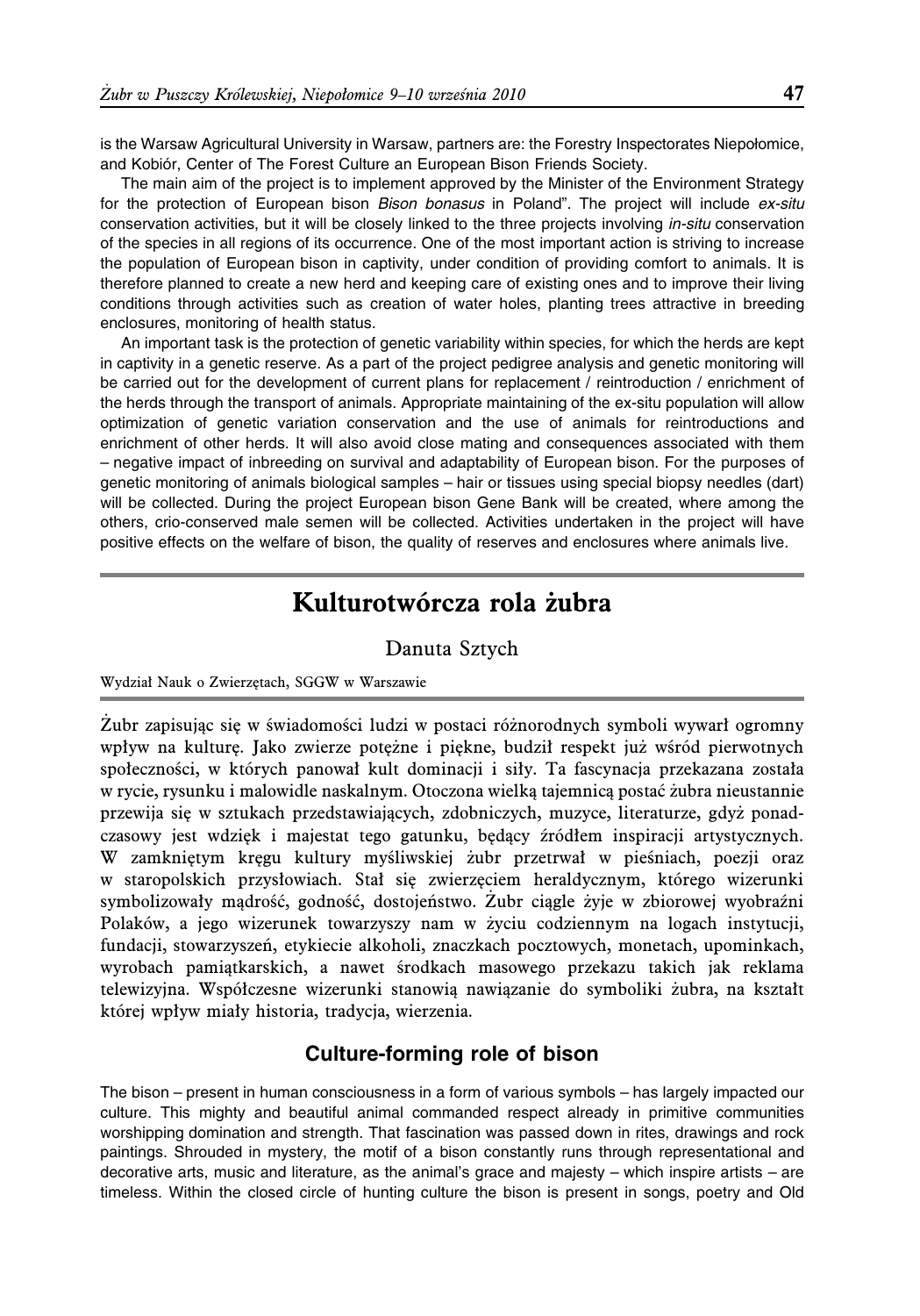is the Warsaw Agricultural University in Warsaw, partners are: the Forestry Inspectorates Niepołomice, and Kobiór, Center of The Forest Culture an European Bison Friends Society.

The main aim of the project is to implement approved by the Minister of the Environment Strategy for the protection of European bison *Bison bonasus* in Poland". The project will include *ex-situ* conservation activities, but it will be closely linked to the three projects involving *in-situ* conservation of the species in all regions of its occurrence. One of the most important action is striving to increase the population of European bison in captivity, under condition of providing comfort to animals. It is therefore planned to create a new herd and keeping care of existing ones and to improve their living conditions through activities such as creation of water holes, planting trees attractive in breeding enclosures, monitoring of health status.

An important task is the protection of genetic variability within species, for which the herds are kept in captivity in a genetic reserve. As a part of the project pedigree analysis and genetic monitoring will be carried out for the development of current plans for replacement / reintroduction / enrichment of the herds through the transport of animals. Appropriate maintaining of the ex-situ population will allow optimization of genetic variation conservation and the use of animals for reintroductions and enrichment of other herds. It will also avoid close mating and consequences associated with them – negative impact of inbreeding on survival and adaptability of European bison. For the purposes of genetic monitoring of animals biological samples – hair or tissues using special biopsy needles (dart) will be collected. During the project European bison Gene Bank will be created, where among the others, crio-conserved male semen will be collected. Activities undertaken in the project will have positive effects on the welfare of bison, the quality of reserves and enclosures where animals live.

# Kulturotwórcza rola żubra

Danuta Sztych

Wydział Nauk o Zwierzętach, SGGW w Warszawie

Żubr zapisując się w świadomości ludzi w postaci różnorodnych symboli wywarł ogromny wpływ na kulturę. Jako zwierze potężne i piękne, budził respekt już wśród pierwotnych społeczności, w których panował kult dominacji i siły. Ta fascynacja przekazana została w rycie, rysunku i malowidle naskalnym. Otoczona wielką tajemnicą postać żubra nieustannie przewija się w sztukach przedstawiających, zdobniczych, muzyce, literaturze, gdyż ponadczasowy jest wdzięk i majestat tego gatunku, będący źródłem inspiracji artystycznych. W zamkniętym kręgu kultury myśliwskiej żubr przetrwał w pieśniach, poezji oraz w staropolskich przysłowiach. Stał się zwierzęciem heraldycznym, którego wizerunki symbolizowały mądrość, godność, dostojeństwo. Żubr ciągle żyje w zbiorowej wyobraźni Polaków, a jego wizerunek towarzyszy nam w życiu codziennym na logach instytucji, fundacji, stowarzyszeń, etykiecie alkoholi, znaczkach pocztowych, monetach, upominkach, wyrobach pamiątkarskich, a nawet środkach masowego przekazu takich jak reklama telewizyjna. Współczesne wizerunki stanowią nawiązanie do symboliki żubra, na kształt której wpływ miały historia, tradycja, wierzenia.

## Culture-forming role of bison

The bison – present in human consciousness in a form of various symbols – has largely impacted our culture. This mighty and beautiful animal commanded respect already in primitive communities worshipping domination and strength. That fascination was passed down in rites, drawings and rock paintings. Shrouded in mystery, the motif of a bison constantly runs through representational and decorative arts, music and literature, as the animal's grace and majesty – which inspire artists – are timeless. Within the closed circle of hunting culture the bison is present in songs, poetry and Old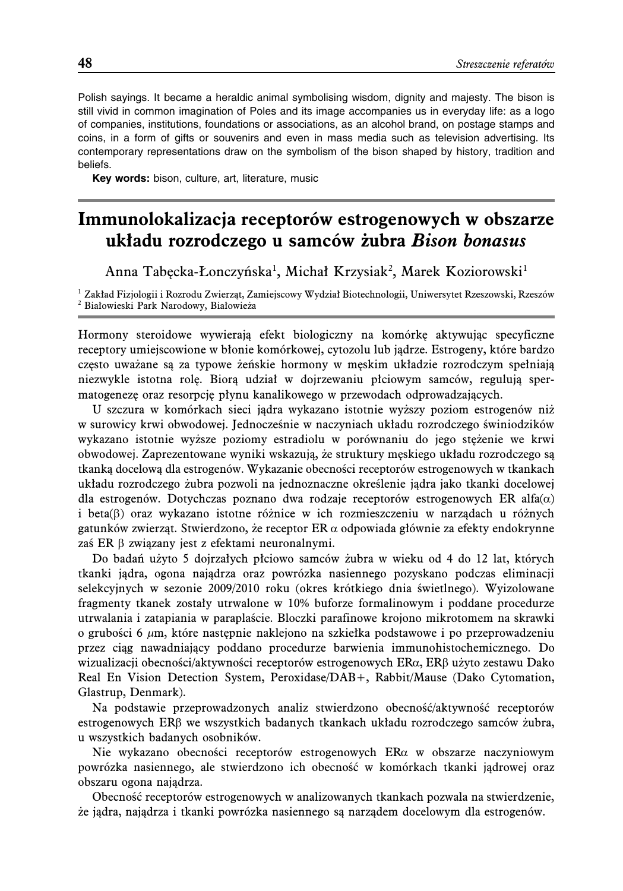Polish sayings. It became a heraldic animal symbolising wisdom, dignity and majesty. The bison is still vivid in common imagination of Poles and its image accompanies us in everyday life: as a logo of companies, institutions, foundations or associations, as an alcohol brand, on postage stamps and coins, in a form of gifts or souvenirs and even in mass media such as television advertising. Its contemporary representations draw on the symbolism of the bison shaped by history, tradition and beliefs.

**Key words:** bison, culture, art, literature, music

## Immunolokalizacja receptorów estrogenowych w obszarze układu rozrodczego u samców żubra *Bison bonasus*

Anna Tabęcka-Łonczyńska[1], Michał Krzysiak[2], Marek Koziorowski[1]

[1] Zakład Fizjologii i Rozrodu Zwierząt, Zamiejscowy Wydział Biotechnologii, Uniwersytet Rzeszowski, Rzeszów
[2] Białowieski Park Narodowy, Białowieża

Hormony steroidowe wywierają efekt biologiczny na komórkę aktywując specyficzne receptory umiejscowione w błonie komórkowej, cytozolu lub jądrze. Estrogeny, które bardzo często uważane są za typowe żeńskie hormony w męskim układzie rozrodczym spełniają niezwykle istotna rolę. Biorą udział w dojrzewaniu płciowym samców, regulują spermatogenezę oraz resorpcję płynu kanalikowego w przewodach odprowadzających.

U szczura w komórkach sieci jądra wykazano istotnie wyższy poziom estrogenów niż w surowicy krwi obwodowej. Jednocześnie w naczyniach układu rozrodczego świniodzików wykazano istotnie wyższe poziomy estradiolu w porównaniu do jego stężenie we krwi obwodowej. Zaprezentowane wyniki wskazują, że struktury męskiego układu rozrodczego są tkanką docelową dla estrogenów. Wykazanie obecności receptorów estrogenowych w tkankach układu rozrodczego żubra pozwoli na jednoznaczne określenie jądra jako tkanki docelowej dla estrogenów. Dotychczas poznano dwa rodzaje receptorów estrogenowych ER alfa($\alpha$) i beta($\beta$) oraz wykazano istotne różnice w ich rozmieszczeniu w narządach u różnych gatunków zwierząt. Stwierdzono, że receptor ER $\alpha$ odpowiada głównie za efekty endokrynne zaś ER $\beta$ związany jest z efektami neuronalnymi.

Do badań użyto 5 dojrzałych płciowo samców żubra w wieku od 4 do 12 lat, których tkanki jądra, ogona najądrza oraz powrózka nasiennego pozyskano podczas eliminacji selekcyjnych w sezonie 2009/2010 roku (okres krótkiego dnia świetlnego). Wyizolowane fragmenty tkanek zostały utrwalone w 10% buforze formalinowym i poddane procedurze utrwalania i zatapiania w paraplaście. Bloczki parafinowe krojono mikrotomem na skrawki o grubości 6 $\mu$m, które następnie naklejono na szkiełka podstawowe i po przeprowadzeniu przez ciąg nawadniający poddano procedurze barwienia immunohistochemicznego. Do wizualizacji obecności/aktywności receptorów estrogenowych ER$\alpha$, ER$\beta$ użyto zestawu Dako Real En Vision Detection System, Peroxidase/DAB+, Rabbit/Mause (Dako Cytomation, Glastrup, Denmark).

Na podstawie przeprowadzonych analiz stwierdzono obecność/aktywność receptorów estrogenowych ER$\beta$ we wszystkich badanych tkankach układu rozrodczego samców żubra, u wszystkich badanych osobników.

Nie wykazano obecności receptorów estrogenowych ER$\alpha$ w obszarze naczyniowym powrózka nasiennego, ale stwierdzono ich obecność w komórkach tkanki jądrowej oraz obszaru ogona najądrza.

Obecność receptorów estrogenowych w analizowanych tkankach pozwala na stwierdzenie, że jądra, najądrza i tkanki powrózka nasiennego są narządem docelowym dla estrogenów.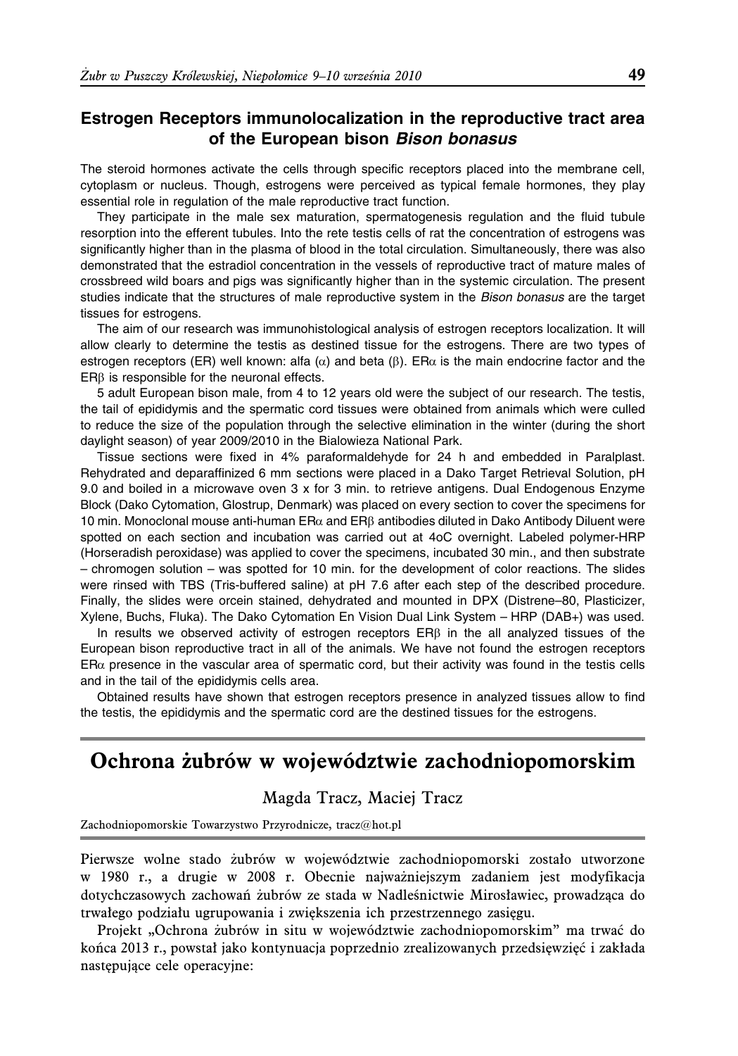## Estrogen Receptors immunolocalization in the reproductive tract area of the European bison *Bison bonasus*

The steroid hormones activate the cells through specific receptors placed into the membrane cell, cytoplasm or nucleus. Though, estrogens were perceived as typical female hormones, they play essential role in regulation of the male reproductive tract function.

They participate in the male sex maturation, spermatogenesis regulation and the fluid tubule resorption into the efferent tubules. Into the rete testis cells of rat the concentration of estrogens was significantly higher than in the plasma of blood in the total circulation. Simultaneously, there was also demonstrated that the estradiol concentration in the vessels of reproductive tract of mature males of crossbreed wild boars and pigs was significantly higher than in the systemic circulation. The present studies indicate that the structures of male reproductive system in the *Bison bonasus* are the target tissues for estrogens.

The aim of our research was immunohistological analysis of estrogen receptors localization. It will allow clearly to determine the testis as destined tissue for the estrogens. There are two types of estrogen receptors (ER) well known: alfa ($\alpha$) and beta ($\beta$). ER$\alpha$ is the main endocrine factor and the ER$\beta$ is responsible for the neuronal effects.

5 adult European bison male, from 4 to 12 years old were the subject of our research. The testis, the tail of epididymis and the spermatic cord tissues were obtained from animals which were culled to reduce the size of the population through the selective elimination in the winter (during the short daylight season) of year 2009/2010 in the Bialowieza National Park.

Tissue sections were fixed in 4% paraformaldehyde for 24 h and embedded in Paralplast. Rehydrated and deparaffinized 6 mm sections were placed in a Dako Target Retrieval Solution, pH 9.0 and boiled in a microwave oven 3 x for 3 min. to retrieve antigens. Dual Endogenous Enzyme Block (Dako Cytomation, Glostrup, Denmark) was placed on every section to cover the specimens for 10 min. Monoclonal mouse anti-human ER$\alpha$ and ER$\beta$ antibodies diluted in Dako Antibody Diluent were spotted on each section and incubation was carried out at 4oC overnight. Labeled polymer-HRP (Horseradish peroxidase) was applied to cover the specimens, incubated 30 min., and then substrate – chromogen solution – was spotted for 10 min. for the development of color reactions. The slides were rinsed with TBS (Tris-buffered saline) at pH 7.6 after each step of the described procedure. Finally, the slides were orcein stained, dehydrated and mounted in DPX (Distrene–80, Plasticizer, Xylene, Buchs, Fluka). The Dako Cytomation En Vision Dual Link System – HRP (DAB+) was used.

In results we observed activity of estrogen receptors ER$\beta$ in the all analyzed tissues of the European bison reproductive tract in all of the animals. We have not found the estrogen receptors ER$\alpha$ presence in the vascular area of spermatic cord, but their activity was found in the testis cells and in the tail of the epididymis cells area.

Obtained results have shown that estrogen receptors presence in analyzed tissues allow to find the testis, the epididymis and the spermatic cord are the destined tissues for the estrogens.

# Ochrona żubrów w województwie zachodniopomorskim

Magda Tracz, Maciej Tracz

Zachodniopomorskie Towarzystwo Przyrodnicze, tracz@hot.pl

Pierwsze wolne stado żubrów w województwie zachodniopomorski zostało utworzone w 1980 r., a drugie w 2008 r. Obecnie najważniejszym zadaniem jest modyfikacja dotychczasowych zachowań żubrów ze stada w Nadleśnictwie Mirosławiec, prowadząca do trwałego podziału ugrupowania i zwiększenia ich przestrzennego zasięgu.

Projekt „Ochrona żubrów in situ w województwie zachodniopomorskim" ma trwać do końca 2013 r., powstał jako kontynuacja poprzednio zrealizowanych przedsięwzięć i zakłada następujące cele operacyjne: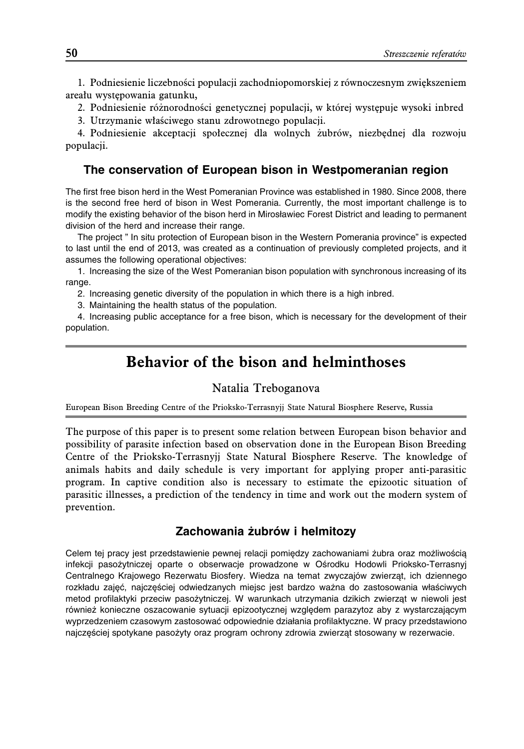1. Podniesienie liczebności populacji zachodniopomorskiej z równoczesnym zwiększeniem areału występowania gatunku,

2. Podniesienie różnorodności genetycznej populacji, w której występuje wysoki inbred

3. Utrzymanie właściwego stanu zdrowotnego populacji.

4. Podniesienie akceptacji społecznej dla wolnych żubrów, niezbędnej dla rozwoju populacji.

### The conservation of European bison in Westpomeranian region

The first free bison herd in the West Pomeranian Province was established in 1980. Since 2008, there is the second free herd of bison in West Pomerania. Currently, the most important challenge is to modify the existing behavior of the bison herd in Mirosławiec Forest District and leading to permanent division of the herd and increase their range.

The project " In situ protection of European bison in the Western Pomerania province" is expected to last until the end of 2013, was created as a continuation of previously completed projects, and it assumes the following operational objectives:

1. Increasing the size of the West Pomeranian bison population with synchronous increasing of its range.

2. Increasing genetic diversity of the population in which there is a high inbred.

3. Maintaining the health status of the population.

4. Increasing public acceptance for a free bison, which is necessary for the development of their population.

## Behavior of the bison and helminthoses

Natalia Treboganova

European Bison Breeding Centre of the Prioksko-Terrasnyjj State Natural Biosphere Reserve, Russia

The purpose of this paper is to present some relation between European bison behavior and possibility of parasite infection based on observation done in the European Bison Breeding Centre of the Prioksko-Terrasnyjj State Natural Biosphere Reserve. The knowledge of animals habits and daily schedule is very important for applying proper anti-parasitic program. In captive condition also is necessary to estimate the epizootic situation of parasitic illnesses, a prediction of the tendency in time and work out the modern system of prevention.

### Zachowania żubrów i helmitozy

Celem tej pracy jest przedstawienie pewnej relacji pomiędzy zachowaniami żubra oraz możliwością infekcji pasożytniczej oparte o obserwacje prowadzone w Ośrodku Hodowli Prioksko-Terrasnyj Centralnego Krajowego Rezerwatu Biosfery. Wiedza na temat zwyczajów zwierząt, ich dziennego rozkładu zajęć, najczęściej odwiedzanych miejsc jest bardzo ważna do zastosowania właściwych metod profilaktyki przeciw pasożytniczej. W warunkach utrzymania dzikich zwierząt w niewoli jest również konieczne oszacowanie sytuacji epizootycznej względem parazytoz aby z wystarczającym wyprzedzeniem czasowym zastosować odpowiednie działania profilaktyczne. W pracy przedstawiono najczęściej spotykane pasożyty oraz program ochrony zdrowia zwierząt stosowany w rezerwacie.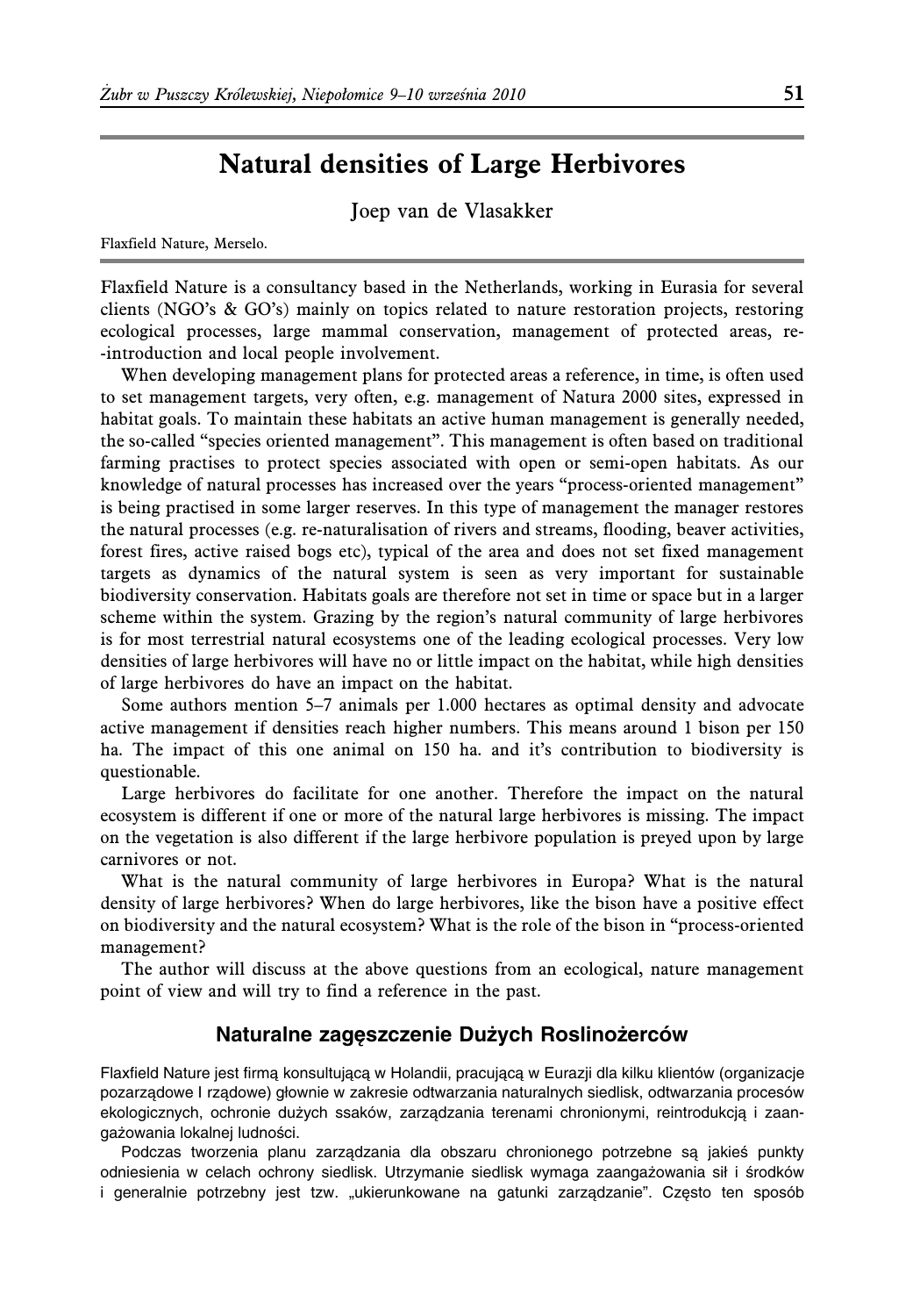# Natural densities of Large Herbivores

Joep van de Vlasakker

Flaxfield Nature, Merselo.

Flaxfield Nature is a consultancy based in the Netherlands, working in Eurasia for several clients (NGO's & GO's) mainly on topics related to nature restoration projects, restoring ecological processes, large mammal conservation, management of protected areas, re--introduction and local people involvement.

When developing management plans for protected areas a reference, in time, is often used to set management targets, very often, e.g. management of Natura 2000 sites, expressed in habitat goals. To maintain these habitats an active human management is generally needed, the so-called "species oriented management". This management is often based on traditional farming practises to protect species associated with open or semi-open habitats. As our knowledge of natural processes has increased over the years "process-oriented management" is being practised in some larger reserves. In this type of management the manager restores the natural processes (e.g. re-naturalisation of rivers and streams, flooding, beaver activities, forest fires, active raised bogs etc), typical of the area and does not set fixed management targets as dynamics of the natural system is seen as very important for sustainable biodiversity conservation. Habitats goals are therefore not set in time or space but in a larger scheme within the system. Grazing by the region's natural community of large herbivores is for most terrestrial natural ecosystems one of the leading ecological processes. Very low densities of large herbivores will have no or little impact on the habitat, while high densities of large herbivores do have an impact on the habitat.

Some authors mention 5–7 animals per 1.000 hectares as optimal density and advocate active management if densities reach higher numbers. This means around 1 bison per 150 ha. The impact of this one animal on 150 ha. and it's contribution to biodiversity is questionable.

Large herbivores do facilitate for one another. Therefore the impact on the natural ecosystem is different if one or more of the natural large herbivores is missing. The impact on the vegetation is also different if the large herbivore population is preyed upon by large carnivores or not.

What is the natural community of large herbivores in Europa? What is the natural density of large herbivores? When do large herbivores, like the bison have a positive effect on biodiversity and the natural ecosystem? What is the role of the bison in "process-oriented management?

The author will discuss at the above questions from an ecological, nature management point of view and will try to find a reference in the past.

## Naturalne zagęszczenie Dużych Roslinożerców

Flaxfield Nature jest firmą konsultującą w Holandii, pracującą w Eurazji dla kilku klientów (organizacje pozarządowe I rządowe) głownie w zakresie odtwarzania naturalnych siedlisk, odtwarzania procesów ekologicznych, ochronie dużych ssaków, zarządzania terenami chronionymi, reintrodukcją i zaangażowania lokalnej ludności.

Podczas tworzenia planu zarządzania dla obszaru chronionego potrzebne są jakieś punkty odniesienia w celach ochrony siedlisk. Utrzymanie siedlisk wymaga zaangażowania sił i środków i generalnie potrzebny jest tzw. „ukierunkowane na gatunki zarządzanie". Często ten sposób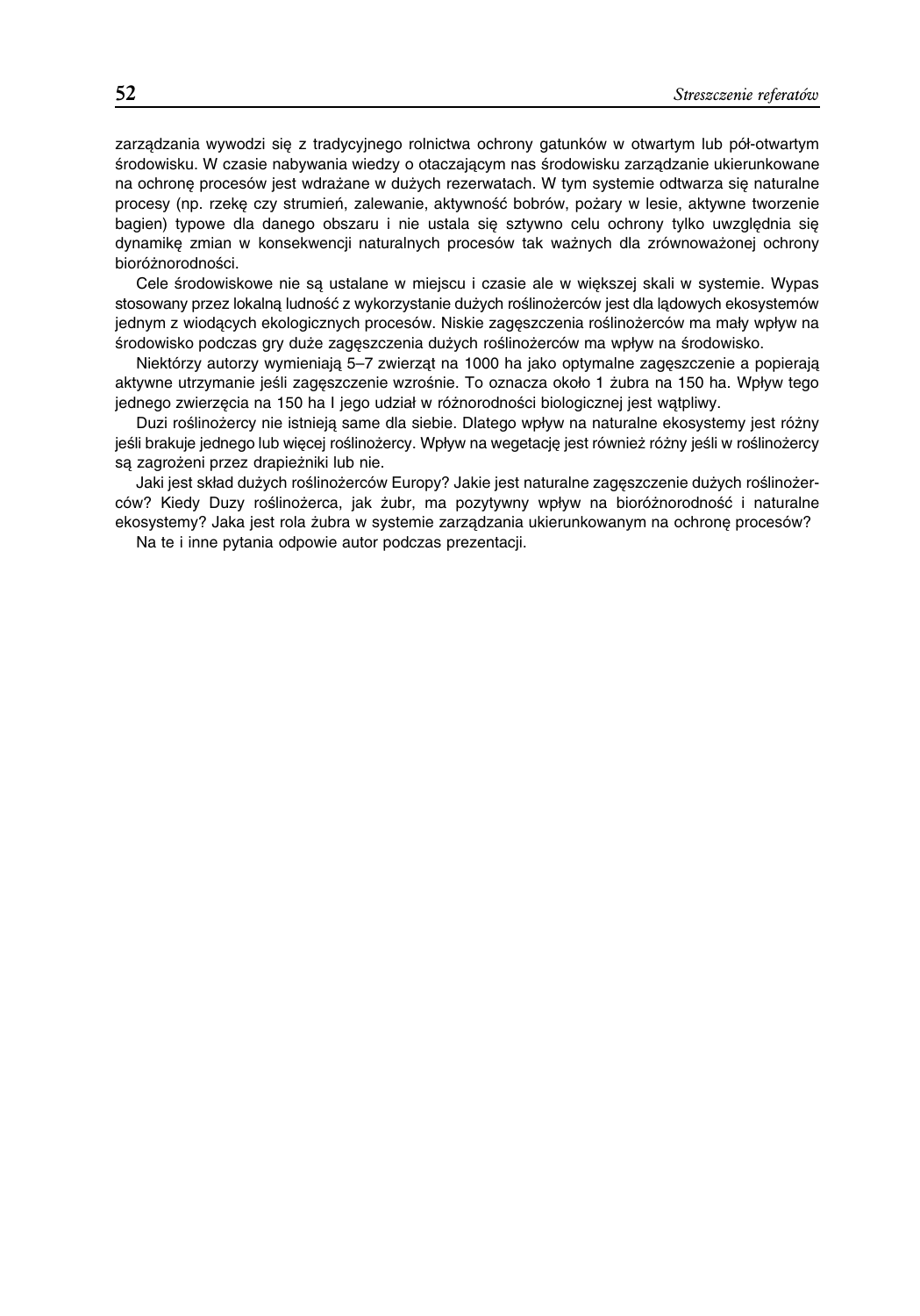zarządzania wywodzi się z tradycyjnego rolnictwa ochrony gatunków w otwartym lub pół-otwartym środowisku. W czasie nabywania wiedzy o otaczającym nas środowisku zarządzanie ukierunkowane na ochronę procesów jest wdrażane w dużych rezerwatach. W tym systemie odtwarza się naturalne procesy (np. rzekę czy strumień, zalewanie, aktywność bobrów, pożary w lesie, aktywne tworzenie bagien) typowe dla danego obszaru i nie ustala się sztywno celu ochrony tylko uwzględnia się dynamikę zmian w konsekwencji naturalnych procesów tak ważnych dla zrównoważonej ochrony bioróżnorodności.

Cele środowiskowe nie są ustalane w miejscu i czasie ale w większej skali w systemie. Wypas stosowany przez lokalną ludność z wykorzystanie dużych roślinożerców jest dla lądowych ekosystemów jednym z wiodących ekologicznych procesów. Niskie zagęszczenia roślinożerców ma mały wpływ na środowisko podczas gry duże zagęszczenia dużych roślinożerców ma wpływ na środowisko.

Niektórzy autorzy wymieniają 5–7 zwierząt na 1000 ha jako optymalne zagęszczenie a popierają aktywne utrzymanie jeśli zagęszczenie wzrośnie. To oznacza około 1 żubra na 150 ha. Wpływ tego jednego zwierzęcia na 150 ha I jego udział w różnorodności biologicznej jest wątpliwy.

Duzi roślinożercy nie istnieją same dla siebie. Dlatego wpływ na naturalne ekosystemy jest różny jeśli brakuje jednego lub więcej roślinożercy. Wpływ na wegetację jest również różny jeśli w roślinożercy są zagrożeni przez drapieżniki lub nie.

Jaki jest skład dużych roślinożerców Europy? Jakie jest naturalne zagęszczenie dużych roślinożerców? Kiedy Duzy roślinożerca, jak żubr, ma pozytywny wpływ na bioróżnorodność i naturalne ekosystemy? Jaka jest rola żubra w systemie zarządzania ukierunkowanym na ochronę procesów?

Na te i inne pytania odpowie autor podczas prezentacji.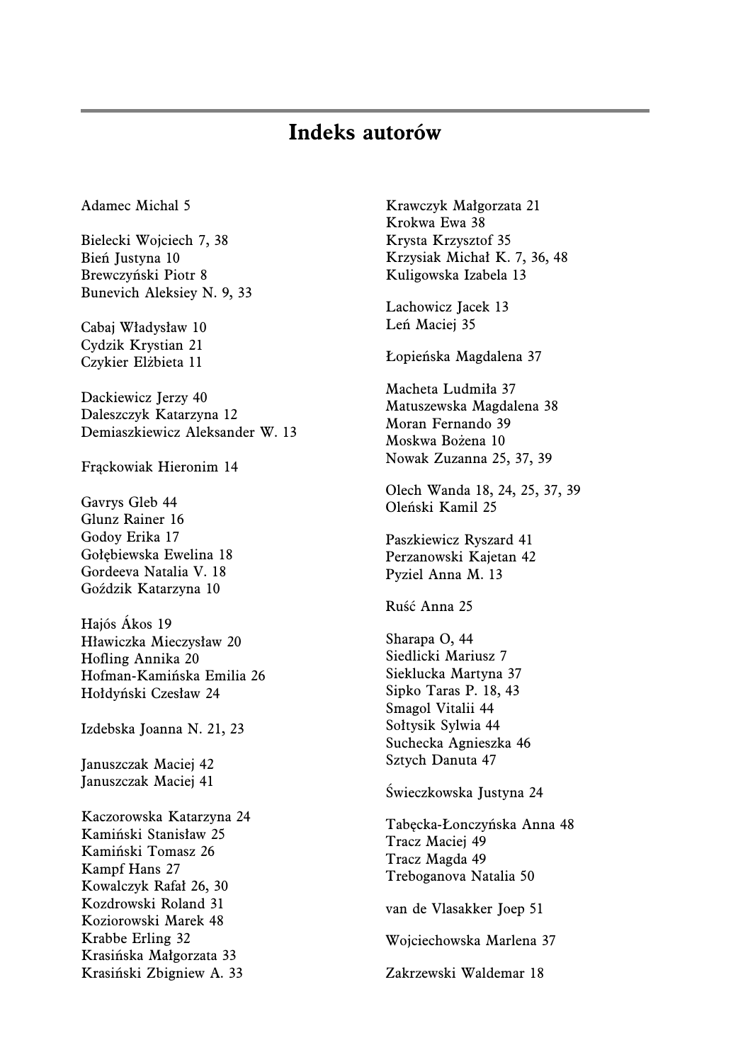# Indeks autorów

Adamec Michal 5

Bielecki Wojciech 7, 38
Bień Justyna 10
Brewczyński Piotr 8
Bunevich Aleksiey N. 9, 33

Cabaj Władysław 10
Cydzik Krystian 21
Czykier Elżbieta 11

Dackiewicz Jerzy 40
Daleszczyk Katarzyna 12
Demiaszkiewicz Aleksander W. 13

Frąckowiak Hieronim 14

Gavrys Gleb 44
Glunz Rainer 16
Godoy Erika 17
Gołębiewska Ewelina 18
Gordeeva Natalia V. 18
Goździk Katarzyna 10

Hajós Ákos 19
Hławiczka Mieczysław 20
Hofling Annika 20
Hofman-Kamińska Emilia 26
Hołdyński Czesław 24

Izdebska Joanna N. 21, 23

Januszczak Maciej 42
Januszczak Maciej 41

Kaczorowska Katarzyna 24
Kamiński Stanisław 25
Kamiński Tomasz 26
Kampf Hans 27
Kowalczyk Rafał 26, 30
Kozdrowski Roland 31
Koziorowski Marek 48
Krabbe Erling 32
Krasińska Małgorzata 33
Krasiński Zbigniew A. 33

Krawczyk Małgorzata 21
Krokwa Ewa 38
Krysta Krzysztof 35
Krzysiak Michał K. 7, 36, 48
Kuligowska Izabela 13

Lachowicz Jacek 13
Leń Maciej 35

Łopieńska Magdalena 37

Macheta Ludmiła 37
Matuszewska Magdalena 38
Moran Fernando 39
Moskwa Bożena 10
Nowak Zuzanna 25, 37, 39

Olech Wanda 18, 24, 25, 37, 39
Oleński Kamil 25

Paszkiewicz Ryszard 41
Perzanowski Kajetan 42
Pyziel Anna M. 13

Ruść Anna 25

Sharapa O, 44
Siedlicki Mariusz 7
Sieklucka Martyna 37
Sipko Taras P. 18, 43
Smagol Vitalii 44
Sołtysik Sylwia 44
Suchecka Agnieszka 46
Sztych Danuta 47

Świeczkowska Justyna 24

Tabęcka-Łonczyńska Anna 48
Tracz Maciej 49
Tracz Magda 49
Treboganova Natalia 50

van de Vlasakker Joep 51

Wojciechowska Marlena 37

Zakrzewski Waldemar 18